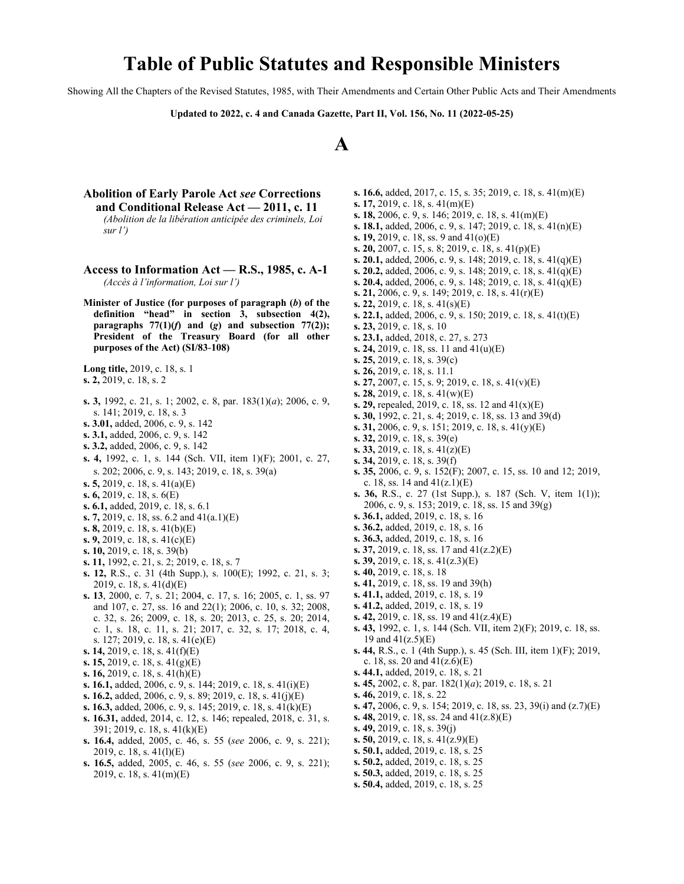# Table of Public Statutes and Responsible Ministers

Showing All the Chapters of the Revised Statutes, 1985, with Their Amendments and Certain Other Public Acts and Their Amendments

**Updated to 2022, c. 4 and Canada Gazette, Part II, Vol. 156, No. 11 (2022-05-25)**

## A

### Abolition of Early Parole Act *see* Corrections and Conditional Release Act — 2011, c. 11

*(Abolition de la libération anticipée des criminels, Loi sur l')*

### Access to Information Act — R.S., 1985, c. A-1

*(Accès à l'information, Loi sur l')*

**Minister of Justice (for purposes of paragraph (*b*) of the definition "head" in section 3, subsection 4(2), paragraphs 77(1)(*f*) and (*g*) and subsection 77(2)); President of the Treasury Board (for all other purposes of the Act) (SI/83-108)**

**Long title,** 2019, c. 18, s. 1
**s. 2,** 2019, c. 18, s. 2

**s. 3,** 1992, c. 21, s. 1; 2002, c. 8, par. 183(1)(*a*); 2006, c. 9, s. 141; 2019, c. 18, s. 3
**s. 3.01,** added, 2006, c. 9, s. 142
**s. 3.1,** added, 2006, c. 9, s. 142
**s. 3.2,** added, 2006, c. 9, s. 142
**s. 4,** 1992, c. 1, s. 144 (Sch. VII, item 1)(F); 2001, c. 27, s. 202; 2006, c. 9, s. 143; 2019, c. 18, s. 39(a)
**s. 5,** 2019, c. 18, s. 41(a)(E)
**s. 6,** 2019, c. 18, s. 6(E)
**s. 6.1,** added, 2019, c. 18, s. 6.1
**s. 7,** 2019, c. 18, ss. 6.2 and 41(a.1)(E)
**s. 8,** 2019, c. 18, s. 41(b)(E)
**s. 9,** 2019, c. 18, s. 41(c)(E)
**s. 10,** 2019, c. 18, s. 39(b)
**s. 11,** 1992, c. 21, s. 2; 2019, c. 18, s. 7
**s. 12,** R.S., c. 31 (4th Supp.), s. 100(E); 1992, c. 21, s. 3; 2019, c. 18, s. 41(d)(E)
**s. 13**, 2000, c. 7, s. 21; 2004, c. 17, s. 16; 2005, c. 1, ss. 97 and 107, c. 27, ss. 16 and 22(1); 2006, c. 10, s. 32; 2008, c. 32, s. 26; 2009, c. 18, s. 20; 2013, c. 25, s. 20; 2014, c. 1, s. 18, c. 11, s. 21; 2017, c. 32, s. 17; 2018, c. 4, s. 127; 2019, c. 18, s. 41(e)(E)
**s. 14,** 2019, c. 18, s. 41(f)(E)
**s. 15,** 2019, c. 18, s. 41(g)(E)
**s. 16,** 2019, c. 18, s. 41(h)(E)
**s. 16.1,** added, 2006, c. 9, s. 144; 2019, c. 18, s. 41(i)(E)
**s. 16.2,** added, 2006, c. 9, s. 89; 2019, c. 18, s. 41(j)(E)
**s. 16.3,** added, 2006, c. 9, s. 145; 2019, c. 18, s. 41(k)(E)
**s. 16.31,** added, 2014, c. 12, s. 146; repealed, 2018, c. 31, s. 391; 2019, c. 18, s. 41(k)(E)
**s. 16.4,** added, 2005, c. 46, s. 55 (*see* 2006, c. 9, s. 221); 2019, c. 18, s. 41(l)(E)
**s. 16.5,** added, 2005, c. 46, s. 55 (*see* 2006, c. 9, s. 221); 2019, c. 18, s. 41(m)(E)
**s. 16.6,** added, 2017, c. 15, s. 35; 2019, c. 18, s. 41(m)(E)
**s. 17,** 2019, c. 18, s. 41(m)(E)
**s. 18,** 2006, c. 9, s. 146; 2019, c. 18, s. 41(m)(E)
**s. 18.1,** added, 2006, c. 9, s. 147; 2019, c. 18, s. 41(n)(E)
**s. 19,** 2019, c. 18, ss. 9 and 41(o)(E)
**s. 20,** 2007, c. 15, s. 8; 2019, c. 18, s. 41(p)(E)
**s. 20.1,** added, 2006, c. 9, s. 148; 2019, c. 18, s. 41(q)(E)
**s. 20.2,** added, 2006, c. 9, s. 148; 2019, c. 18, s. 41(q)(E)
**s. 20.4,** added, 2006, c. 9, s. 148; 2019, c. 18, s. 41(q)(E)
**s. 21,** 2006, c. 9, s. 149; 2019, c. 18, s. 41(r)(E)
**s. 22,** 2019, c. 18, s. 41(s)(E)
**s. 22.1,** added, 2006, c. 9, s. 150; 2019, c. 18, s. 41(t)(E)
**s. 23,** 2019, c. 18, s. 10
**s. 23.1,** added, 2018, c. 27, s. 273
**s. 24,** 2019, c. 18, ss. 11 and 41(u)(E)
**s. 25,** 2019, c. 18, s. 39(c)
**s. 26,** 2019, c. 18, s. 11.1
**s. 27,** 2007, c. 15, s. 9; 2019, c. 18, s. 41(v)(E)
**s. 28,** 2019, c. 18, s. 41(w)(E)
**s. 29,** repealed, 2019, c. 18, ss. 12 and 41(x)(E)
**s. 30,** 1992, c. 21, s. 4; 2019, c. 18, ss. 13 and 39(d)
**s. 31,** 2006, c. 9, s. 151; 2019, c. 18, s. 41(y)(E)
**s. 32,** 2019, c. 18, s. 39(e)
**s. 33,** 2019, c. 18, s. 41(z)(E)
**s. 34,** 2019, c. 18, s. 39(f)
**s. 35,** 2006, c. 9, s. 152(F); 2007, c. 15, ss. 10 and 12; 2019, c. 18, ss. 14 and 41(z.1)(E)
**s. 36,** R.S., c. 27 (1st Supp.), s. 187 (Sch. V, item 1(1)); 2006, c. 9, s. 153; 2019, c. 18, ss. 15 and 39(g)
**s. 36.1,** added, 2019, c. 18, s. 16
**s. 36.2,** added, 2019, c. 18, s. 16
**s. 36.3,** added, 2019, c. 18, s. 16
**s. 37,** 2019, c. 18, ss. 17 and 41(z.2)(E)
**s. 39,** 2019, c. 18, s. 41(z.3)(E)
**s. 40,** 2019, c. 18, s. 18
**s. 41,** 2019, c. 18, ss. 19 and 39(h)
**s. 41.1,** added, 2019, c. 18, s. 19
**s. 41.2,** added, 2019, c. 18, s. 19
**s. 42,** 2019, c. 18, ss. 19 and 41(z.4)(E)
**s. 43,** 1992, c. 1, s. 144 (Sch. VII, item 2)(F); 2019, c. 18, ss. 19 and 41(z.5)(E)
**s. 44,** R.S., c. 1 (4th Supp.), s. 45 (Sch. III, item 1)(F); 2019, c. 18, ss. 20 and 41(z.6)(E)
**s. 44.1,** added, 2019, c. 18, s. 21
**s. 45,** 2002, c. 8, par. 182(1)(*a*); 2019, c. 18, s. 21
**s. 46,** 2019, c. 18, s. 22
**s. 47,** 2006, c. 9, s. 154; 2019, c. 18, ss. 23, 39(i) and (z.7)(E)
**s. 48,** 2019, c. 18, ss. 24 and 41(z.8)(E)
**s. 49,** 2019, c. 18, s. 39(j)
**s. 50,** 2019, c. 18, s. 41(z.9)(E)
**s. 50.1,** added, 2019, c. 18, s. 25
**s. 50.2,** added, 2019, c. 18, s. 25
**s. 50.3,** added, 2019, c. 18, s. 25
**s. 50.4,** added, 2019, c. 18, s. 25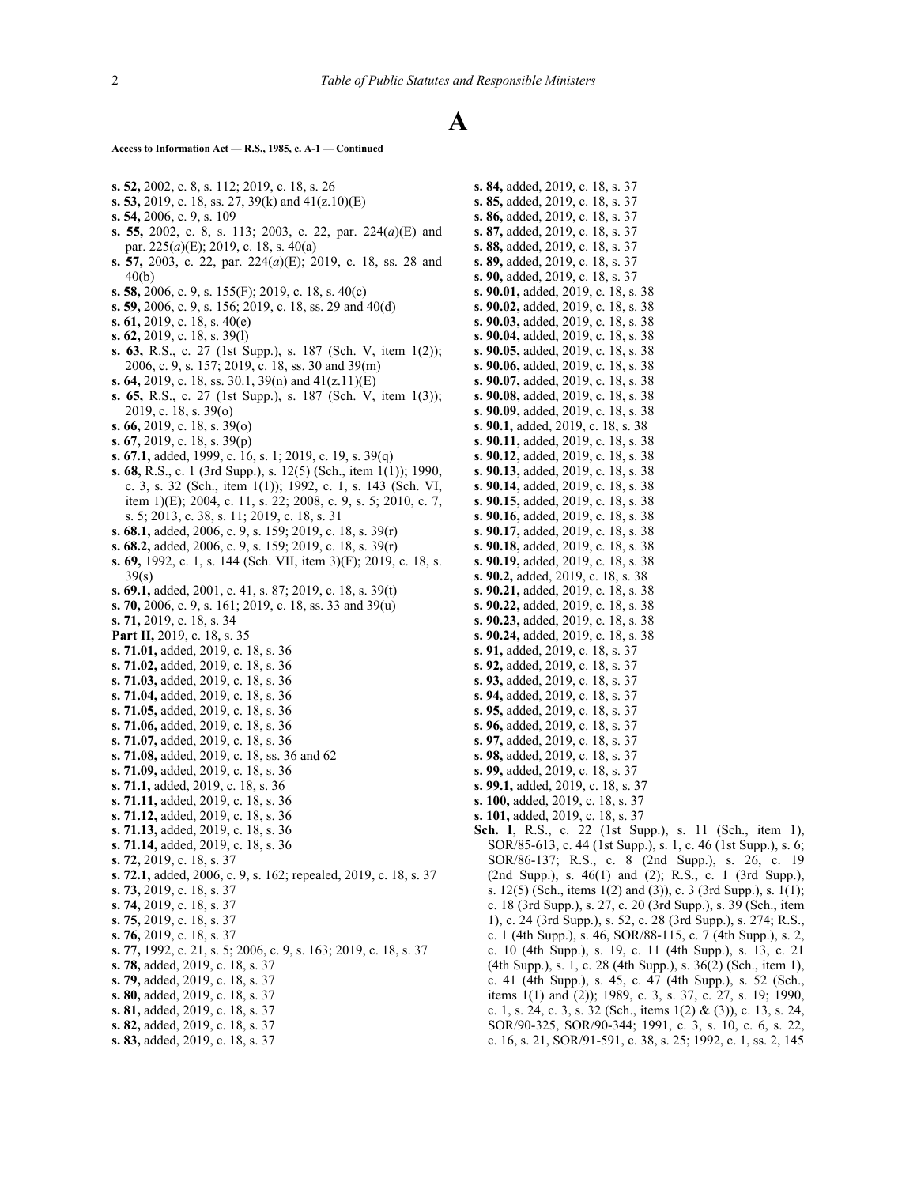# A

**Access to Information Act — R.S., 1985, c. A-1 — Continued**

**s. 52,** 2002, c. 8, s. 112; 2019, c. 18, s. 26
**s. 53,** 2019, c. 18, ss. 27, 39(k) and 41(z.10)(E)
**s. 54,** 2006, c. 9, s. 109
**s. 55,** 2002, c. 8, s. 113; 2003, c. 22, par. 224(*a*)(E) and par. 225(*a*)(E); 2019, c. 18, s. 40(a)
**s. 57,** 2003, c. 22, par. 224(*a*)(E); 2019, c. 18, ss. 28 and 40(b)
**s. 58,** 2006, c. 9, s. 155(F); 2019, c. 18, s. 40(c)
**s. 59,** 2006, c. 9, s. 156; 2019, c. 18, ss. 29 and 40(d)
**s. 61,** 2019, c. 18, s. 40(e)
**s. 62,** 2019, c. 18, s. 39(l)
**s. 63,** R.S., c. 27 (1st Supp.), s. 187 (Sch. V, item 1(2)); 2006, c. 9, s. 157; 2019, c. 18, ss. 30 and 39(m)
**s. 64,** 2019, c. 18, ss. 30.1, 39(n) and 41(z.11)(E)
**s. 65,** R.S., c. 27 (1st Supp.), s. 187 (Sch. V, item 1(3)); 2019, c. 18, s. 39(o)
**s. 66,** 2019, c. 18, s. 39(o)
**s. 67,** 2019, c. 18, s. 39(p)
**s. 67.1,** added, 1999, c. 16, s. 1; 2019, c. 19, s. 39(q)
**s. 68,** R.S., c. 1 (3rd Supp.), s. 12(5) (Sch., item 1(1)); 1990, c. 3, s. 32 (Sch., item 1(1)); 1992, c. 1, s. 143 (Sch. VI, item 1)(E); 2004, c. 11, s. 22; 2008, c. 9, s. 5; 2010, c. 7, s. 5; 2013, c. 38, s. 11; 2019, c. 18, s. 31
**s. 68.1,** added, 2006, c. 9, s. 159; 2019, c. 18, s. 39(r)
**s. 68.2,** added, 2006, c. 9, s. 159; 2019, c. 18, s. 39(r)
**s. 69,** 1992, c. 1, s. 144 (Sch. VII, item 3)(F); 2019, c. 18, s. 39(s)
**s. 69.1,** added, 2001, c. 41, s. 87; 2019, c. 18, s. 39(t)
**s. 70,** 2006, c. 9, s. 161; 2019, c. 18, ss. 33 and 39(u)
**s. 71,** 2019, c. 18, s. 34
**Part II,** 2019, c. 18, s. 35
**s. 71.01,** added, 2019, c. 18, s. 36
**s. 71.02,** added, 2019, c. 18, s. 36
**s. 71.03,** added, 2019, c. 18, s. 36
**s. 71.04,** added, 2019, c. 18, s. 36
**s. 71.05,** added, 2019, c. 18, s. 36
**s. 71.06,** added, 2019, c. 18, s. 36
**s. 71.07,** added, 2019, c. 18, s. 36
**s. 71.08,** added, 2019, c. 18, ss. 36 and 62
**s. 71.09,** added, 2019, c. 18, s. 36
**s. 71.1,** added, 2019, c. 18, s. 36
**s. 71.11,** added, 2019, c. 18, s. 36
**s. 71.12,** added, 2019, c. 18, s. 36
**s. 71.13,** added, 2019, c. 18, s. 36
**s. 71.14,** added, 2019, c. 18, s. 36
**s. 72,** 2019, c. 18, s. 37
**s. 72.1,** added, 2006, c. 9, s. 162; repealed, 2019, c. 18, s. 37
**s. 73,** 2019, c. 18, s. 37
**s. 74,** 2019, c. 18, s. 37
**s. 75,** 2019, c. 18, s. 37
**s. 76,** 2019, c. 18, s. 37
**s. 77,** 1992, c. 21, s. 5; 2006, c. 9, s. 163; 2019, c. 18, s. 37
**s. 78,** added, 2019, c. 18, s. 37
**s. 79,** added, 2019, c. 18, s. 37
**s. 80,** added, 2019, c. 18, s. 37
**s. 81,** added, 2019, c. 18, s. 37
**s. 82,** added, 2019, c. 18, s. 37
**s. 83,** added, 2019, c. 18, s. 37
**s. 84,** added, 2019, c. 18, s. 37
**s. 85,** added, 2019, c. 18, s. 37
**s. 86,** added, 2019, c. 18, s. 37
**s. 87,** added, 2019, c. 18, s. 37
**s. 88,** added, 2019, c. 18, s. 37
**s. 89,** added, 2019, c. 18, s. 37
**s. 90,** added, 2019, c. 18, s. 37
**s. 90.01,** added, 2019, c. 18, s. 38
**s. 90.02,** added, 2019, c. 18, s. 38
**s. 90.03,** added, 2019, c. 18, s. 38
**s. 90.04,** added, 2019, c. 18, s. 38
**s. 90.05,** added, 2019, c. 18, s. 38
**s. 90.06,** added, 2019, c. 18, s. 38
**s. 90.07,** added, 2019, c. 18, s. 38
**s. 90.08,** added, 2019, c. 18, s. 38
**s. 90.09,** added, 2019, c. 18, s. 38
**s. 90.1,** added, 2019, c. 18, s. 38
**s. 90.11,** added, 2019, c. 18, s. 38
**s. 90.12,** added, 2019, c. 18, s. 38
**s. 90.13,** added, 2019, c. 18, s. 38
**s. 90.14,** added, 2019, c. 18, s. 38
**s. 90.15,** added, 2019, c. 18, s. 38
**s. 90.16,** added, 2019, c. 18, s. 38
**s. 90.17,** added, 2019, c. 18, s. 38
**s. 90.18,** added, 2019, c. 18, s. 38
**s. 90.19,** added, 2019, c. 18, s. 38
**s. 90.2,** added, 2019, c. 18, s. 38
**s. 90.21,** added, 2019, c. 18, s. 38
**s. 90.22,** added, 2019, c. 18, s. 38
**s. 90.23,** added, 2019, c. 18, s. 38
**s. 90.24,** added, 2019, c. 18, s. 38
**s. 91,** added, 2019, c. 18, s. 37
**s. 92,** added, 2019, c. 18, s. 37
**s. 93,** added, 2019, c. 18, s. 37
**s. 94,** added, 2019, c. 18, s. 37
**s. 95,** added, 2019, c. 18, s. 37
**s. 96,** added, 2019, c. 18, s. 37
**s. 97,** added, 2019, c. 18, s. 37
**s. 98,** added, 2019, c. 18, s. 37
**s. 99,** added, 2019, c. 18, s. 37
**s. 99.1,** added, 2019, c. 18, s. 37
**s. 100,** added, 2019, c. 18, s. 37
**s. 101,** added, 2019, c. 18, s. 37
**Sch. I**, R.S., c. 22 (1st Supp.), s. 11 (Sch., item 1), SOR/85-613, c. 44 (1st Supp.), s. 1, c. 46 (1st Supp.), s. 6; SOR/86-137; R.S., c. 8 (2nd Supp.), s. 26, c. 19 (2nd Supp.), s. 46(1) and (2); R.S., c. 1 (3rd Supp.), s. 12(5) (Sch., items 1(2) and (3)), c. 3 (3rd Supp.), s. 1(1); c. 18 (3rd Supp.), s. 27, c. 20 (3rd Supp.), s. 39 (Sch., item 1), c. 24 (3rd Supp.), s. 52, c. 28 (3rd Supp.), s. 274; R.S., c. 1 (4th Supp.), s. 46, SOR/88-115, c. 7 (4th Supp.), s. 2, c. 10 (4th Supp.), s. 19, c. 11 (4th Supp.), s. 13, c. 21 (4th Supp.), s. 1, c. 28 (4th Supp.), s. 36(2) (Sch., item 1), c. 41 (4th Supp.), s. 45, c. 47 (4th Supp.), s. 52 (Sch., items 1(1) and (2)); 1989, c. 3, s. 37, c. 27, s. 19; 1990, c. 1, s. 24, c. 3, s. 32 (Sch., items 1(2) & (3)), c. 13, s. 24, SOR/90-325, SOR/90-344; 1991, c. 3, s. 10, c. 6, s. 22, c. 16, s. 21, SOR/91-591, c. 38, s. 25; 1992, c. 1, ss. 2, 145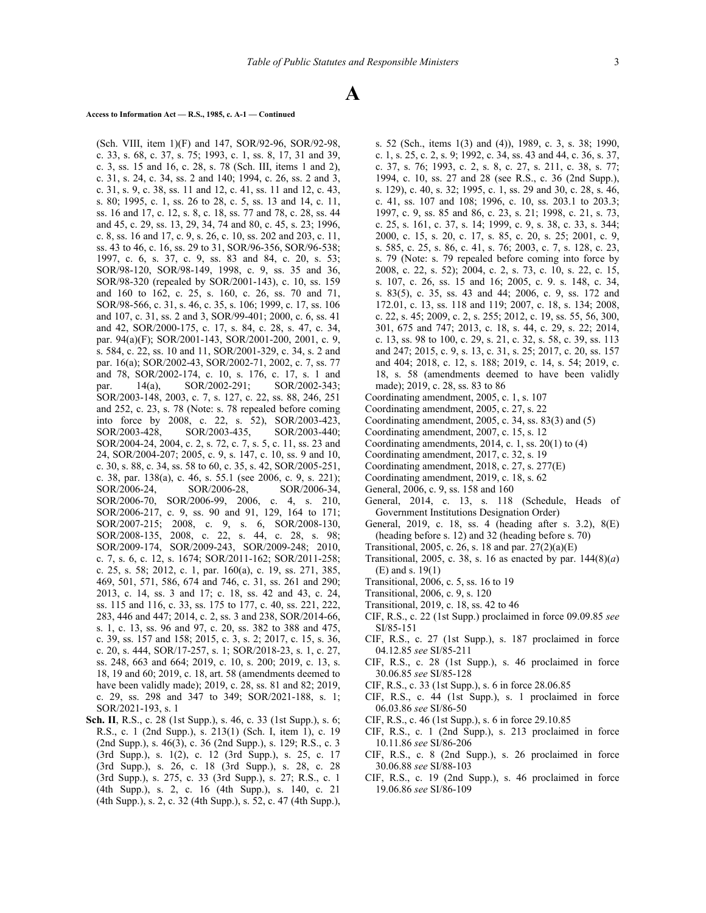# A

**Access to Information Act — R.S., 1985, c. A-1 — Continued**

(Sch. VIII, item 1)(F) and 147, SOR/92-96, SOR/92-98, c. 33, s. 68, c. 37, s. 75; 1993, c. 1, ss. 8, 17, 31 and 39, c. 3, ss. 15 and 16, c. 28, s. 78 (Sch. III, items 1 and 2), c. 31, s. 24, c. 34, ss. 2 and 140; 1994, c. 26, ss. 2 and 3, c. 31, s. 9, c. 38, ss. 11 and 12, c. 41, ss. 11 and 12, c. 43, s. 80; 1995, c. 1, ss. 26 to 28, c. 5, ss. 13 and 14, c. 11, ss. 16 and 17, c. 12, s. 8, c. 18, ss. 77 and 78, c. 28, ss. 44 and 45, c. 29, ss. 13, 29, 34, 74 and 80, c. 45, s. 23; 1996, c. 8, ss. 16 and 17, c. 9, s. 26, c. 10, ss. 202 and 203, c. 11, ss. 43 to 46, c. 16, ss. 29 to 31, SOR/96-356, SOR/96-538; 1997, c. 6, s. 37, c. 9, ss. 83 and 84, c. 20, s. 53; SOR/98-120, SOR/98-149, 1998, c. 9, ss. 35 and 36, SOR/98-320 (repealed by SOR/2001-143), c. 10, ss. 159 and 160 to 162, c. 25, s. 160, c. 26, ss. 70 and 71, SOR/98-566, c. 31, s. 46, c. 35, s. 106; 1999, c. 17, ss. 106 and 107, c. 31, ss. 2 and 3, SOR/99-401; 2000, c. 6, ss. 41 and 42, SOR/2000-175, c. 17, s. 84, c. 28, s. 47, c. 34, par. 94(a)(F); SOR/2001-143, SOR/2001-200, 2001, c. 9, s. 584, c. 22, ss. 10 and 11, SOR/2001-329, c. 34, s. 2 and par. 16(a); SOR/2002-43, SOR/2002-71, 2002, c. 7, ss. 77 and 78, SOR/2002-174, c. 10, s. 176, c. 17, s. 1 and par. 14(a), SOR/2002-291; SOR/2002-343; SOR/2003-148, 2003, c. 7, s. 127, c. 22, ss. 88, 246, 251 and 252, c. 23, s. 78 (Note: s. 78 repealed before coming into force by 2008, c. 22, s. 52), SOR/2003-423, SOR/2003-428, SOR/2003-435, SOR/2003-440; SOR/2004-24, 2004, c. 2, s. 72, c. 7, s. 5, c. 11, ss. 23 and 24, SOR/2004-207; 2005, c. 9, s. 147, c. 10, ss. 9 and 10, c. 30, s. 88, c. 34, ss. 58 to 60, c. 35, s. 42, SOR/2005-251, c. 38, par. 138(a), c. 46, s. 55.1 (see 2006, c. 9, s. 221); SOR/2006-24, SOR/2006-28, SOR/2006-34, SOR/2006-70, SOR/2006-99, 2006, c. 4, s. 210, SOR/2006-217, c. 9, ss. 90 and 91, 129, 164 to 171; SOR/2007-215; 2008, c. 9, s. 6, SOR/2008-130, SOR/2008-135, 2008, c. 22, s. 44, c. 28, s. 98; SOR/2009-174, SOR/2009-243, SOR/2009-248; 2010, c. 7, s. 6, c. 12, s. 1674; SOR/2011-162; SOR/2011-258; c. 25, s. 58; 2012, c. 1, par. 160(a), c. 19, ss. 271, 385, 469, 501, 571, 586, 674 and 746, c. 31, ss. 261 and 290; 2013, c. 14, ss. 3 and 17; c. 18, ss. 42 and 43, c. 24, ss. 115 and 116, c. 33, ss. 175 to 177, c. 40, ss. 221, 222, 283, 446 and 447; 2014, c. 2, ss. 3 and 238, SOR/2014-66, s. 1, c. 13, ss. 96 and 97, c. 20, ss. 382 to 388 and 475, c. 39, ss. 157 and 158; 2015, c. 3, s. 2; 2017, c. 15, s. 36, c. 20, s. 444, SOR/17-257, s. 1; SOR/2018-23, s. 1, c. 27, ss. 248, 663 and 664; 2019, c. 10, s. 200; 2019, c. 13, s. 18, 19 and 60; 2019, c. 18, art. 58 (amendments deemed to have been validly made); 2019, c. 28, ss. 81 and 82; 2019, c. 29, ss. 298 and 347 to 349; SOR/2021-188, s. 1; SOR/2021-193, s. 1

**Sch. II**, R.S., c. 28 (1st Supp.), s. 46, c. 33 (1st Supp.), s. 6; R.S., c. 1 (2nd Supp.), s. 213(1) (Sch. I, item 1), c. 19 (2nd Supp.), s. 46(3), c. 36 (2nd Supp.), s. 129; R.S., c. 3 (3rd Supp.), s. 1(2), c. 12 (3rd Supp.), s. 25, c. 17 (3rd Supp.), s. 26, c. 18 (3rd Supp.), s. 28, c. 28 (3rd Supp.), s. 275, c. 33 (3rd Supp.), s. 27; R.S., c. 1 (4th Supp.), s. 2, c. 16 (4th Supp.), s. 140, c. 21 (4th Supp.), s. 2, c. 32 (4th Supp.), s. 52, c. 47 (4th Supp.), s. 52 (Sch., items 1(3) and (4)), 1989, c. 3, s. 38; 1990, c. 1, s. 25, c. 2, s. 9; 1992, c. 34, ss. 43 and 44, c. 36, s. 37, c. 37, s. 76; 1993, c. 2, s. 8, c. 27, s. 211, c. 38, s. 77; 1994, c. 10, ss. 27 and 28 (see R.S., c. 36 (2nd Supp.), s. 129), c. 40, s. 32; 1995, c. 1, ss. 29 and 30, c. 28, s. 46, c. 41, ss. 107 and 108; 1996, c. 10, ss. 203.1 to 203.3; 1997, c. 9, ss. 85 and 86, c. 23, s. 21; 1998, c. 21, s. 73, c. 25, s. 161, c. 37, s. 14; 1999, c. 9, s. 38, c. 33, s. 344; 2000, c. 15, s. 20, c. 17, s. 85, c. 20, s. 25; 2001, c. 9, s. 585, c. 25, s. 86, c. 41, s. 76; 2003, c. 7, s. 128, c. 23, s. 79 (Note: s. 79 repealed before coming into force by 2008, c. 22, s. 52); 2004, c. 2, s. 73, c. 10, s. 22, c. 15, s. 107, c. 26, ss. 15 and 16; 2005, c. 9. s. 148, c. 34, s. 83(5), c. 35, ss. 43 and 44; 2006, c. 9, ss. 172 and 172.01, c. 13, ss. 118 and 119; 2007, c. 18, s. 134; 2008, c. 22, s. 45; 2009, c. 2, s. 255; 2012, c. 19, ss. 55, 56, 300, 301, 675 and 747; 2013, c. 18, s. 44, c. 29, s. 22; 2014, c. 13, ss. 98 to 100, c. 29, s. 21, c. 32, s. 58, c. 39, ss. 113 and 247; 2015, c. 9, s. 13, c. 31, s. 25; 2017, c. 20, ss. 157 and 404; 2018, c. 12, s. 188; 2019, c. 14, s. 54; 2019, c. 18, s. 58 (amendments deemed to have been validly made); 2019, c. 28, ss. 83 to 86

Coordinating amendment, 2005, c. 1, s. 107
Coordinating amendment, 2005, c. 27, s. 22
Coordinating amendment, 2005, c. 34, ss. 83(3) and (5)
Coordinating amendment, 2007, c. 15, s. 12
Coordinating amendments, 2014, c. 1, ss. 20(1) to (4)
Coordinating amendment, 2017, c. 32, s. 19
Coordinating amendment, 2018, c. 27, s. 277(E)
Coordinating amendment, 2019, c. 18, s. 62
General, 2006, c. 9, ss. 158 and 160
General, 2014, c. 13, s. 118 (Schedule, Heads of Government Institutions Designation Order)
General, 2019, c. 18, ss. 4 (heading after s. 3.2), 8(E) (heading before s. 12) and 32 (heading before s. 70)
Transitional, 2005, c. 26, s. 18 and par. 27(2)(a)(E)
Transitional, 2005, c. 38, s. 16 as enacted by par. 144(8)(*a*) (E) and s. 19(1)
Transitional, 2006, c. 5, ss. 16 to 19
Transitional, 2006, c. 9, s. 120
Transitional, 2019, c. 18, ss. 42 to 46
CIF, R.S., c. 22 (1st Supp.) proclaimed in force 09.09.85 *see* SI/85-151
CIF, R.S., c. 27 (1st Supp.), s. 187 proclaimed in force 04.12.85 *see* SI/85-211
CIF, R.S., c. 28 (1st Supp.), s. 46 proclaimed in force 30.06.85 *see* SI/85-128
CIF, R.S., c. 33 (1st Supp.), s. 6 in force 28.06.85
CIF, R.S., c. 44 (1st Supp.), s. 1 proclaimed in force 06.03.86 *see* SI/86-50
CIF, R.S., c. 46 (1st Supp.), s. 6 in force 29.10.85
CIF, R.S., c. 1 (2nd Supp.), s. 213 proclaimed in force 10.11.86 *see* SI/86-206
CIF, R.S., c. 8 (2nd Supp.), s. 26 proclaimed in force 30.06.88 *see* SI/88-103
CIF, R.S., c. 19 (2nd Supp.), s. 46 proclaimed in force 19.06.86 *see* SI/86-109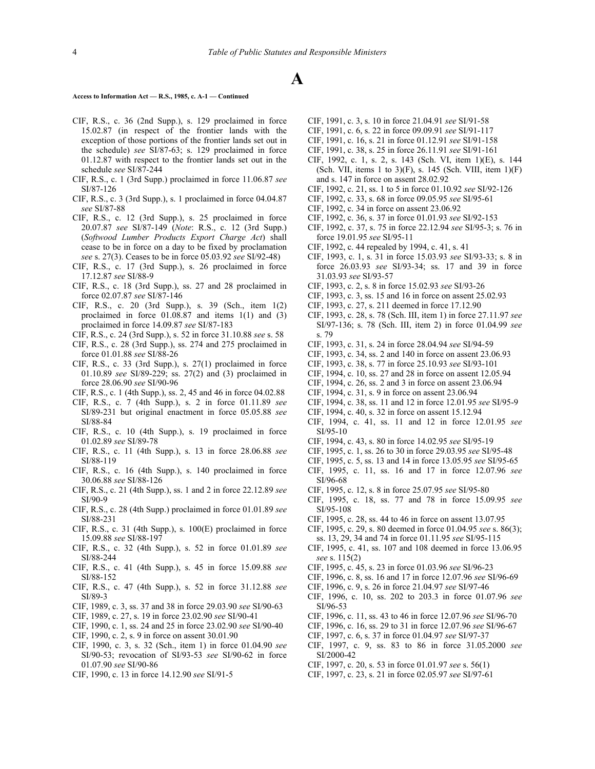# A

**Access to Information Act — R.S., 1985, c. A-1 — Continued**

CIF, R.S., c. 36 (2nd Supp.), s. 129 proclaimed in force 15.02.87 (in respect of the frontier lands with the exception of those portions of the frontier lands set out in the schedule) *see* SI/87-63; s. 129 proclaimed in force 01.12.87 with respect to the frontier lands set out in the schedule *see* SI/87-244

CIF, R.S., c. 1 (3rd Supp.) proclaimed in force 11.06.87 *see* SI/87-126

CIF, R.S., c. 3 (3rd Supp.), s. 1 proclaimed in force 04.04.87 *see* SI/87-88

CIF, R.S., c. 12 (3rd Supp.), s. 25 proclaimed in force 20.07.87 *see* SI/87-149 (*Note*: R.S., c. 12 (3rd Supp.) (*Softwood Lumber Products Export Charge Act*) shall cease to be in force on a day to be fixed by proclamation *see* s. 27(3). Ceases to be in force 05.03.92 *see* SI/92-48)

CIF, R.S., c. 17 (3rd Supp.), s. 26 proclaimed in force 17.12.87 *see* SI/88-9

CIF, R.S., c. 18 (3rd Supp.), ss. 27 and 28 proclaimed in force 02.07.87 *see* SI/87-146

CIF, R.S., c. 20 (3rd Supp.), s. 39 (Sch., item 1(2) proclaimed in force 01.08.87 and items 1(1) and (3) proclaimed in force 14.09.87 *see* SI/87-183

CIF, R.S., c. 24 (3rd Supp.), s. 52 in force 31.10.88 *see* s. 58

CIF, R.S., c. 28 (3rd Supp.), ss. 274 and 275 proclaimed in force 01.01.88 *see* SI/88-26

CIF, R.S., c. 33 (3rd Supp.), s. 27(1) proclaimed in force 01.10.89 *see* SI/89-229; ss. 27(2) and (3) proclaimed in force 28.06.90 *see* SI/90-96

CIF, R.S., c. 1 (4th Supp.), ss. 2, 45 and 46 in force 04.02.88

CIF, R.S., c. 7 (4th Supp.), s. 2 in force 01.11.89 *see* SI/89-231 but original enactment in force 05.05.88 *see* SI/88-84

CIF, R.S., c. 10 (4th Supp.), s. 19 proclaimed in force 01.02.89 *see* SI/89-78

CIF, R.S., c. 11 (4th Supp.), s. 13 in force 28.06.88 *see* SI/88-119

CIF, R.S., c. 16 (4th Supp.), s. 140 proclaimed in force 30.06.88 *see* SI/88-126

CIF, R.S., c. 21 (4th Supp.), ss. 1 and 2 in force 22.12.89 *see* SI/90-9

CIF, R.S., c. 28 (4th Supp.) proclaimed in force 01.01.89 *see* SI/88-231

CIF, R.S., c. 31 (4th Supp.), s. 100(E) proclaimed in force 15.09.88 *see* SI/88-197

CIF, R.S., c. 32 (4th Supp.), s. 52 in force 01.01.89 *see* SI/88-244

CIF, R.S., c. 41 (4th Supp.), s. 45 in force 15.09.88 *see* SI/88-152

CIF, R.S., c. 47 (4th Supp.), s. 52 in force 31.12.88 *see* SI/89-3

CIF, 1989, c. 3, ss. 37 and 38 in force 29.03.90 *see* SI/90-63

CIF, 1989, c. 27, s. 19 in force 23.02.90 *see* SI/90-41

CIF, 1990, c. 1, ss. 24 and 25 in force 23.02.90 *see* SI/90-40

CIF, 1990, c. 2, s. 9 in force on assent 30.01.90

CIF, 1990, c. 3, s. 32 (Sch., item 1) in force 01.04.90 *see* SI/90-53; revocation of SI/93-53 *see* SI/90-62 in force 01.07.90 *see* SI/90-86

CIF, 1990, c. 13 in force 14.12.90 *see* SI/91-5

CIF, 1991, c. 3, s. 10 in force 21.04.91 *see* SI/91-58

CIF, 1991, c. 6, s. 22 in force 09.09.91 *see* SI/91-117

CIF, 1991, c. 16, s. 21 in force 01.12.91 *see* SI/91-158

CIF, 1991, c. 38, s. 25 in force 26.11.91 *see* SI/91-161

CIF, 1992, c. 1, s. 2, s. 143 (Sch. VI, item 1)(E), s. 144 (Sch. VII, items 1 to 3)(F), s. 145 (Sch. VIII, item 1)(F) and s. 147 in force on assent 28.02.92

CIF, 1992, c. 21, ss. 1 to 5 in force 01.10.92 *see* SI/92-126

CIF, 1992, c. 33, s. 68 in force 09.05.95 *see* SI/95-61

CIF, 1992, c. 34 in force on assent 23.06.92

CIF, 1992, c. 36, s. 37 in force 01.01.93 *see* SI/92-153

CIF, 1992, c. 37, s. 75 in force 22.12.94 *see* SI/95-3; s. 76 in force 19.01.95 *see* SI/95-11

CIF, 1992, c. 44 repealed by 1994, c. 41, s. 41

CIF, 1993, c. 1, s. 31 in force 15.03.93 *see* SI/93-33; s. 8 in force 26.03.93 *see* SI/93-34; ss. 17 and 39 in force 31.03.93 *see* SI/93-57

CIF, 1993, c. 2, s. 8 in force 15.02.93 *see* SI/93-26

CIF, 1993, c. 3, ss. 15 and 16 in force on assent 25.02.93

CIF, 1993, c. 27, s. 211 deemed in force 17.12.90

CIF, 1993, c. 28, s. 78 (Sch. III, item 1) in force 27.11.97 *see* SI/97-136; s. 78 (Sch. III, item 2) in force 01.04.99 *see* s. 79

CIF, 1993, c. 31, s. 24 in force 28.04.94 *see* SI/94-59

CIF, 1993, c. 34, ss. 2 and 140 in force on assent 23.06.93

CIF, 1993, c. 38, s. 77 in force 25.10.93 *see* SI/93-101

CIF, 1994, c. 10, ss. 27 and 28 in force on assent 12.05.94

CIF, 1994, c. 26, ss. 2 and 3 in force on assent 23.06.94

CIF, 1994, c. 31, s. 9 in force on assent 23.06.94

CIF, 1994, c. 38, ss. 11 and 12 in force 12.01.95 *see* SI/95-9

CIF, 1994, c. 40, s. 32 in force on assent 15.12.94

CIF, 1994, c. 41, ss. 11 and 12 in force 12.01.95 *see* SI/95-10

CIF, 1994, c. 43, s. 80 in force 14.02.95 *see* SI/95-19

CIF, 1995, c. 1, ss. 26 to 30 in force 29.03.95 *see* SI/95-48

CIF, 1995, c. 5, ss. 13 and 14 in force 13.05.95 *see* SI/95-65

CIF, 1995, c. 11, ss. 16 and 17 in force 12.07.96 *see* SI/96-68

CIF, 1995, c. 12, s. 8 in force 25.07.95 *see* SI/95-80

CIF, 1995, c. 18, ss. 77 and 78 in force 15.09.95 *see* SI/95-108

CIF, 1995, c. 28, ss. 44 to 46 in force on assent 13.07.95

CIF, 1995, c. 29, s. 80 deemed in force 01.04.95 *see* s. 86(3); ss. 13, 29, 34 and 74 in force 01.11.95 *see* SI/95-115

CIF, 1995, c. 41, ss. 107 and 108 deemed in force 13.06.95 *see* s. 115(2)

CIF, 1995, c. 45, s. 23 in force 01.03.96 *see* SI/96-23

CIF, 1996, c. 8, ss. 16 and 17 in force 12.07.96 *see* SI/96-69

CIF, 1996, c. 9, s. 26 in force 21.04.97 *see* SI/97-46

CIF, 1996, c. 10, ss. 202 to 203.3 in force 01.07.96 *see* SI/96-53

CIF, 1996, c. 11, ss. 43 to 46 in force 12.07.96 *see* SI/96-70

CIF, 1996, c. 16, ss. 29 to 31 in force 12.07.96 *see* SI/96-67

CIF, 1997, c. 6, s. 37 in force 01.04.97 *see* SI/97-37

CIF, 1997, c. 9, ss. 83 to 86 in force 31.05.2000 *see* SI/2000-42

CIF, 1997, c. 20, s. 53 in force 01.01.97 *see* s. 56(1)

CIF, 1997, c. 23, s. 21 in force 02.05.97 *see* SI/97-61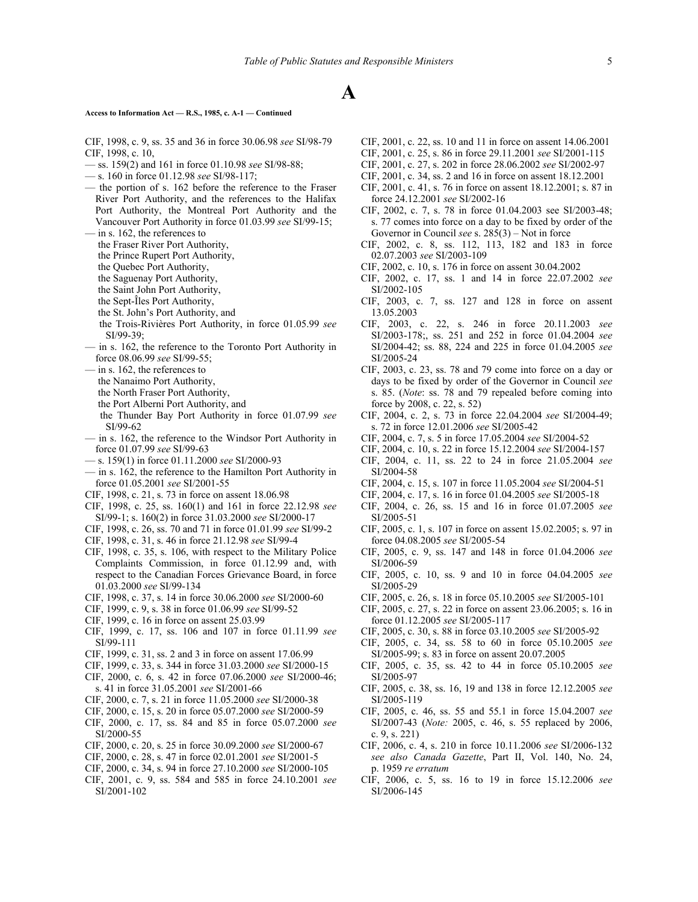# A

**Access to Information Act — R.S., 1985, c. A-1 — Continued**

CIF, 1998, c. 9, ss. 35 and 36 in force 30.06.98 *see* SI/98-79

CIF, 1998, c. 10,

— ss. 159(2) and 161 in force 01.10.98 *see* SI/98-88;

— s. 160 in force 01.12.98 *see* SI/98-117;

— the portion of s. 162 before the reference to the Fraser River Port Authority, and the references to the Halifax Port Authority, the Montreal Port Authority and the Vancouver Port Authority in force 01.03.99 *see* SI/99-15;

— in s. 162, the references to
the Fraser River Port Authority,
the Prince Rupert Port Authority,
the Quebec Port Authority,
the Saguenay Port Authority,
the Saint John Port Authority,
the Sept-Îles Port Authority,
the St. John's Port Authority, and
the Trois-Rivières Port Authority, in force 01.05.99 *see* SI/99-39;

— in s. 162, the reference to the Toronto Port Authority in force 08.06.99 *see* SI/99-55;

— in s. 162, the references to
the Nanaimo Port Authority,
the North Fraser Port Authority,
the Port Alberni Port Authority, and
the Thunder Bay Port Authority in force 01.07.99 *see* SI/99-62

— in s. 162, the reference to the Windsor Port Authority in force 01.07.99 *see* SI/99-63

— s. 159(1) in force 01.11.2000 *see* SI/2000-93

— in s. 162, the reference to the Hamilton Port Authority in force 01.05.2001 *see* SI/2001-55

CIF, 1998, c. 21, s. 73 in force on assent 18.06.98

CIF, 1998, c. 25, ss. 160(1) and 161 in force 22.12.98 *see* SI/99-1; s. 160(2) in force 31.03.2000 *see* SI/2000-17

CIF, 1998, c. 26, ss. 70 and 71 in force 01.01.99 *see* SI/99-2

CIF, 1998, c. 31, s. 46 in force 21.12.98 *see* SI/99-4

CIF, 1998, c. 35, s. 106, with respect to the Military Police Complaints Commission, in force 01.12.99 and, with respect to the Canadian Forces Grievance Board, in force 01.03.2000 *see* SI/99-134

CIF, 1998, c. 37, s. 14 in force 30.06.2000 *see* SI/2000-60

CIF, 1999, c. 9, s. 38 in force 01.06.99 *see* SI/99-52

CIF, 1999, c. 16 in force on assent 25.03.99

CIF, 1999, c. 17, ss. 106 and 107 in force 01.11.99 *see* SI/99-111

CIF, 1999, c. 31, ss. 2 and 3 in force on assent 17.06.99

CIF, 1999, c. 33, s. 344 in force 31.03.2000 *see* SI/2000-15

CIF, 2000, c. 6, s. 42 in force 07.06.2000 *see* SI/2000-46; s. 41 in force 31.05.2001 *see* SI/2001-66

CIF, 2000, c. 7, s. 21 in force 11.05.2000 *see* SI/2000-38

CIF, 2000, c. 15, s. 20 in force 05.07.2000 *see* SI/2000-59

CIF, 2000, c. 17, ss. 84 and 85 in force 05.07.2000 *see* SI/2000-55

CIF, 2000, c. 20, s. 25 in force 30.09.2000 *see* SI/2000-67

CIF, 2000, c. 28, s. 47 in force 02.01.2001 *see* SI/2001-5

CIF, 2000, c. 34, s. 94 in force 27.10.2000 *see* SI/2000-105

CIF, 2001, c. 9, ss. 584 and 585 in force 24.10.2001 *see* SI/2001-102

CIF, 2001, c. 22, ss. 10 and 11 in force on assent 14.06.2001

CIF, 2001, c. 25, s. 86 in force 29.11.2001 *see* SI/2001-115

CIF, 2001, c. 27, s. 202 in force 28.06.2002 *see* SI/2002-97

CIF, 2001, c. 34, ss. 2 and 16 in force on assent 18.12.2001

CIF, 2001, c. 41, s. 76 in force on assent 18.12.2001; s. 87 in force 24.12.2001 *see* SI/2002-16

CIF, 2002, c. 7, s. 78 in force 01.04.2003 see SI/2003-48; s. 77 comes into force on a day to be fixed by order of the Governor in Council *see* s. 285(3) – Not in force

CIF, 2002, c. 8, ss. 112, 113, 182 and 183 in force 02.07.2003 *see* SI/2003-109

CIF, 2002, c. 10, s. 176 in force on assent 30.04.2002

CIF, 2002, c. 17, ss. 1 and 14 in force 22.07.2002 *see* SI/2002-105

CIF, 2003, c. 7, ss. 127 and 128 in force on assent 13.05.2003

CIF, 2003, c. 22, s. 246 in force 20.11.2003 *see* SI/2003-178;, ss. 251 and 252 in force 01.04.2004 *see* SI/2004-42; ss. 88, 224 and 225 in force 01.04.2005 *see* SI/2005-24

CIF, 2003, c. 23, ss. 78 and 79 come into force on a day or days to be fixed by order of the Governor in Council *see* s. 85. (*Note*: ss. 78 and 79 repealed before coming into force by 2008, c. 22, s. 52)

CIF, 2004, c. 2, s. 73 in force 22.04.2004 *see* SI/2004-49; s. 72 in force 12.01.2006 *see* SI/2005-42

CIF, 2004, c. 7, s. 5 in force 17.05.2004 *see* SI/2004-52

CIF, 2004, c. 10, s. 22 in force 15.12.2004 *see* SI/2004-157

CIF, 2004, c. 11, ss. 22 to 24 in force 21.05.2004 *see* SI/2004-58

CIF, 2004, c. 15, s. 107 in force 11.05.2004 *see* SI/2004-51

CIF, 2004, c. 17, s. 16 in force 01.04.2005 *see* SI/2005-18

CIF, 2004, c. 26, ss. 15 and 16 in force 01.07.2005 *see* SI/2005-51

CIF, 2005, c. 1, s. 107 in force on assent 15.02.2005; s. 97 in force 04.08.2005 *see* SI/2005-54

CIF, 2005, c. 9, ss. 147 and 148 in force 01.04.2006 *see* SI/2006-59

CIF, 2005, c. 10, ss. 9 and 10 in force 04.04.2005 *see* SI/2005-29

CIF, 2005, c. 26, s. 18 in force 05.10.2005 *see* SI/2005-101

CIF, 2005, c. 27, s. 22 in force on assent 23.06.2005; s. 16 in force 01.12.2005 *see* SI/2005-117

CIF, 2005, c. 30, s. 88 in force 03.10.2005 *see* SI/2005-92

CIF, 2005, c. 34, ss. 58 to 60 in force 05.10.2005 *see* SI/2005-99; s. 83 in force on assent 20.07.2005

CIF, 2005, c. 35, ss. 42 to 44 in force 05.10.2005 *see* SI/2005-97

CIF, 2005, c. 38, ss. 16, 19 and 138 in force 12.12.2005 *see* SI/2005-119

CIF, 2005, c. 46, ss. 55 and 55.1 in force 15.04.2007 *see* SI/2007-43 (*Note:* 2005, c. 46, s. 55 replaced by 2006, c. 9, s. 221)

CIF, 2006, c. 4, s. 210 in force 10.11.2006 *see* SI/2006-132 *see also Canada Gazette*, Part II, Vol. 140, No. 24, p. 1959 *re erratum*

CIF, 2006, c. 5, ss. 16 to 19 in force 15.12.2006 *see* SI/2006-145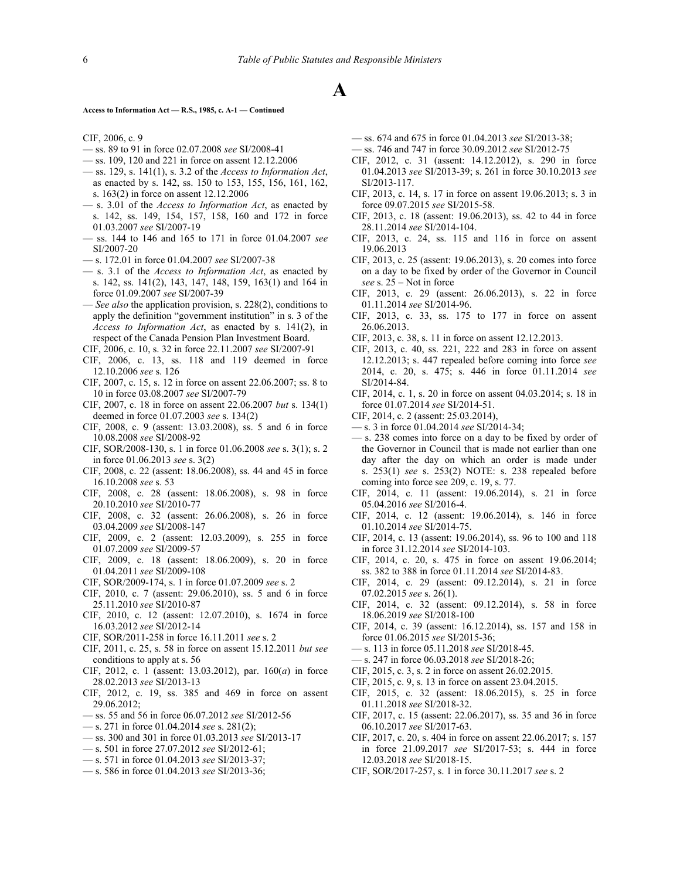# A

**Access to Information Act — R.S., 1985, c. A-1 — Continued**

CIF, 2006, c. 9

— ss. 89 to 91 in force 02.07.2008 *see* SI/2008-41

— ss. 109, 120 and 221 in force on assent 12.12.2006

— ss. 129, s. 141(1), s. 3.2 of the *Access to Information Act*, as enacted by s. 142, ss. 150 to 153, 155, 156, 161, 162, s. 163(2) in force on assent 12.12.2006

— s. 3.01 of the *Access to Information Act*, as enacted by s. 142, ss. 149, 154, 157, 158, 160 and 172 in force 01.03.2007 *see* SI/2007-19

— ss. 144 to 146 and 165 to 171 in force 01.04.2007 *see* SI/2007-20

— s. 172.01 in force 01.04.2007 *see* SI/2007-38

— s. 3.1 of the *Access to Information Act*, as enacted by s. 142, ss. 141(2), 143, 147, 148, 159, 163(1) and 164 in force 01.09.2007 *see* SI/2007-39

— *See also* the application provision, s. 228(2), conditions to apply the definition "government institution" in s. 3 of the *Access to Information Act*, as enacted by s. 141(2), in respect of the Canada Pension Plan Investment Board.

CIF, 2006, c. 10, s. 32 in force 22.11.2007 *see* SI/2007-91

CIF, 2006, c. 13, ss. 118 and 119 deemed in force 12.10.2006 *see* s. 126

CIF, 2007, c. 15, s. 12 in force on assent 22.06.2007; ss. 8 to 10 in force 03.08.2007 *see* SI/2007-79

CIF, 2007, c. 18 in force on assent 22.06.2007 *but* s. 134(1) deemed in force 01.07.2003 *see* s. 134(2)

CIF, 2008, c. 9 (assent: 13.03.2008), ss. 5 and 6 in force 10.08.2008 *see* SI/2008-92

CIF, SOR/2008-130, s. 1 in force 01.06.2008 *see* s. 3(1); s. 2 in force 01.06.2013 *see* s. 3(2)

CIF, 2008, c. 22 (assent: 18.06.2008), ss. 44 and 45 in force 16.10.2008 *see* s. 53

CIF, 2008, c. 28 (assent: 18.06.2008), s. 98 in force 20.10.2010 *see* SI/2010-77

CIF, 2008, c. 32 (assent: 26.06.2008), s. 26 in force 03.04.2009 *see* SI/2008-147

CIF, 2009, c. 2 (assent: 12.03.2009), s. 255 in force 01.07.2009 *see* SI/2009-57

CIF, 2009, c. 18 (assent: 18.06.2009), s. 20 in force 01.04.2011 *see* SI/2009-108

CIF, SOR/2009-174, s. 1 in force 01.07.2009 *see* s. 2

CIF, 2010, c. 7 (assent: 29.06.2010), ss. 5 and 6 in force 25.11.2010 *see* SI/2010-87

CIF, 2010, c. 12 (assent: 12.07.2010), s. 1674 in force 16.03.2012 *see* SI/2012-14

CIF, SOR/2011-258 in force 16.11.2011 *see* s. 2

CIF, 2011, c. 25, s. 58 in force on assent 15.12.2011 *but see* conditions to apply at s. 56

CIF, 2012, c. 1 (assent: 13.03.2012), par. 160(*a*) in force 28.02.2013 *see* SI/2013-13

CIF, 2012, c. 19, ss. 385 and 469 in force on assent 29.06.2012;

— ss. 55 and 56 in force 06.07.2012 *see* SI/2012-56

— s. 271 in force 01.04.2014 *see* s. 281(2);

— ss. 300 and 301 in force 01.03.2013 *see* SI/2013-17

— s. 501 in force 27.07.2012 *see* SI/2012-61;

— s. 571 in force 01.04.2013 *see* SI/2013-37;

— s. 586 in force 01.04.2013 *see* SI/2013-36;

— ss. 674 and 675 in force 01.04.2013 *see* SI/2013-38;

— ss. 746 and 747 in force 30.09.2012 *see* SI/2012-75

CIF, 2012, c. 31 (assent: 14.12.2012), s. 290 in force 01.04.2013 *see* SI/2013-39; s. 261 in force 30.10.2013 *see* SI/2013-117.

CIF, 2013, c. 14, s. 17 in force on assent 19.06.2013; s. 3 in force 09.07.2015 *see* SI/2015-58.

CIF, 2013, c. 18 (assent: 19.06.2013), ss. 42 to 44 in force 28.11.2014 *see* SI/2014-104.

CIF, 2013, c. 24, ss. 115 and 116 in force on assent 19.06.2013

CIF, 2013, c. 25 (assent: 19.06.2013), s. 20 comes into force on a day to be fixed by order of the Governor in Council *see* s. 25 – Not in force

CIF, 2013, c. 29 (assent: 26.06.2013), s. 22 in force 01.11.2014 *see* SI/2014-96.

CIF, 2013, c. 33, ss. 175 to 177 in force on assent 26.06.2013.

CIF, 2013, c. 38, s. 11 in force on assent 12.12.2013.

CIF, 2013, c. 40, ss. 221, 222 and 283 in force on assent 12.12.2013; s. 447 repealed before coming into force *see* 2014, c. 20, s. 475; s. 446 in force 01.11.2014 *see* SI/2014-84.

CIF, 2014, c. 1, s. 20 in force on assent 04.03.2014; s. 18 in force 01.07.2014 *see* SI/2014-51.

CIF, 2014, c. 2 (assent: 25.03.2014),

— s. 3 in force 01.04.2014 *see* SI/2014-34;

— s. 238 comes into force on a day to be fixed by order of the Governor in Council that is made not earlier than one day after the day on which an order is made under s. 253(1) *see* s. 253(2) NOTE: s. 238 repealed before coming into force see 209, c. 19, s. 77.

CIF, 2014, c. 11 (assent: 19.06.2014), s. 21 in force 05.04.2016 *see* SI/2016-4.

CIF, 2014, c. 12 (assent: 19.06.2014), s. 146 in force 01.10.2014 *see* SI/2014-75.

CIF, 2014, c. 13 (assent: 19.06.2014), ss. 96 to 100 and 118 in force 31.12.2014 *see* SI/2014-103.

CIF, 2014, c. 20, s. 475 in force on assent 19.06.2014; ss. 382 to 388 in force 01.11.2014 *see* SI/2014-83.

CIF, 2014, c. 29 (assent: 09.12.2014), s. 21 in force 07.02.2015 *see* s. 26(1).

CIF, 2014, c. 32 (assent: 09.12.2014), s. 58 in force 18.06.2019 *see* SI/2018-100

CIF, 2014, c. 39 (assent: 16.12.2014), ss. 157 and 158 in force 01.06.2015 *see* SI/2015-36;

— s. 113 in force 05.11.2018 *see* SI/2018-45.

— s. 247 in force 06.03.2018 *see* SI/2018-26;

CIF, 2015, c. 3, s. 2 in force on assent 26.02.2015.

CIF, 2015, c. 9, s. 13 in force on assent 23.04.2015.

CIF, 2015, c. 32 (assent: 18.06.2015), s. 25 in force 01.11.2018 *see* SI/2018-32.

CIF, 2017, c. 15 (assent: 22.06.2017), ss. 35 and 36 in force 06.10.2017 *see* SI/2017-63.

CIF, 2017, c. 20, s. 404 in force on assent 22.06.2017; s. 157 in force 21.09.2017 *see* SI/2017-53; s. 444 in force 12.03.2018 *see* SI/2018-15.

CIF, SOR/2017-257, s. 1 in force 30.11.2017 *see* s. 2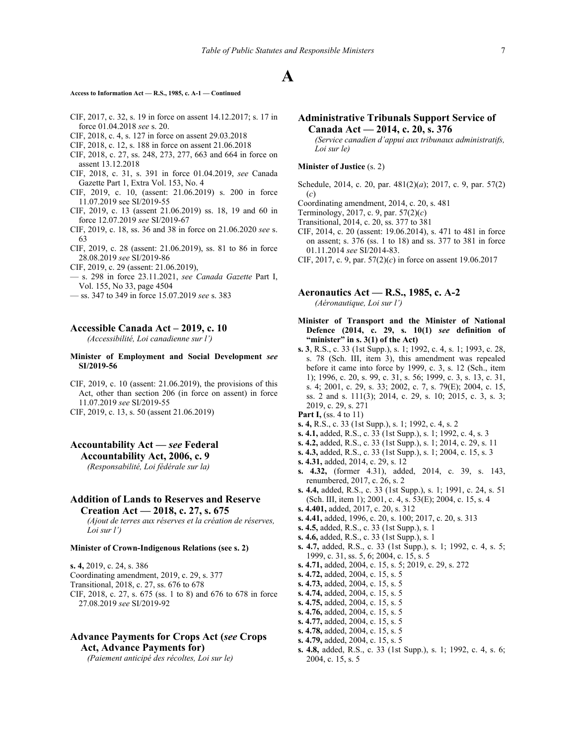# A

**Access to Information Act — R.S., 1985, c. A-1 — Continued**

- CIF, 2017, c. 32, s. 19 in force on assent 14.12.2017; s. 17 in force 01.04.2018 *see* s. 20.
- CIF, 2018, c. 4, s. 127 in force on assent 29.03.2018
- CIF, 2018, c. 12, s. 188 in force on assent 21.06.2018
- CIF, 2018, c. 27, ss. 248, 273, 277, 663 and 664 in force on assent 13.12.2018
- CIF, 2018, c. 31, s. 391 in force 01.04.2019, *see* Canada Gazette Part 1, Extra Vol. 153, No. 4
- CIF, 2019, c. 10, (assent: 21.06.2019) s. 200 in force 11.07.2019 see SI/2019-55
- CIF, 2019, c. 13 (assent 21.06.2019) ss. 18, 19 and 60 in force 12.07.2019 *see* SI/2019-67
- CIF, 2019, c. 18, ss. 36 and 38 in force on 21.06.2020 *see* s. 63
- CIF, 2019, c. 28 (assent: 21.06.2019), ss. 81 to 86 in force 28.08.2019 *see* SI/2019-86
- CIF, 2019, c. 29 (assent: 21.06.2019),
- — s. 298 in force 23.11.2021, *see Canada Gazette* Part I, Vol. 155, No 33, page 4504
- — ss. 347 to 349 in force 15.07.2019 *see* s. 383

## Accessible Canada Act – 2019, c. 10

*(Accessibilité, Loi canadienne sur l')*

**Minister of Employment and Social Development *see* SI/2019-56**

- CIF, 2019, c. 10 (assent: 21.06.2019), the provisions of this Act, other than section 206 (in force on assent) in force 11.07.2019 *see* SI/2019-55
- CIF, 2019, c. 13, s. 50 (assent 21.06.2019)

## Accountability Act — *see* Federal Accountability Act, 2006, c. 9

*(Responsabilité, Loi fédérale sur la)*

## Addition of Lands to Reserves and Reserve Creation Act — 2018, c. 27, s. 675

*(Ajout de terres aux réserves et la création de réserves, Loi sur l')*

**Minister of Crown-Indigenous Relations (see s. 2)**

- **s. 4,** 2019, c. 24, s. 386
- Coordinating amendment, 2019, c. 29, s. 377
- Transitional, 2018, c. 27, ss. 676 to 678
- CIF, 2018, c. 27, s. 675 (ss. 1 to 8) and 676 to 678 in force 27.08.2019 *see* SI/2019-92

## Advance Payments for Crops Act (*see* Crops Act, Advance Payments for)

*(Paiement anticipé des récoltes, Loi sur le)*

## Administrative Tribunals Support Service of Canada Act — 2014, c. 20, s. 376

*(Service canadien d'appui aux tribunaux administratifs, Loi sur le)*

**Minister of Justice** (s. 2)

- Schedule, 2014, c. 20, par. 481(2)(*a*); 2017, c. 9, par. 57(2)(*c*)
- Coordinating amendment, 2014, c. 20, s. 481
- Terminology, 2017, c. 9, par. 57(2)(*c*)
- Transitional, 2014, c. 20, ss. 377 to 381
- CIF, 2014, c. 20 (assent: 19.06.2014), s. 471 to 481 in force on assent; s. 376 (ss. 1 to 18) and ss. 377 to 381 in force 01.11.2014 *see* SI/2014-83.
- CIF, 2017, c. 9, par. 57(2)(*c*) in force on assent 19.06.2017

## Aeronautics Act — R.S., 1985, c. A-2

*(Aéronautique, Loi sur l')*

**Minister of Transport and the Minister of National Defence (2014, c. 29, s. 10(1) *see* definition of "minister" in s. 3(1) of the Act)**

- **s. 3**, R.S., c. 33 (1st Supp.), s. 1; 1992, c. 4, s. 1; 1993, c. 28, s. 78 (Sch. III, item 3), this amendment was repealed before it came into force by 1999, c. 3, s. 12 (Sch., item 1); 1996, c. 20, s. 99, c. 31, s. 56; 1999, c. 3, s. 13, c. 31, s. 4; 2001, c. 29, s. 33; 2002, c. 7, s. 79(E); 2004, c. 15, ss. 2 and s. 111(3); 2014, c. 29, s. 10; 2015, c. 3, s. 3; 2019, c. 29, s. 271
- **Part I,** (ss. 4 to 11)
- **s. 4,** R.S., c. 33 (1st Supp.), s. 1; 1992, c. 4, s. 2
- **s. 4.1,** added, R.S., c. 33 (1st Supp.), s. 1; 1992, c. 4, s. 3
- **s. 4.2,** added, R.S., c. 33 (1st Supp.), s. 1; 2014, c. 29, s. 11
- **s. 4.3,** added, R.S., c. 33 (1st Supp.), s. 1; 2004, c. 15, s. 3
- **s. 4.31,** added, 2014, c. 29, s. 12
- **s. 4.32,** (former 4.31), added, 2014, c. 39, s. 143, renumbered, 2017, c. 26, s. 2
- **s. 4.4,** added, R.S., c. 33 (1st Supp.), s. 1; 1991, c. 24, s. 51 (Sch. III, item 1); 2001, c. 4, s. 53(E); 2004, c. 15, s. 4
- **s. 4.401,** added, 2017, c. 20, s. 312
- **s. 4.41,** added, 1996, c. 20, s. 100; 2017, c. 20, s. 313
- **s. 4.5,** added, R.S., c. 33 (1st Supp.), s. 1
- **s. 4.6,** added, R.S., c. 33 (1st Supp.), s. 1
- **s. 4.7,** added, R.S., c. 33 (1st Supp.), s. 1; 1992, c. 4, s. 5; 1999, c. 31, ss. 5, 6; 2004, c. 15, s. 5
- **s. 4.71,** added, 2004, c. 15, s. 5; 2019, c. 29, s. 272
- **s. 4.72,** added, 2004, c. 15, s. 5
- **s. 4.73,** added, 2004, c. 15, s. 5
- **s. 4.74,** added, 2004, c. 15, s. 5
- **s. 4.75,** added, 2004, c. 15, s. 5
- **s. 4.76,** added, 2004, c. 15, s. 5
- **s. 4.77,** added, 2004, c. 15, s. 5
- **s. 4.78,** added, 2004, c. 15, s. 5
- **s. 4.79,** added, 2004, c. 15, s. 5
- **s. 4.8,** added, R.S., c. 33 (1st Supp.), s. 1; 1992, c. 4, s. 6; 2004, c. 15, s. 5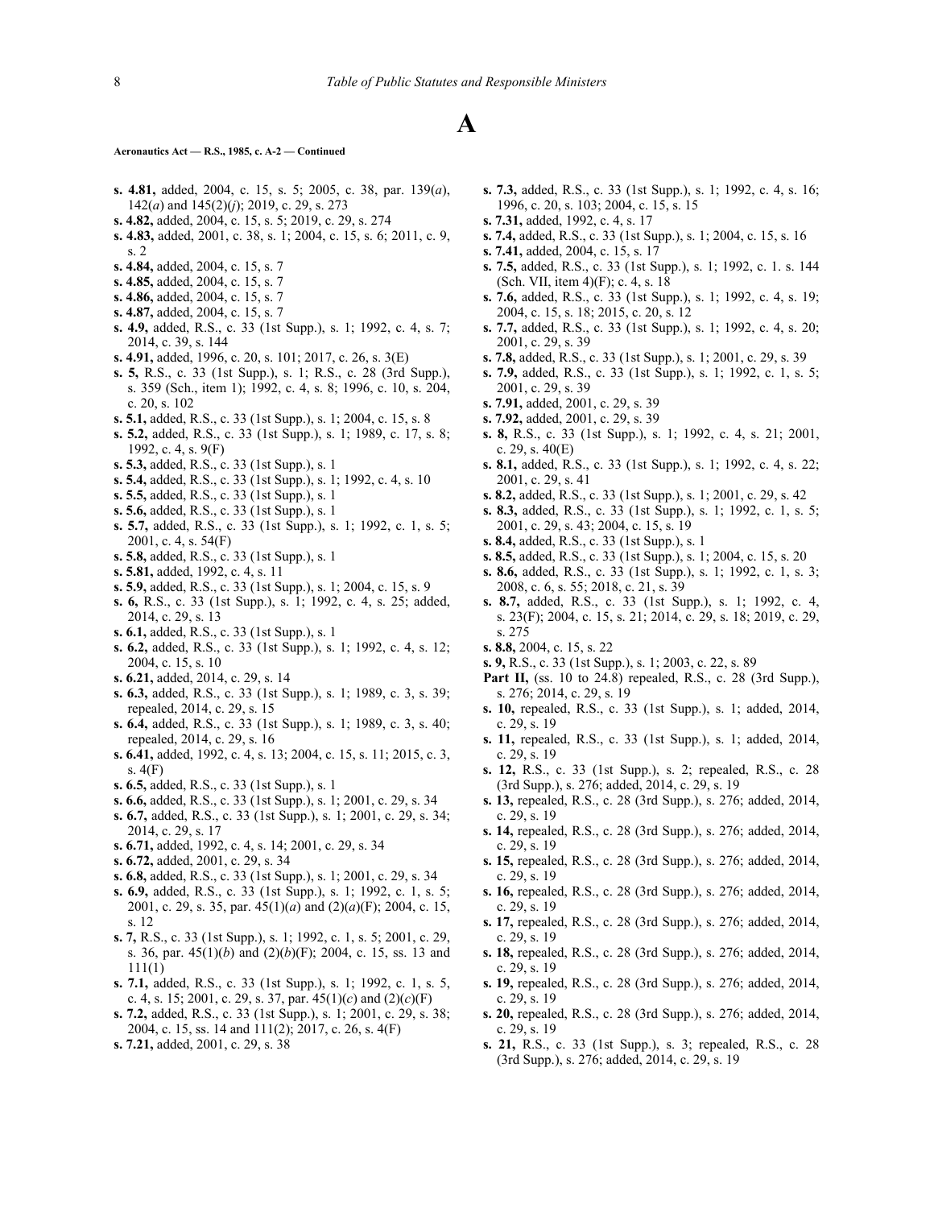# A

**Aeronautics Act — R.S., 1985, c. A-2 — Continued**

**s. 4.81,** added, 2004, c. 15, s. 5; 2005, c. 38, par. 139(*a*), 142(*a*) and 145(2)(*j*); 2019, c. 29, s. 273

**s. 4.82,** added, 2004, c. 15, s. 5; 2019, c. 29, s. 274

**s. 4.83,** added, 2001, c. 38, s. 1; 2004, c. 15, s. 6; 2011, c. 9, s. 2

**s. 4.84,** added, 2004, c. 15, s. 7

**s. 4.85,** added, 2004, c. 15, s. 7

**s. 4.86,** added, 2004, c. 15, s. 7

**s. 4.87,** added, 2004, c. 15, s. 7

**s. 4.9,** added, R.S., c. 33 (1st Supp.), s. 1; 1992, c. 4, s. 7; 2014, c. 39, s. 144

**s. 4.91,** added, 1996, c. 20, s. 101; 2017, c. 26, s. 3(E)

**s. 5,** R.S., c. 33 (1st Supp.), s. 1; R.S., c. 28 (3rd Supp.), s. 359 (Sch., item 1); 1992, c. 4, s. 8; 1996, c. 10, s. 204, c. 20, s. 102

**s. 5.1,** added, R.S., c. 33 (1st Supp.), s. 1; 2004, c. 15, s. 8

**s. 5.2,** added, R.S., c. 33 (1st Supp.), s. 1; 1989, c. 17, s. 8; 1992, c. 4, s. 9(F)

**s. 5.3,** added, R.S., c. 33 (1st Supp.), s. 1

**s. 5.4,** added, R.S., c. 33 (1st Supp.), s. 1; 1992, c. 4, s. 10

**s. 5.5,** added, R.S., c. 33 (1st Supp.), s. 1

**s. 5.6,** added, R.S., c. 33 (1st Supp.), s. 1

**s. 5.7,** added, R.S., c. 33 (1st Supp.), s. 1; 1992, c. 1, s. 5; 2001, c. 4, s. 54(F)

**s. 5.8,** added, R.S., c. 33 (1st Supp.), s. 1

**s. 5.81,** added, 1992, c. 4, s. 11

**s. 5.9,** added, R.S., c. 33 (1st Supp.), s. 1; 2004, c. 15, s. 9

**s. 6,** R.S., c. 33 (1st Supp.), s. 1; 1992, c. 4, s. 25; added, 2014, c. 29, s. 13

**s. 6.1,** added, R.S., c. 33 (1st Supp.), s. 1

**s. 6.2,** added, R.S., c. 33 (1st Supp.), s. 1; 1992, c. 4, s. 12; 2004, c. 15, s. 10

**s. 6.21,** added, 2014, c. 29, s. 14

**s. 6.3,** added, R.S., c. 33 (1st Supp.), s. 1; 1989, c. 3, s. 39; repealed, 2014, c. 29, s. 15

**s. 6.4,** added, R.S., c. 33 (1st Supp.), s. 1; 1989, c. 3, s. 40; repealed, 2014, c. 29, s. 16

**s. 6.41,** added, 1992, c. 4, s. 13; 2004, c. 15, s. 11; 2015, c. 3, s. 4(F)

**s. 6.5,** added, R.S., c. 33 (1st Supp.), s. 1

**s. 6.6,** added, R.S., c. 33 (1st Supp.), s. 1; 2001, c. 29, s. 34

**s. 6.7,** added, R.S., c. 33 (1st Supp.), s. 1; 2001, c. 29, s. 34; 2014, c. 29, s. 17

**s. 6.71,** added, 1992, c. 4, s. 14; 2001, c. 29, s. 34

**s. 6.72,** added, 2001, c. 29, s. 34

**s. 6.8,** added, R.S., c. 33 (1st Supp.), s. 1; 2001, c. 29, s. 34

**s. 6.9,** added, R.S., c. 33 (1st Supp.), s. 1; 1992, c. 1, s. 5; 2001, c. 29, s. 35, par. 45(1)(*a*) and (2)(*a*)(F); 2004, c. 15, s. 12

**s. 7,** R.S., c. 33 (1st Supp.), s. 1; 1992, c. 1, s. 5; 2001, c. 29, s. 36, par. 45(1)(*b*) and (2)(*b*)(F); 2004, c. 15, ss. 13 and 111(1)

**s. 7.1,** added, R.S., c. 33 (1st Supp.), s. 1; 1992, c. 1, s. 5, c. 4, s. 15; 2001, c. 29, s. 37, par. 45(1)(*c*) and (2)(*c*)(F)

**s. 7.2,** added, R.S., c. 33 (1st Supp.), s. 1; 2001, c. 29, s. 38; 2004, c. 15, ss. 14 and 111(2); 2017, c. 26, s. 4(F)

**s. 7.21,** added, 2001, c. 29, s. 38

**s. 7.3,** added, R.S., c. 33 (1st Supp.), s. 1; 1992, c. 4, s. 16; 1996, c. 20, s. 103; 2004, c. 15, s. 15

**s. 7.31,** added, 1992, c. 4, s. 17

**s. 7.4,** added, R.S., c. 33 (1st Supp.), s. 1; 2004, c. 15, s. 16

**s. 7.41,** added, 2004, c. 15, s. 17

**s. 7.5,** added, R.S., c. 33 (1st Supp.), s. 1; 1992, c. 1. s. 144 (Sch. VII, item 4)(F); c. 4, s. 18

**s. 7.6,** added, R.S., c. 33 (1st Supp.), s. 1; 1992, c. 4, s. 19; 2004, c. 15, s. 18; 2015, c. 20, s. 12

**s. 7.7,** added, R.S., c. 33 (1st Supp.), s. 1; 1992, c. 4, s. 20; 2001, c. 29, s. 39

**s. 7.8,** added, R.S., c. 33 (1st Supp.), s. 1; 2001, c. 29, s. 39

**s. 7.9,** added, R.S., c. 33 (1st Supp.), s. 1; 1992, c. 1, s. 5; 2001, c. 29, s. 39

**s. 7.91,** added, 2001, c. 29, s. 39

**s. 7.92,** added, 2001, c. 29, s. 39

**s. 8,** R.S., c. 33 (1st Supp.), s. 1; 1992, c. 4, s. 21; 2001, c. 29, s. 40(E)

**s. 8.1,** added, R.S., c. 33 (1st Supp.), s. 1; 1992, c. 4, s. 22; 2001, c. 29, s. 41

**s. 8.2,** added, R.S., c. 33 (1st Supp.), s. 1; 2001, c. 29, s. 42

**s. 8.3,** added, R.S., c. 33 (1st Supp.), s. 1; 1992, c. 1, s. 5; 2001, c. 29, s. 43; 2004, c. 15, s. 19

**s. 8.4,** added, R.S., c. 33 (1st Supp.), s. 1

**s. 8.5,** added, R.S., c. 33 (1st Supp.), s. 1; 2004, c. 15, s. 20

**s. 8.6,** added, R.S., c. 33 (1st Supp.), s. 1; 1992, c. 1, s. 3; 2008, c. 6, s. 55; 2018, c. 21, s. 39

**s. 8.7,** added, R.S., c. 33 (1st Supp.), s. 1; 1992, c. 4, s. 23(F); 2004, c. 15, s. 21; 2014, c. 29, s. 18; 2019, c. 29, s. 275

**s. 8.8,** 2004, c. 15, s. 22

**s. 9,** R.S., c. 33 (1st Supp.), s. 1; 2003, c. 22, s. 89

**Part II,** (ss. 10 to 24.8) repealed, R.S., c. 28 (3rd Supp.), s. 276; 2014, c. 29, s. 19

**s. 10,** repealed, R.S., c. 33 (1st Supp.), s. 1; added, 2014, c. 29, s. 19

**s. 11,** repealed, R.S., c. 33 (1st Supp.), s. 1; added, 2014, c. 29, s. 19

**s. 12,** R.S., c. 33 (1st Supp.), s. 2; repealed, R.S., c. 28 (3rd Supp.), s. 276; added, 2014, c. 29, s. 19

**s. 13,** repealed, R.S., c. 28 (3rd Supp.), s. 276; added, 2014, c. 29, s. 19

**s. 14,** repealed, R.S., c. 28 (3rd Supp.), s. 276; added, 2014, c. 29, s. 19

**s. 15,** repealed, R.S., c. 28 (3rd Supp.), s. 276; added, 2014, c. 29, s. 19

**s. 16,** repealed, R.S., c. 28 (3rd Supp.), s. 276; added, 2014, c. 29, s. 19

**s. 17,** repealed, R.S., c. 28 (3rd Supp.), s. 276; added, 2014, c. 29, s. 19

**s. 18,** repealed, R.S., c. 28 (3rd Supp.), s. 276; added, 2014, c. 29, s. 19

**s. 19,** repealed, R.S., c. 28 (3rd Supp.), s. 276; added, 2014, c. 29, s. 19

**s. 20,** repealed, R.S., c. 28 (3rd Supp.), s. 276; added, 2014, c. 29, s. 19

**s. 21,** R.S., c. 33 (1st Supp.), s. 3; repealed, R.S., c. 28 (3rd Supp.), s. 276; added, 2014, c. 29, s. 19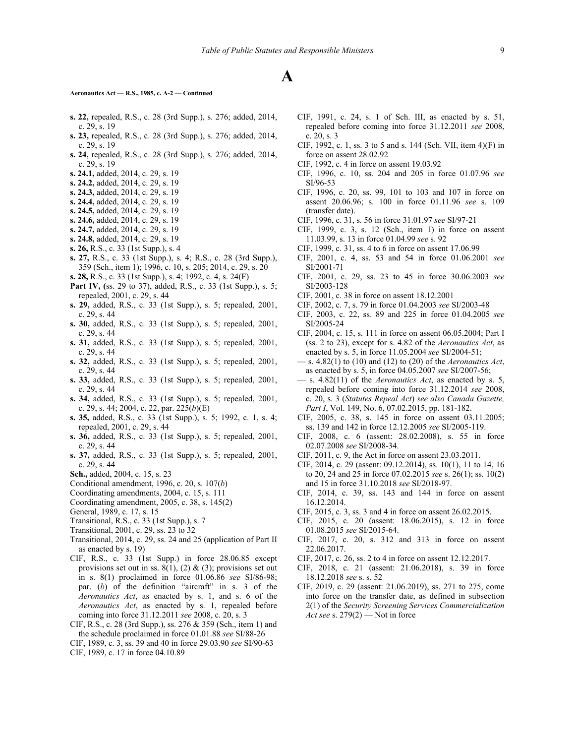# A

**Aeronautics Act — R.S., 1985, c. A-2 — Continued**

**s. 22,** repealed, R.S., c. 28 (3rd Supp.), s. 276; added, 2014, c. 29, s. 19

**s. 23,** repealed, R.S., c. 28 (3rd Supp.), s. 276; added, 2014, c. 29, s. 19

**s. 24,** repealed, R.S., c. 28 (3rd Supp.), s. 276; added, 2014, c. 29, s. 19

**s. 24.1,** added, 2014, c. 29, s. 19

**s. 24.2,** added, 2014, c. 29, s. 19

**s. 24.3,** added, 2014, c. 29, s. 19

**s. 24.4,** added, 2014, c. 29, s. 19

**s. 24.5,** added, 2014, c. 29, s. 19

**s. 24.6,** added, 2014, c. 29, s. 19

**s. 24.7,** added, 2014, c. 29, s. 19

**s. 24.8,** added, 2014, c. 29, s. 19

**s. 26,** R.S., c. 33 (1st Supp.), s. 4

**s. 27,** R.S., c. 33 (1st Supp.), s. 4; R.S., c. 28 (3rd Supp.), 359 (Sch., item 1); 1996, c. 10, s. 205; 2014, c. 29, s. 20

**s. 28,** R.S., c. 33 (1st Supp.), s. 4; 1992, c. 4, s. 24(F)

**Part IV, (**ss. 29 to 37), added, R.S., c. 33 (1st Supp.), s. 5; repealed, 2001, c. 29, s. 44

**s. 29,** added, R.S., c. 33 (1st Supp.), s. 5; repealed, 2001, c. 29, s. 44

**s. 30,** added, R.S., c. 33 (1st Supp.), s. 5; repealed, 2001, c. 29, s. 44

**s. 31,** added, R.S., c. 33 (1st Supp.), s. 5; repealed, 2001, c. 29, s. 44

**s. 32,** added, R.S., c. 33 (1st Supp.), s. 5; repealed, 2001, c. 29, s. 44

**s. 33,** added, R.S., c. 33 (1st Supp.), s. 5; repealed, 2001, c. 29, s. 44

**s. 34,** added, R.S., c. 33 (1st Supp.), s. 5; repealed, 2001, c. 29, s. 44; 2004, c. 22, par. 225(*b*)(E)

**s. 35,** added, R.S., c. 33 (1st Supp.), s. 5; 1992, c. 1, s. 4; repealed, 2001, c. 29, s. 44

**s. 36,** added, R.S., c. 33 (1st Supp.), s. 5; repealed, 2001, c. 29, s. 44

**s. 37,** added, R.S., c. 33 (1st Supp.), s. 5; repealed, 2001, c. 29, s. 44

**Sch.,** added, 2004, c. 15, s. 23

Conditional amendment, 1996, c. 20, s. 107(*b*)

Coordinating amendments, 2004, c. 15, s. 111

Coordinating amendment, 2005, c. 38, s. 145(2)

General, 1989, c. 17, s. 15

Transitional, R.S., c. 33 (1st Supp.), s. 7

Transitional, 2001, c. 29, ss. 23 to 32

Transitional, 2014, c. 29, ss. 24 and 25 (application of Part II as enacted by s. 19)

CIF, R.S., c. 33 (1st Supp.) in force 28.06.85 except provisions set out in ss. 8(1), (2) & (3); provisions set out in s. 8(1) proclaimed in force 01.06.86 *see* SI/86-98; par. (*b*) of the definition "aircraft" in s. 3 of the *Aeronautics Act*, as enacted by s. 1, and s. 6 of the *Aeronautics Act*, as enacted by s. 1, repealed before coming into force 31.12.2011 *see* 2008, c. 20, s. 3

CIF, R.S., c. 28 (3rd Supp.), ss. 276 & 359 (Sch., item 1) and the schedule proclaimed in force 01.01.88 *see* SI/88-26

CIF, 1989, c. 3, ss. 39 and 40 in force 29.03.90 *see* SI/90-63

CIF, 1989, c. 17 in force 04.10.89

CIF, 1991, c. 24, s. 1 of Sch. III, as enacted by s. 51, repealed before coming into force 31.12.2011 *see* 2008, c. 20, s. 3

CIF, 1992, c. 1, ss. 3 to 5 and s. 144 (Sch. VII, item 4)(F) in force on assent 28.02.92

CIF, 1992, c. 4 in force on assent 19.03.92

CIF, 1996, c. 10, ss. 204 and 205 in force 01.07.96 *see* SI/96-53

CIF, 1996, c. 20, ss. 99, 101 to 103 and 107 in force on assent 20.06.96; s. 100 in force 01.11.96 *see* s. 109 (transfer date).

CIF, 1996, c. 31, s. 56 in force 31.01.97 *see* SI/97-21

CIF, 1999, c. 3, s. 12 (Sch., item 1) in force on assent 11.03.99, s. 13 in force 01.04.99 *see* s. 92

CIF, 1999, c. 31, ss. 4 to 6 in force on assent 17.06.99

CIF, 2001, c. 4, ss. 53 and 54 in force 01.06.2001 *see* SI/2001-71

CIF, 2001, c. 29, ss. 23 to 45 in force 30.06.2003 *see* SI/2003-128

CIF, 2001, c. 38 in force on assent 18.12.2001

CIF, 2002, c. 7, s. 79 in force 01.04.2003 *see* SI/2003-48

CIF, 2003, c. 22, ss. 89 and 225 in force 01.04.2005 *see* SI/2005-24

CIF, 2004, c. 15, s. 111 in force on assent 06.05.2004; Part I (ss. 2 to 23), except for s. 4.82 of the *Aeronautics Act*, as enacted by s. 5, in force 11.05.2004 *see* SI/2004-51;

— s. 4.82(1) to (10) and (12) to (20) of the *Aeronautics Act*, as enacted by s. 5, in force 04.05.2007 *see* SI/2007-56;

— s. 4.82(11) of the *Aeronautics Act*, as enacted by s. 5, repealed before coming into force 31.12.2014 *see* 2008, c. 20, s. 3 (*Statutes Repeal Act*) *see also Canada Gazette, Part I*, Vol. 149, No. 6, 07.02.2015, pp. 181-182.

CIF, 2005, c. 38, s. 145 in force on assent 03.11.2005; ss. 139 and 142 in force 12.12.2005 *see* SI/2005-119.

CIF, 2008, c. 6 (assent: 28.02.2008), s. 55 in force 02.07.2008 *see* SI/2008-34.

CIF, 2011, c. 9, the Act in force on assent 23.03.2011.

CIF, 2014, c. 29 (assent: 09.12.2014), ss. 10(1), 11 to 14, 16 to 20, 24 and 25 in force 07.02.2015 *see* s. 26(1); ss. 10(2) and 15 in force 31.10.2018 *see* SI/2018-97.

CIF, 2014, c. 39, ss. 143 and 144 in force on assent 16.12.2014.

CIF, 2015, c. 3, ss. 3 and 4 in force on assent 26.02.2015.

CIF, 2015, c. 20 (assent: 18.06.2015), s. 12 in force 01.08.2015 *see* SI/2015-64.

CIF, 2017, c. 20, s. 312 and 313 in force on assent 22.06.2017.

CIF, 2017, c. 26, ss. 2 to 4 in force on assent 12.12.2017.

CIF, 2018, c. 21 (assent: 21.06.2018), s. 39 in force 18.12.2018 *see* s. 52

CIF, 2019, c. 29 (assent: 21.06.2019), ss. 271 to 275, come into force on the transfer date, as defined in subsection 2(1) of the *Security Screening Services Commercialization Act see* s. 279(2) — Not in force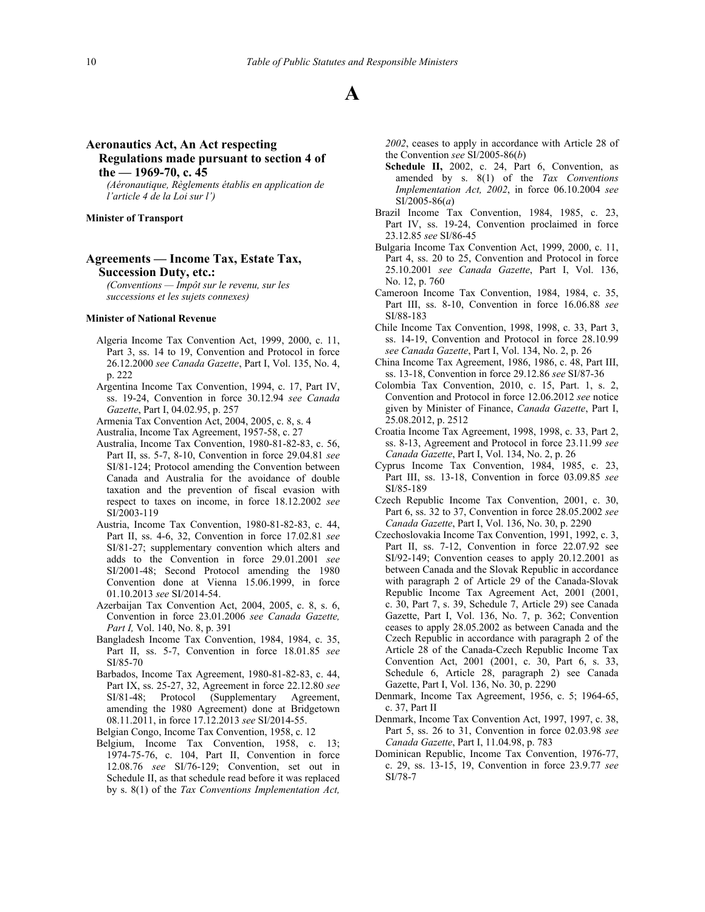# A

## Aeronautics Act, An Act respecting Regulations made pursuant to section 4 of the — 1969-70, c. 45

*(Aéronautique, Règlements établis en application de l'article 4 de la Loi sur l')*

**Minister of Transport**

## Agreements — Income Tax, Estate Tax, Succession Duty, etc.:

*(Conventions — Impôt sur le revenu, sur les successions et les sujets connexes)*

**Minister of National Revenue**

- Algeria Income Tax Convention Act, 1999, 2000, c. 11, Part 3, ss. 14 to 19, Convention and Protocol in force 26.12.2000 *see Canada Gazette*, Part I, Vol. 135, No. 4, p. 222
- Argentina Income Tax Convention, 1994, c. 17, Part IV, ss. 19-24, Convention in force 30.12.94 *see Canada Gazette*, Part I, 04.02.95, p. 257
- Armenia Tax Convention Act, 2004, 2005, c. 8, s. 4
- Australia, Income Tax Agreement, 1957-58, c. 27
- Australia, Income Tax Convention, 1980-81-82-83, c. 56, Part II, ss. 5-7, 8-10, Convention in force 29.04.81 *see* SI/81-124; Protocol amending the Convention between Canada and Australia for the avoidance of double taxation and the prevention of fiscal evasion with respect to taxes on income, in force 18.12.2002 *see* SI/2003-119
- Austria, Income Tax Convention, 1980-81-82-83, c. 44, Part II, ss. 4-6, 32, Convention in force 17.02.81 *see* SI/81-27; supplementary convention which alters and adds to the Convention in force 29.01.2001 *see* SI/2001-48; Second Protocol amending the 1980 Convention done at Vienna 15.06.1999, in force 01.10.2013 *see* SI/2014-54.
- Azerbaijan Tax Convention Act, 2004, 2005, c. 8, s. 6, Convention in force 23.01.2006 *see Canada Gazette, Part I,* Vol. 140, No. 8, p. 391
- Bangladesh Income Tax Convention, 1984, 1984, c. 35, Part II, ss. 5-7, Convention in force 18.01.85 *see* SI/85-70
- Barbados, Income Tax Agreement, 1980-81-82-83, c. 44, Part IX, ss. 25-27, 32, Agreement in force 22.12.80 *see* SI/81-48; Protocol (Supplementary Agreement, amending the 1980 Agreement) done at Bridgetown 08.11.2011, in force 17.12.2013 *see* SI/2014-55.
- Belgian Congo, Income Tax Convention, 1958, c. 12
- Belgium, Income Tax Convention, 1958, c. 13; 1974-75-76, c. 104, Part II, Convention in force 12.08.76 *see* SI/76-129; Convention, set out in Schedule II, as that schedule read before it was replaced by s. 8(1) of the *Tax Conventions Implementation Act, 2002*, ceases to apply in accordance with Article 28 of the Convention *see* SI/2005-86(*b*)
  - **Schedule II,** 2002, c. 24, Part 6, Convention, as amended by s. 8(1) of the *Tax Conventions Implementation Act, 2002*, in force 06.10.2004 *see* SI/2005-86(*a*)
- Brazil Income Tax Convention, 1984, 1985, c. 23, Part IV, ss. 19-24, Convention proclaimed in force 23.12.85 *see* SI/86-45
- Bulgaria Income Tax Convention Act, 1999, 2000, c. 11, Part 4, ss. 20 to 25, Convention and Protocol in force 25.10.2001 *see Canada Gazette*, Part I, Vol. 136, No. 12, p. 760
- Cameroon Income Tax Convention, 1984, 1984, c. 35, Part III, ss. 8-10, Convention in force 16.06.88 *see* SI/88-183
- Chile Income Tax Convention, 1998, 1998, c. 33, Part 3, ss. 14-19, Convention and Protocol in force 28.10.99 *see Canada Gazette*, Part I, Vol. 134, No. 2, p. 26
- China Income Tax Agreement, 1986, 1986, c. 48, Part III, ss. 13-18, Convention in force 29.12.86 *see* SI/87-36
- Colombia Tax Convention, 2010, c. 15, Part. 1, s. 2, Convention and Protocol in force 12.06.2012 *see* notice given by Minister of Finance, *Canada Gazette*, Part I, 25.08.2012, p. 2512
- Croatia Income Tax Agreement, 1998, 1998, c. 33, Part 2, ss. 8-13, Agreement and Protocol in force 23.11.99 *see Canada Gazette*, Part I, Vol. 134, No. 2, p. 26
- Cyprus Income Tax Convention, 1984, 1985, c. 23, Part III, ss. 13-18, Convention in force 03.09.85 *see* SI/85-189
- Czech Republic Income Tax Convention, 2001, c. 30, Part 6, ss. 32 to 37, Convention in force 28.05.2002 *see Canada Gazette*, Part I, Vol. 136, No. 30, p. 2290
- Czechoslovakia Income Tax Convention, 1991, 1992, c. 3, Part II, ss. 7-12, Convention in force 22.07.92 see SI/92-149; Convention ceases to apply 20.12.2001 as between Canada and the Slovak Republic in accordance with paragraph 2 of Article 29 of the Canada-Slovak Republic Income Tax Agreement Act, 2001 (2001, c. 30, Part 7, s. 39, Schedule 7, Article 29) see Canada Gazette, Part I, Vol. 136, No. 7, p. 362; Convention ceases to apply 28.05.2002 as between Canada and the Czech Republic in accordance with paragraph 2 of the Article 28 of the Canada-Czech Republic Income Tax Convention Act, 2001 (2001, c. 30, Part 6, s. 33, Schedule 6, Article 28, paragraph 2) see Canada Gazette, Part I, Vol. 136, No. 30, p. 2290
- Denmark, Income Tax Agreement, 1956, c. 5; 1964-65, c. 37, Part II
- Denmark, Income Tax Convention Act, 1997, 1997, c. 38, Part 5, ss. 26 to 31, Convention in force 02.03.98 *see Canada Gazette*, Part I, 11.04.98, p. 783
- Dominican Republic, Income Tax Convention, 1976-77, c. 29, ss. 13-15, 19, Convention in force 23.9.77 *see* SI/78-7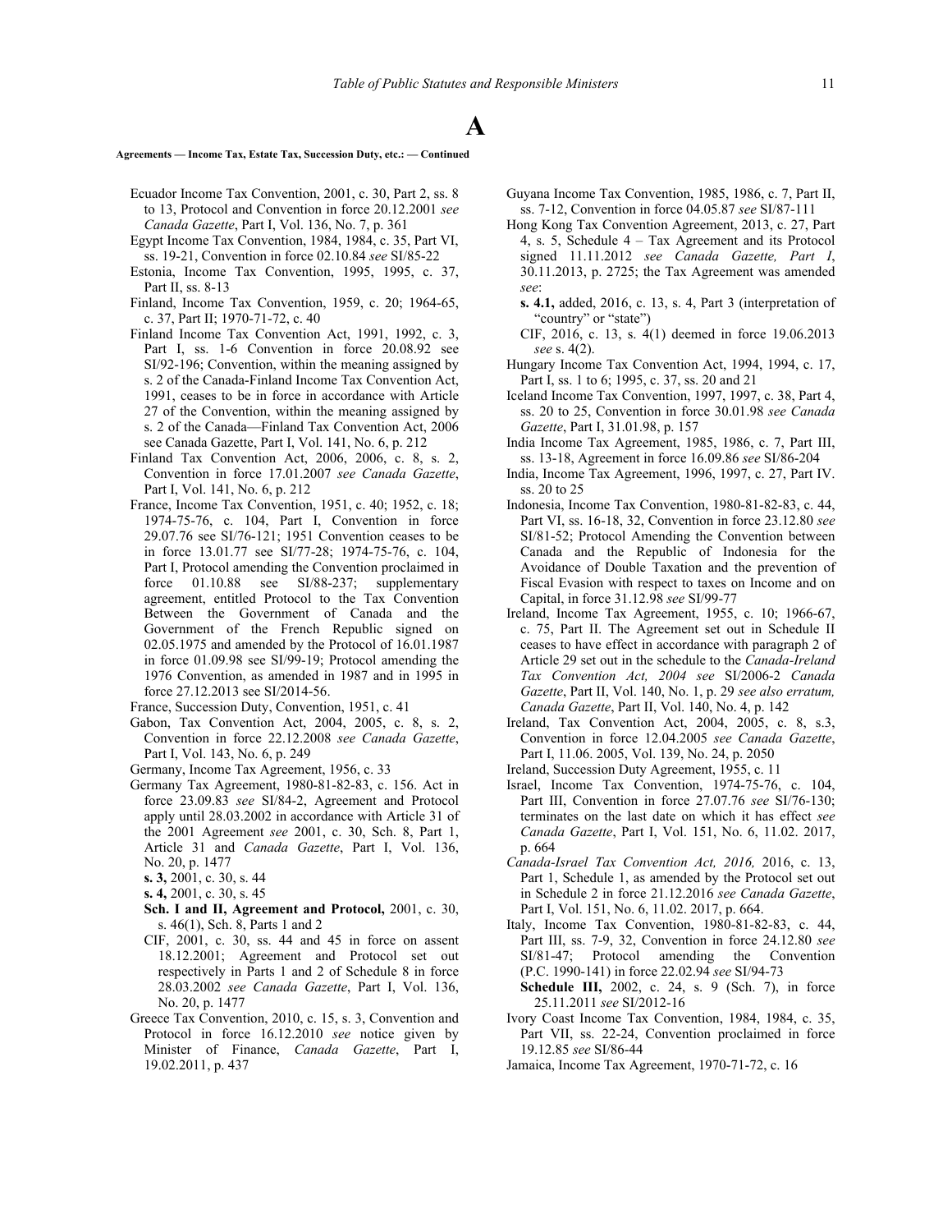# A

**Agreements — Income Tax, Estate Tax, Succession Duty, etc.: — Continued**

Ecuador Income Tax Convention, 2001, c. 30, Part 2, ss. 8 to 13, Protocol and Convention in force 20.12.2001 *see Canada Gazette*, Part I, Vol. 136, No. 7, p. 361

Egypt Income Tax Convention, 1984, 1984, c. 35, Part VI, ss. 19-21, Convention in force 02.10.84 *see* SI/85-22

Estonia, Income Tax Convention, 1995, 1995, c. 37, Part II, ss. 8-13

Finland, Income Tax Convention, 1959, c. 20; 1964-65, c. 37, Part II; 1970-71-72, c. 40

Finland Income Tax Convention Act, 1991, 1992, c. 3, Part I, ss. 1-6 Convention in force 20.08.92 see SI/92-196; Convention, within the meaning assigned by s. 2 of the Canada-Finland Income Tax Convention Act, 1991, ceases to be in force in accordance with Article 27 of the Convention, within the meaning assigned by s. 2 of the Canada—Finland Tax Convention Act, 2006 see Canada Gazette, Part I, Vol. 141, No. 6, p. 212

Finland Tax Convention Act, 2006, 2006, c. 8, s. 2, Convention in force 17.01.2007 *see Canada Gazette*, Part I, Vol. 141, No. 6, p. 212

France, Income Tax Convention, 1951, c. 40; 1952, c. 18; 1974-75-76, c. 104, Part I, Convention in force 29.07.76 see SI/76-121; 1951 Convention ceases to be in force 13.01.77 see SI/77-28; 1974-75-76, c. 104, Part I, Protocol amending the Convention proclaimed in force 01.10.88 see SI/88-237; supplementary agreement, entitled Protocol to the Tax Convention Between the Government of Canada and the Government of the French Republic signed on 02.05.1975 and amended by the Protocol of 16.01.1987 in force 01.09.98 see SI/99-19; Protocol amending the 1976 Convention, as amended in 1987 and in 1995 in force 27.12.2013 see SI/2014-56.

France, Succession Duty, Convention, 1951, c. 41

Gabon, Tax Convention Act, 2004, 2005, c. 8, s. 2, Convention in force 22.12.2008 *see Canada Gazette*, Part I, Vol. 143, No. 6, p. 249

Germany, Income Tax Agreement, 1956, c. 33

Germany Tax Agreement, 1980-81-82-83, c. 156. Act in force 23.09.83 *see* SI/84-2, Agreement and Protocol apply until 28.03.2002 in accordance with Article 31 of the 2001 Agreement *see* 2001, c. 30, Sch. 8, Part 1, Article 31 and *Canada Gazette*, Part I, Vol. 136, No. 20, p. 1477

- **s. 3,** 2001, c. 30, s. 44
- **s. 4,** 2001, c. 30, s. 45
- **Sch. I and II, Agreement and Protocol,** 2001, c. 30, s. 46(1), Sch. 8, Parts 1 and 2
- CIF, 2001, c. 30, ss. 44 and 45 in force on assent 18.12.2001; Agreement and Protocol set out respectively in Parts 1 and 2 of Schedule 8 in force 28.03.2002 *see Canada Gazette*, Part I, Vol. 136, No. 20, p. 1477

Greece Tax Convention, 2010, c. 15, s. 3, Convention and Protocol in force 16.12.2010 *see* notice given by Minister of Finance, *Canada Gazette*, Part I, 19.02.2011, p. 437

Guyana Income Tax Convention, 1985, 1986, c. 7, Part II, ss. 7-12, Convention in force 04.05.87 *see* SI/87-111

Hong Kong Tax Convention Agreement, 2013, c. 27, Part 4, s. 5, Schedule 4 – Tax Agreement and its Protocol signed 11.11.2012 *see Canada Gazette, Part I*, 30.11.2013, p. 2725; the Tax Agreement was amended *see*:

- **s. 4.1,** added, 2016, c. 13, s. 4, Part 3 (interpretation of "country" or "state")
- CIF, 2016, c. 13, s. 4(1) deemed in force 19.06.2013 *see* s. 4(2).

Hungary Income Tax Convention Act, 1994, 1994, c. 17, Part I, ss. 1 to 6; 1995, c. 37, ss. 20 and 21

Iceland Income Tax Convention, 1997, 1997, c. 38, Part 4, ss. 20 to 25, Convention in force 30.01.98 *see Canada Gazette*, Part I, 31.01.98, p. 157

India Income Tax Agreement, 1985, 1986, c. 7, Part III, ss. 13-18, Agreement in force 16.09.86 *see* SI/86-204

India, Income Tax Agreement, 1996, 1997, c. 27, Part IV. ss. 20 to 25

Indonesia, Income Tax Convention, 1980-81-82-83, c. 44, Part VI, ss. 16-18, 32, Convention in force 23.12.80 *see* SI/81-52; Protocol Amending the Convention between Canada and the Republic of Indonesia for the Avoidance of Double Taxation and the prevention of Fiscal Evasion with respect to taxes on Income and on Capital, in force 31.12.98 *see* SI/99-77

Ireland, Income Tax Agreement, 1955, c. 10; 1966-67, c. 75, Part II. The Agreement set out in Schedule II ceases to have effect in accordance with paragraph 2 of Article 29 set out in the schedule to the *Canada-Ireland Tax Convention Act, 2004 see* SI/2006-2 *Canada Gazette*, Part II, Vol. 140, No. 1, p. 29 *see also erratum, Canada Gazette*, Part II, Vol. 140, No. 4, p. 142

Ireland, Tax Convention Act, 2004, 2005, c. 8, s.3, Convention in force 12.04.2005 *see Canada Gazette*, Part I, 11.06. 2005, Vol. 139, No. 24, p. 2050

Ireland, Succession Duty Agreement, 1955, c. 11

Israel, Income Tax Convention, 1974-75-76, c. 104, Part III, Convention in force 27.07.76 *see* SI/76-130; terminates on the last date on which it has effect *see Canada Gazette*, Part I, Vol. 151, No. 6, 11.02. 2017, p. 664

*Canada-Israel Tax Convention Act, 2016,* 2016, c. 13, Part 1, Schedule 1, as amended by the Protocol set out in Schedule 2 in force 21.12.2016 *see Canada Gazette*, Part I, Vol. 151, No. 6, 11.02. 2017, p. 664.

Italy, Income Tax Convention, 1980-81-82-83, c. 44, Part III, ss. 7-9, 32, Convention in force 24.12.80 *see* SI/81-47; Protocol amending the Convention (P.C. 1990-141) in force 22.02.94 *see* SI/94-73

- **Schedule III,** 2002, c. 24, s. 9 (Sch. 7), in force 25.11.2011 *see* SI/2012-16

Ivory Coast Income Tax Convention, 1984, 1984, c. 35, Part VII, ss. 22-24, Convention proclaimed in force 19.12.85 *see* SI/86-44

Jamaica, Income Tax Agreement, 1970-71-72, c. 16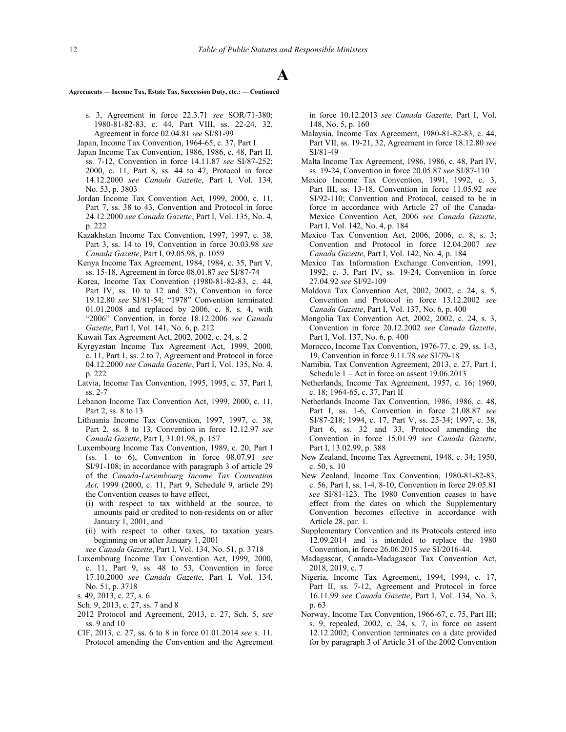# A

**Agreements — Income Tax, Estate Tax, Succession Duty, etc.: — Continued**

- s. 3, Agreement in force 22.3.71 *see* SOR/71-380; 1980-81-82-83, c. 44, Part VIII, ss. 22-24, 32, Agreement in force 02.04.81 *see* SI/81-99
- Japan, Income Tax Convention, 1964-65, c. 37, Part I
- Japan Income Tax Convention, 1986, 1986, c. 48, Part II, ss. 7-12, Convention in force 14.11.87 *see* SI/87-252; 2000, c. 11, Part 8, ss. 44 to 47, Protocol in force 14.12.2000 *see Canada Gazette*, Part I, Vol. 134, No. 53, p. 3803
- Jordan Income Tax Convention Act, 1999, 2000, c. 11, Part 7, ss. 38 to 43, Convention and Protocol in force 24.12.2000 *see Canada Gazette*, Part I, Vol. 135, No. 4, p. 222
- Kazakhstan Income Tax Convention, 1997, 1997, c. 38, Part 3, ss. 14 to 19, Convention in force 30.03.98 *see Canada Gazette*, Part I, 09.05.98, p. 1059
- Kenya Income Tax Agreement, 1984, 1984, c. 35, Part V, ss. 15-18, Agreement in force 08.01.87 *see* SI/87-74
- Korea, Income Tax Convention (1980-81-82-83, c. 44, Part IV, ss. 10 to 12 and 32), Convention in force 19.12.80 *see* SI/81-54; "1978" Convention terminated 01.01.2008 and replaced by 2006, c. 8, s. 4, with "2006" Convention, in force 18.12.2006 *see Canada Gazette*, Part I, Vol. 141, No. 6, p. 212
- Kuwait Tax Agreement Act, 2002, 2002, c. 24, s. 2
- Kyrgyzstan Income Tax Agreement Act, 1999, 2000, c. 11, Part 1, ss. 2 to 7, Agreement and Protocol in force 04.12.2000 *see Canada Gazette*, Part I, Vol. 135, No. 4, p. 222
- Latvia, Income Tax Convention, 1995, 1995, c. 37, Part I, ss. 2-7
- Lebanon Income Tax Convention Act, 1999, 2000, c. 11, Part 2, ss. 8 to 13
- Lithuania Income Tax Convention, 1997, 1997, c. 38, Part 2, ss. 8 to 13, Convention in force 12.12.97 *see Canada Gazette*, Part I, 31.01.98, p. 157
- Luxembourg Income Tax Convention, 1989, c. 20, Part I (ss. 1 to 6), Convention in force 08.07.91 *see* SI/91-108; in accordance with paragraph 3 of article 29 of the *Canada-Luxembourg Income Tax Convention Act,* 1999 (2000, c. 11, Part 9, Schedule 9, article 29) the Convention ceases to have effect,
  - (i) with respect to tax withheld at the source, to amounts paid or credited to non-residents on or after January 1, 2001, and
  - (ii) with respect to other taxes, to taxation years beginning on or after January 1, 2001

  *see Canada Gazette*, Part I, Vol. 134, No. 51, p. 3718
- Luxembourg Income Tax Convention Act, 1999, 2000, c. 11, Part 9, ss. 48 to 53, Convention in force 17.10.2000 *see Canada Gazette*, Part I, Vol. 134, No. 51, p. 3718
- s. 49, 2013, c. 27, s. 6
- Sch. 9, 2013, c. 27, ss. 7 and 8
- 2012 Protocol and Agreement, 2013, c. 27, Sch. 5, *see* ss. 9 and 10
- CIF, 2013, c. 27, ss. 6 to 8 in force 01.01.2014 *see* s. 11. Protocol amending the Convention and the Agreement in force 10.12.2013 *see Canada Gazette*, Part I, Vol. 148, No. 5, p. 160
- Malaysia, Income Tax Agreement, 1980-81-82-83, c. 44, Part VII, ss. 19-21, 32, Agreement in force 18.12.80 *see* SI/81-49
- Malta Income Tax Agreement, 1986, 1986, c. 48, Part IV, ss. 19-24, Convention in force 20.05.87 *see* SI/87-110
- Mexico Income Tax Convention, 1991, 1992, c. 3, Part III, ss. 13-18, Convention in force 11.05.92 *see* SI/92-110; Convention and Protocol, ceased to be in force in accordance with Article 27 of the Canada-Mexico Convention Act, 2006 *see Canada Gazette*, Part I, Vol. 142, No. 4, p. 184
- Mexico Tax Convention Act, 2006, 2006, c. 8, s. 3; Convention and Protocol in force 12.04.2007 *see Canada Gazette*, Part I, Vol. 142, No. 4, p. 184
- Mexico Tax Information Exchange Convention, 1991, 1992, c. 3, Part IV, ss. 19-24, Convention in force 27.04.92 *see* SI/92-109
- Moldova Tax Convention Act, 2002, 2002, c. 24, s. 5, Convention and Protocol in force 13.12.2002 *see Canada Gazette*, Part I, Vol. 137, No. 6, p. 400
- Mongolia Tax Convention Act, 2002, 2002, c. 24, s. 3, Convention in force 20.12.2002 *see Canada Gazette*, Part I, Vol. 137, No. 6, p. 400
- Morocco, Income Tax Convention, 1976-77, c. 29, ss. 1-3, 19, Convention in force 9.11.78 *see* SI/79-18
- Namibia, Tax Convention Agreement, 2013, c. 27, Part 1, Schedule 1 – Act in force on assent 19.06.2013
- Netherlands, Income Tax Agreement, 1957, c. 16; 1960, c. 18; 1964-65, c. 37, Part II
- Netherlands Income Tax Convention, 1986, 1986, c. 48, Part I, ss. 1-6, Convention in force 21.08.87 *see* SI/87-218; 1994, c. 17, Part V, ss. 25-34; 1997, c. 38, Part 6, ss. 32 and 33, Protocol amending the Convention in force 15.01.99 *see Canada Gazette*, Part I, 13.02.99, p. 388
- New Zealand, Income Tax Agreement, 1948, c. 34; 1950, c. 50, s. 10
- New Zealand, Income Tax Convention, 1980-81-82-83, c. 56, Part I, ss. 1-4, 8-10, Convention in force 29.05.81 *see* SI/81-123. The 1980 Convention ceases to have effect from the dates on which the Supplementary Convention becomes effective in accordance with Article 28, par. 1.
- Supplementary Convention and its Protocols entered into 12.09.2014 and is intended to replace the 1980 Convention, in force 26.06.2015 *see* SI/2016-44.
- Madagascar, Canada-Madagascar Tax Convention Act, 2018, 2019, c. 7
- Nigeria, Income Tax Agreement, 1994, 1994, c. 17, Part II, ss. 7-12, Agreement and Protocol in force 16.11.99 *see Canada Gazette*, Part I, Vol. 134, No. 3, p. 63
- Norway, Income Tax Convention, 1966-67, c. 75, Part III; s. 9, repealed, 2002, c. 24, s. 7, in force on assent 12.12.2002; Convention terminates on a date provided for by paragraph 3 of Article 31 of the 2002 Convention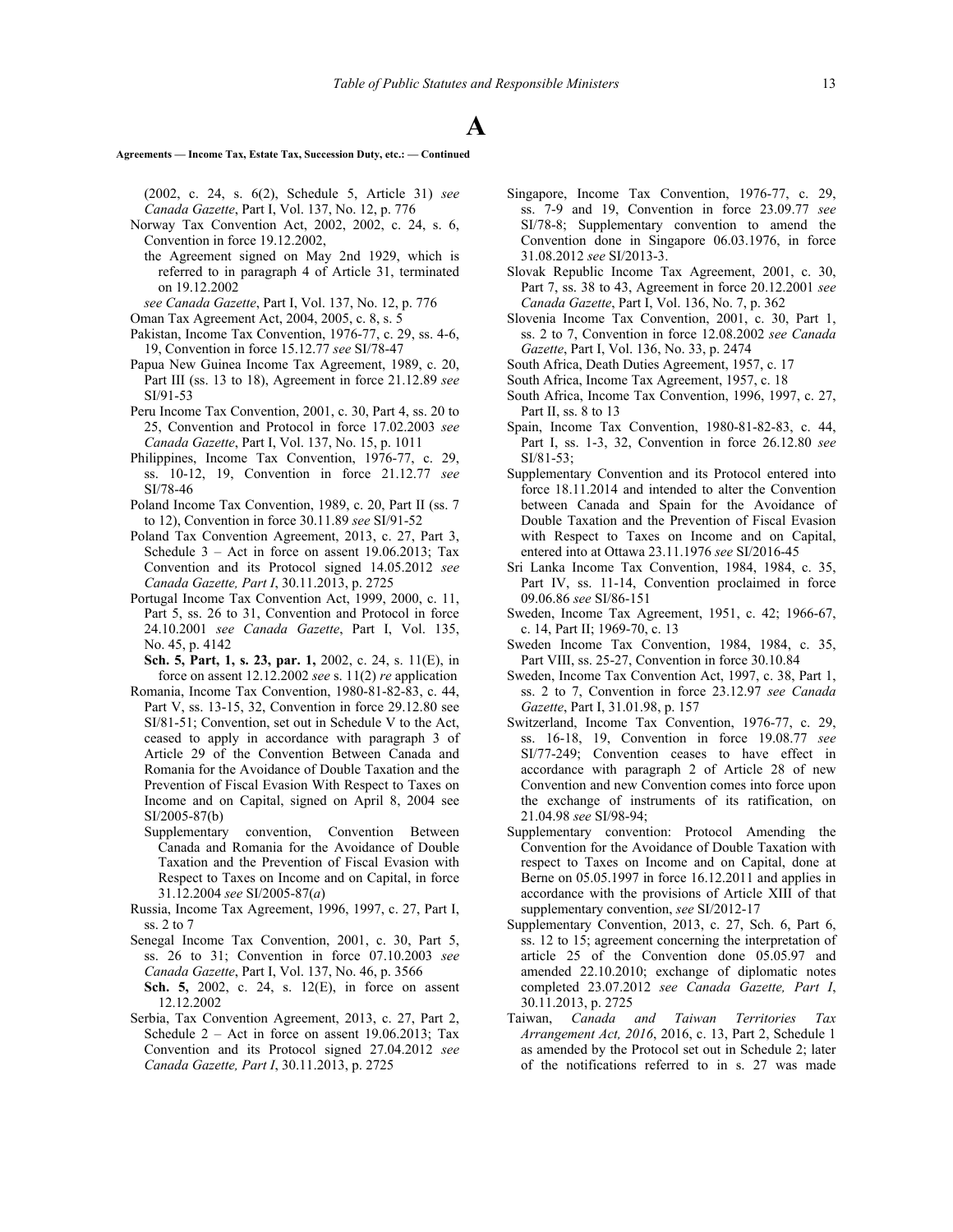# A

**Agreements — Income Tax, Estate Tax, Succession Duty, etc.: — Continued**

(2002, c. 24, s. 6(2), Schedule 5, Article 31) *see Canada Gazette*, Part I, Vol. 137, No. 12, p. 776

Norway Tax Convention Act, 2002, 2002, c. 24, s. 6, Convention in force 19.12.2002,

the Agreement signed on May 2nd 1929, which is referred to in paragraph 4 of Article 31, terminated on 19.12.2002

*see Canada Gazette*, Part I, Vol. 137, No. 12, p. 776

Oman Tax Agreement Act, 2004, 2005, c. 8, s. 5

Pakistan, Income Tax Convention, 1976-77, c. 29, ss. 4-6, 19, Convention in force 15.12.77 *see* SI/78-47

Papua New Guinea Income Tax Agreement, 1989, c. 20, Part III (ss. 13 to 18), Agreement in force 21.12.89 *see* SI/91-53

Peru Income Tax Convention, 2001, c. 30, Part 4, ss. 20 to 25, Convention and Protocol in force 17.02.2003 *see Canada Gazette*, Part I, Vol. 137, No. 15, p. 1011

Philippines, Income Tax Convention, 1976-77, c. 29, ss. 10-12, 19, Convention in force 21.12.77 *see* SI/78-46

Poland Income Tax Convention, 1989, c. 20, Part II (ss. 7 to 12), Convention in force 30.11.89 *see* SI/91-52

Poland Tax Convention Agreement, 2013, c. 27, Part 3, Schedule 3 – Act in force on assent 19.06.2013; Tax Convention and its Protocol signed 14.05.2012 *see Canada Gazette, Part I*, 30.11.2013, p. 2725

Portugal Income Tax Convention Act, 1999, 2000, c. 11, Part 5, ss. 26 to 31, Convention and Protocol in force 24.10.2001 *see Canada Gazette*, Part I, Vol. 135, No. 45, p. 4142

**Sch. 5, Part, 1, s. 23, par. 1,** 2002, c. 24, s. 11(E), in force on assent 12.12.2002 *see* s. 11(2) *re* application

Romania, Income Tax Convention, 1980-81-82-83, c. 44, Part V, ss. 13-15, 32, Convention in force 29.12.80 see SI/81-51; Convention, set out in Schedule V to the Act, ceased to apply in accordance with paragraph 3 of Article 29 of the Convention Between Canada and Romania for the Avoidance of Double Taxation and the Prevention of Fiscal Evasion With Respect to Taxes on Income and on Capital, signed on April 8, 2004 see SI/2005-87(b)

Supplementary convention, Convention Between Canada and Romania for the Avoidance of Double Taxation and the Prevention of Fiscal Evasion with Respect to Taxes on Income and on Capital, in force 31.12.2004 *see* SI/2005-87(*a*)

Russia, Income Tax Agreement, 1996, 1997, c. 27, Part I, ss. 2 to 7

Senegal Income Tax Convention, 2001, c. 30, Part 5, ss. 26 to 31; Convention in force 07.10.2003 *see Canada Gazette*, Part I, Vol. 137, No. 46, p. 3566

**Sch. 5,** 2002, c. 24, s. 12(E), in force on assent 12.12.2002

Serbia, Tax Convention Agreement, 2013, c. 27, Part 2, Schedule 2 – Act in force on assent 19.06.2013; Tax Convention and its Protocol signed 27.04.2012 *see Canada Gazette, Part I*, 30.11.2013, p. 2725

Singapore, Income Tax Convention, 1976-77, c. 29, ss. 7-9 and 19, Convention in force 23.09.77 *see* SI/78-8; Supplementary convention to amend the Convention done in Singapore 06.03.1976, in force 31.08.2012 *see* SI/2013-3.

Slovak Republic Income Tax Agreement, 2001, c. 30, Part 7, ss. 38 to 43, Agreement in force 20.12.2001 *see Canada Gazette*, Part I, Vol. 136, No. 7, p. 362

Slovenia Income Tax Convention, 2001, c. 30, Part 1, ss. 2 to 7, Convention in force 12.08.2002 *see Canada Gazette*, Part I, Vol. 136, No. 33, p. 2474

South Africa, Death Duties Agreement, 1957, c. 17

South Africa, Income Tax Agreement, 1957, c. 18

South Africa, Income Tax Convention, 1996, 1997, c. 27, Part II, ss. 8 to 13

Spain, Income Tax Convention, 1980-81-82-83, c. 44, Part I, ss. 1-3, 32, Convention in force 26.12.80 *see* SI/81-53;

Supplementary Convention and its Protocol entered into force 18.11.2014 and intended to alter the Convention between Canada and Spain for the Avoidance of Double Taxation and the Prevention of Fiscal Evasion with Respect to Taxes on Income and on Capital, entered into at Ottawa 23.11.1976 *see* SI/2016-45

Sri Lanka Income Tax Convention, 1984, 1984, c. 35, Part IV, ss. 11-14, Convention proclaimed in force 09.06.86 *see* SI/86-151

Sweden, Income Tax Agreement, 1951, c. 42; 1966-67, c. 14, Part II; 1969-70, c. 13

Sweden Income Tax Convention, 1984, 1984, c. 35, Part VIII, ss. 25-27, Convention in force 30.10.84

Sweden, Income Tax Convention Act, 1997, c. 38, Part 1, ss. 2 to 7, Convention in force 23.12.97 *see Canada Gazette*, Part I, 31.01.98, p. 157

Switzerland, Income Tax Convention, 1976-77, c. 29, ss. 16-18, 19, Convention in force 19.08.77 *see* SI/77-249; Convention ceases to have effect in accordance with paragraph 2 of Article 28 of new Convention and new Convention comes into force upon the exchange of instruments of its ratification, on 21.04.98 *see* SI/98-94;

Supplementary convention: Protocol Amending the Convention for the Avoidance of Double Taxation with respect to Taxes on Income and on Capital, done at Berne on 05.05.1997 in force 16.12.2011 and applies in accordance with the provisions of Article XIII of that supplementary convention, *see* SI/2012-17

Supplementary Convention, 2013, c. 27, Sch. 6, Part 6, ss. 12 to 15; agreement concerning the interpretation of article 25 of the Convention done 05.05.97 and amended 22.10.2010; exchange of diplomatic notes completed 23.07.2012 *see Canada Gazette, Part I*, 30.11.2013, p. 2725

Taiwan, *Canada and Taiwan Territories Tax Arrangement Act, 2016*, 2016, c. 13, Part 2, Schedule 1 as amended by the Protocol set out in Schedule 2; later of the notifications referred to in s. 27 was made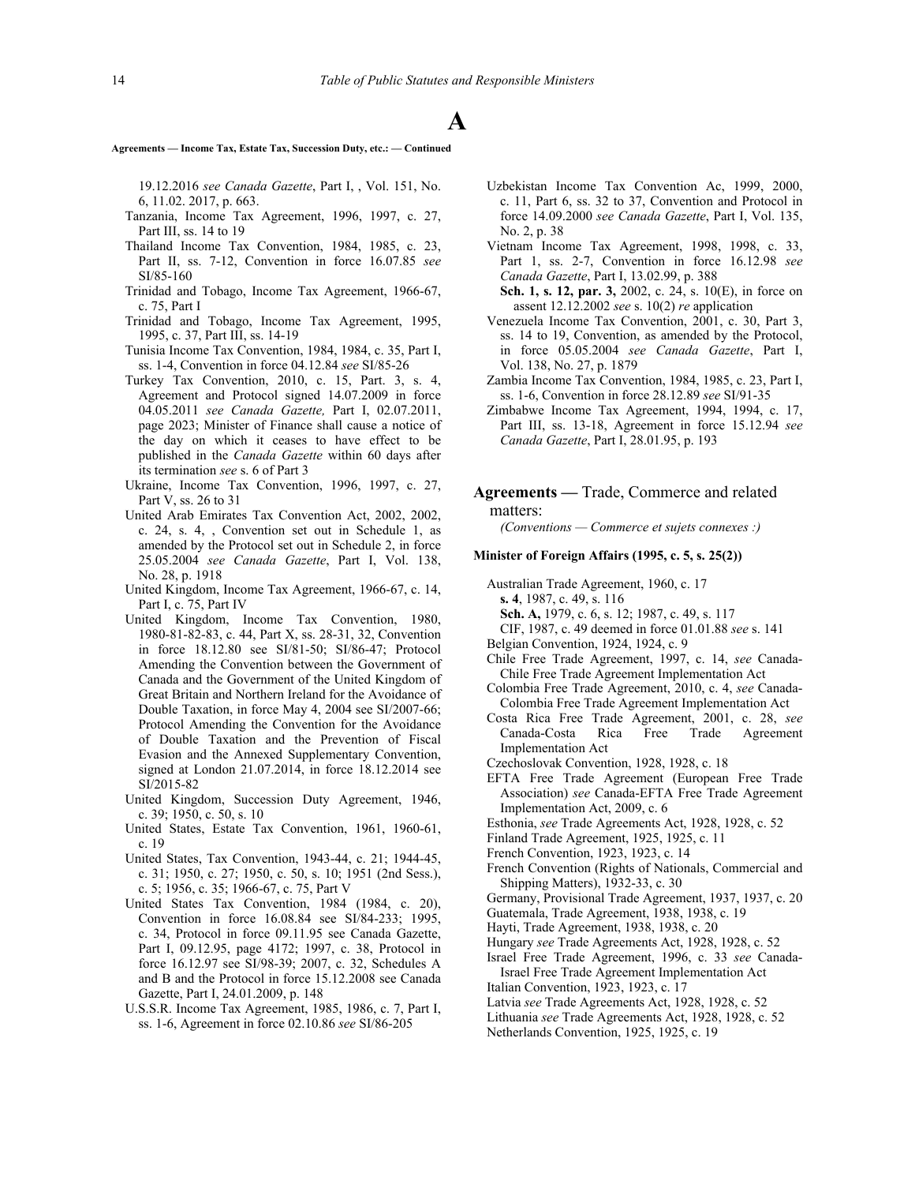# A

**Agreements — Income Tax, Estate Tax, Succession Duty, etc.: — Continued**

19.12.2016 *see Canada Gazette*, Part I, , Vol. 151, No. 6, 11.02. 2017, p. 663.

Tanzania, Income Tax Agreement, 1996, 1997, c. 27, Part III, ss. 14 to 19

Thailand Income Tax Convention, 1984, 1985, c. 23, Part II, ss. 7-12, Convention in force 16.07.85 *see* SI/85-160

Trinidad and Tobago, Income Tax Agreement, 1966-67, c. 75, Part I

Trinidad and Tobago, Income Tax Agreement, 1995, 1995, c. 37, Part III, ss. 14-19

Tunisia Income Tax Convention, 1984, 1984, c. 35, Part I, ss. 1-4, Convention in force 04.12.84 *see* SI/85-26

Turkey Tax Convention, 2010, c. 15, Part. 3, s. 4, Agreement and Protocol signed 14.07.2009 in force 04.05.2011 *see Canada Gazette,* Part I, 02.07.2011, page 2023; Minister of Finance shall cause a notice of the day on which it ceases to have effect to be published in the *Canada Gazette* within 60 days after its termination *see* s. 6 of Part 3

Ukraine, Income Tax Convention, 1996, 1997, c. 27, Part V, ss. 26 to 31

United Arab Emirates Tax Convention Act, 2002, 2002, c. 24, s. 4, , Convention set out in Schedule 1, as amended by the Protocol set out in Schedule 2, in force 25.05.2004 *see Canada Gazette*, Part I, Vol. 138, No. 28, p. 1918

United Kingdom, Income Tax Agreement, 1966-67, c. 14, Part I, c. 75, Part IV

United Kingdom, Income Tax Convention, 1980, 1980-81-82-83, c. 44, Part X, ss. 28-31, 32, Convention in force 18.12.80 see SI/81-50; SI/86-47; Protocol Amending the Convention between the Government of Canada and the Government of the United Kingdom of Great Britain and Northern Ireland for the Avoidance of Double Taxation, in force May 4, 2004 see SI/2007-66; Protocol Amending the Convention for the Avoidance of Double Taxation and the Prevention of Fiscal Evasion and the Annexed Supplementary Convention, signed at London 21.07.2014, in force 18.12.2014 see SI/2015-82

United Kingdom, Succession Duty Agreement, 1946, c. 39; 1950, c. 50, s. 10

United States, Estate Tax Convention, 1961, 1960-61, c. 19

United States, Tax Convention, 1943-44, c. 21; 1944-45, c. 31; 1950, c. 27; 1950, c. 50, s. 10; 1951 (2nd Sess.), c. 5; 1956, c. 35; 1966-67, c. 75, Part V

United States Tax Convention, 1984 (1984, c. 20), Convention in force 16.08.84 see SI/84-233; 1995, c. 34, Protocol in force 09.11.95 see Canada Gazette, Part I, 09.12.95, page 4172; 1997, c. 38, Protocol in force 16.12.97 see SI/98-39; 2007, c. 32, Schedules A and B and the Protocol in force 15.12.2008 see Canada Gazette, Part I, 24.01.2009, p. 148

U.S.S.R. Income Tax Agreement, 1985, 1986, c. 7, Part I, ss. 1-6, Agreement in force 02.10.86 *see* SI/86-205

Uzbekistan Income Tax Convention Ac, 1999, 2000, c. 11, Part 6, ss. 32 to 37, Convention and Protocol in force 14.09.2000 *see Canada Gazette*, Part I, Vol. 135, No. 2, p. 38

Vietnam Income Tax Agreement, 1998, 1998, c. 33, Part 1, ss. 2-7, Convention in force 16.12.98 *see Canada Gazette*, Part I, 13.02.99, p. 388

**Sch. 1, s. 12, par. 3,** 2002, c. 24, s. 10(E), in force on assent 12.12.2002 *see* s. 10(2) *re* application

Venezuela Income Tax Convention, 2001, c. 30, Part 3, ss. 14 to 19, Convention, as amended by the Protocol, in force 05.05.2004 *see Canada Gazette*, Part I, Vol. 138, No. 27, p. 1879

Zambia Income Tax Convention, 1984, 1985, c. 23, Part I, ss. 1-6, Convention in force 28.12.89 *see* SI/91-35

Zimbabwe Income Tax Agreement, 1994, 1994, c. 17, Part III, ss. 13-18, Agreement in force 15.12.94 *see Canada Gazette*, Part I, 28.01.95, p. 193

## **Agreements —** Trade, Commerce and related matters:

*(Conventions — Commerce et sujets connexes :)*

**Minister of Foreign Affairs (1995, c. 5, s. 25(2))**

Australian Trade Agreement, 1960, c. 17

**s. 4**, 1987, c. 49, s. 116

**Sch. A,** 1979, c. 6, s. 12; 1987, c. 49, s. 117

CIF, 1987, c. 49 deemed in force 01.01.88 *see* s. 141

Belgian Convention, 1924, 1924, c. 9

Chile Free Trade Agreement, 1997, c. 14, *see* Canada-Chile Free Trade Agreement Implementation Act

Colombia Free Trade Agreement, 2010, c. 4, *see* Canada-Colombia Free Trade Agreement Implementation Act

Costa Rica Free Trade Agreement, 2001, c. 28, *see* Canada-Costa Rica Free Trade Agreement Implementation Act

Czechoslovak Convention, 1928, 1928, c. 18

EFTA Free Trade Agreement (European Free Trade Association) *see* Canada-EFTA Free Trade Agreement Implementation Act, 2009, c. 6

Esthonia, *see* Trade Agreements Act, 1928, 1928, c. 52

Finland Trade Agreement, 1925, 1925, c. 11

French Convention, 1923, 1923, c. 14

French Convention (Rights of Nationals, Commercial and Shipping Matters), 1932-33, c. 30

Germany, Provisional Trade Agreement, 1937, 1937, c. 20

Guatemala, Trade Agreement, 1938, 1938, c. 19

Hayti, Trade Agreement, 1938, 1938, c. 20

Hungary *see* Trade Agreements Act, 1928, 1928, c. 52

Israel Free Trade Agreement, 1996, c. 33 *see* Canada-Israel Free Trade Agreement Implementation Act

Italian Convention, 1923, 1923, c. 17

Latvia *see* Trade Agreements Act, 1928, 1928, c. 52

Lithuania *see* Trade Agreements Act, 1928, 1928, c. 52

Netherlands Convention, 1925, 1925, c. 19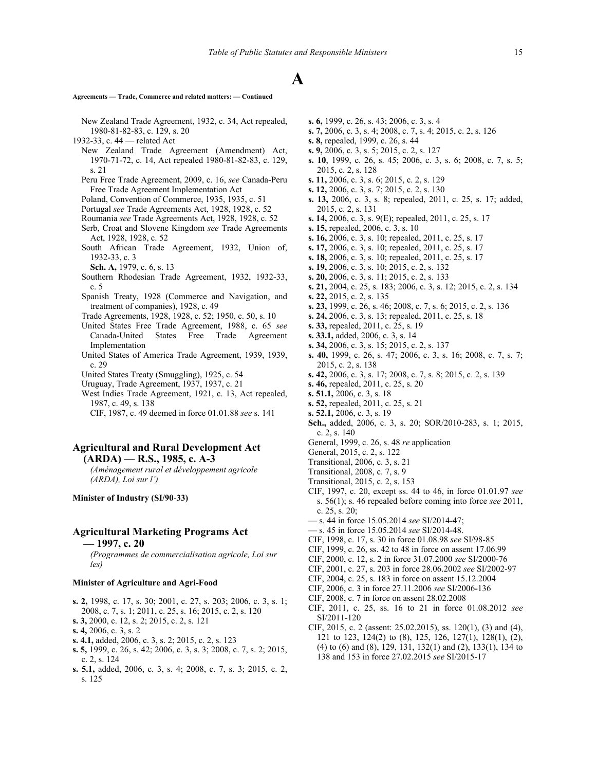# A

**Agreements — Trade, Commerce and related matters: — Continued**

New Zealand Trade Agreement, 1932, c. 34, Act repealed, 1980-81-82-83, c. 129, s. 20

1932-33, c. 44 — related Act

New Zealand Trade Agreement (Amendment) Act, 1970-71-72, c. 14, Act repealed 1980-81-82-83, c. 129, s. 21

Peru Free Trade Agreement, 2009, c. 16, *see* Canada-Peru Free Trade Agreement Implementation Act

Poland, Convention of Commerce, 1935, 1935, c. 51

Portugal *see* Trade Agreements Act, 1928, 1928, c. 52

Roumania *see* Trade Agreements Act, 1928, 1928, c. 52

Serb, Croat and Slovene Kingdom *see* Trade Agreements Act, 1928, 1928, c. 52

South African Trade Agreement, 1932, Union of, 1932-33, c. 3

**Sch. A,** 1979, c. 6, s. 13

Southern Rhodesian Trade Agreement, 1932, 1932-33, c. 5

Spanish Treaty, 1928 (Commerce and Navigation, and treatment of companies), 1928, c. 49

Trade Agreements, 1928, 1928, c. 52; 1950, c. 50, s. 10

United States Free Trade Agreement, 1988, c. 65 *see* Canada-United States Free Trade Agreement Implementation

United States of America Trade Agreement, 1939, 1939, c. 29

United States Treaty (Smuggling), 1925, c. 54

Uruguay, Trade Agreement, 1937, 1937, c. 21

West Indies Trade Agreement, 1921, c. 13, Act repealed, 1987, c. 49, s. 138

CIF, 1987, c. 49 deemed in force 01.01.88 *see* s. 141

## Agricultural and Rural Development Act (ARDA) — R.S., 1985, c. A-3

*(Aménagement rural et développement agricole (ARDA), Loi sur l')*

**Minister of Industry (SI/90-33)**

## Agricultural Marketing Programs Act — 1997, c. 20

*(Programmes de commercialisation agricole, Loi sur les)*

**Minister of Agriculture and Agri-Food**

**s. 2,** 1998, c. 17, s. 30; 2001, c. 27, s. 203; 2006, c. 3, s. 1; 2008, c. 7, s. 1; 2011, c. 25, s. 16; 2015, c. 2, s. 120

**s. 3,** 2000, c. 12, s. 2; 2015, c. 2, s. 121

**s. 4,** 2006, c. 3, s. 2

**s. 4.1,** added, 2006, c. 3, s. 2; 2015, c. 2, s. 123

**s. 5,** 1999, c. 26, s. 42; 2006, c. 3, s. 3; 2008, c. 7, s. 2; 2015, c. 2, s. 124

**s. 5.1,** added, 2006, c. 3, s. 4; 2008, c. 7, s. 3; 2015, c. 2, s. 125

**s. 6,** 1999, c. 26, s. 43; 2006, c. 3, s. 4

**s. 7,** 2006, c. 3, s. 4; 2008, c. 7, s. 4; 2015, c. 2, s. 126

**s. 8,** repealed, 1999, c. 26, s. 44

**s. 9,** 2006, c. 3, s. 5; 2015, c. 2, s. 127

**s. 10**, 1999, c. 26, s. 45; 2006, c. 3, s. 6; 2008, c. 7, s. 5; 2015, c. 2, s. 128

**s. 11,** 2006, c. 3, s. 6; 2015, c. 2, s. 129

**s. 12,** 2006, c. 3, s. 7; 2015, c. 2, s. 130

**s. 13,** 2006, c. 3, s. 8; repealed, 2011, c. 25, s. 17; added, 2015, c. 2, s. 131

**s. 14,** 2006, c. 3, s. 9(E); repealed, 2011, c. 25, s. 17

**s. 15,** repealed, 2006, c. 3, s. 10

**s. 16,** 2006, c. 3, s. 10; repealed, 2011, c. 25, s. 17

**s. 17,** 2006, c. 3, s. 10; repealed, 2011, c. 25, s. 17

**s. 18,** 2006, c. 3, s. 10; repealed, 2011, c. 25, s. 17

**s. 19,** 2006, c. 3, s. 10; 2015, c. 2, s. 132

**s. 20,** 2006, c. 3, s. 11; 2015, c. 2, s. 133

**s. 21,** 2004, c. 25, s. 183; 2006, c. 3, s. 12; 2015, c. 2, s. 134

**s. 22,** 2015, c. 2, s. 135

**s. 23,** 1999, c. 26, s. 46; 2008, c. 7, s. 6; 2015, c. 2, s. 136

**s. 24,** 2006, c. 3, s. 13; repealed, 2011, c. 25, s. 18

**s. 33,** repealed, 2011, c. 25, s. 19

**s. 33.1,** added, 2006, c. 3, s. 14

**s. 34,** 2006, c. 3, s. 15; 2015, c. 2, s. 137

**s. 40,** 1999, c. 26, s. 47; 2006, c. 3, s. 16; 2008, c. 7, s. 7; 2015, c. 2, s. 138

**s. 42,** 2006, c. 3, s. 17; 2008, c. 7, s. 8; 2015, c. 2, s. 139

**s. 46,** repealed, 2011, c. 25, s. 20

**s. 51.1,** 2006, c. 3, s. 18

**s. 52,** repealed, 2011, c. 25, s. 21

**s. 52.1,** 2006, c. 3, s. 19

**Sch.,** added, 2006, c. 3, s. 20; SOR/2010-283, s. 1; 2015, c. 2, s. 140

General, 1999, c. 26, s. 48 *re* application

General, 2015, c. 2, s. 122

Transitional, 2006, c. 3, s. 21

Transitional, 2008, c. 7, s. 9

Transitional, 2015, c. 2, s. 153

CIF, 1997, c. 20, except ss. 44 to 46, in force 01.01.97 *see* s. 56(1); s. 46 repealed before coming into force *see* 2011, c. 25, s. 20;

— s. 44 in force 15.05.2014 *see* SI/2014-47;

— s. 45 in force 15.05.2014 *see* SI/2014-48.

CIF, 1998, c. 17, s. 30 in force 01.08.98 *see* SI/98-85

CIF, 1999, c. 26, ss. 42 to 48 in force on assent 17.06.99

CIF, 2000, c. 12, s. 2 in force 31.07.2000 *see* SI/2000-76

CIF, 2001, c. 27, s. 203 in force 28.06.2002 *see* SI/2002-97

CIF, 2004, c. 25, s. 183 in force on assent 15.12.2004

CIF, 2006, c. 3 in force 27.11.2006 *see* SI/2006-136

CIF, 2008, c. 7 in force on assent 28.02.2008

CIF, 2011, c. 25, ss. 16 to 21 in force 01.08.2012 *see* SI/2011-120

CIF, 2015, c. 2 (assent: 25.02.2015), ss. 120(1), (3) and (4), 121 to 123, 124(2) to (8), 125, 126, 127(1), 128(1), (2), (4) to (6) and (8), 129, 131, 132(1) and (2), 133(1), 134 to 138 and 153 in force 27.02.2015 *see* SI/2015-17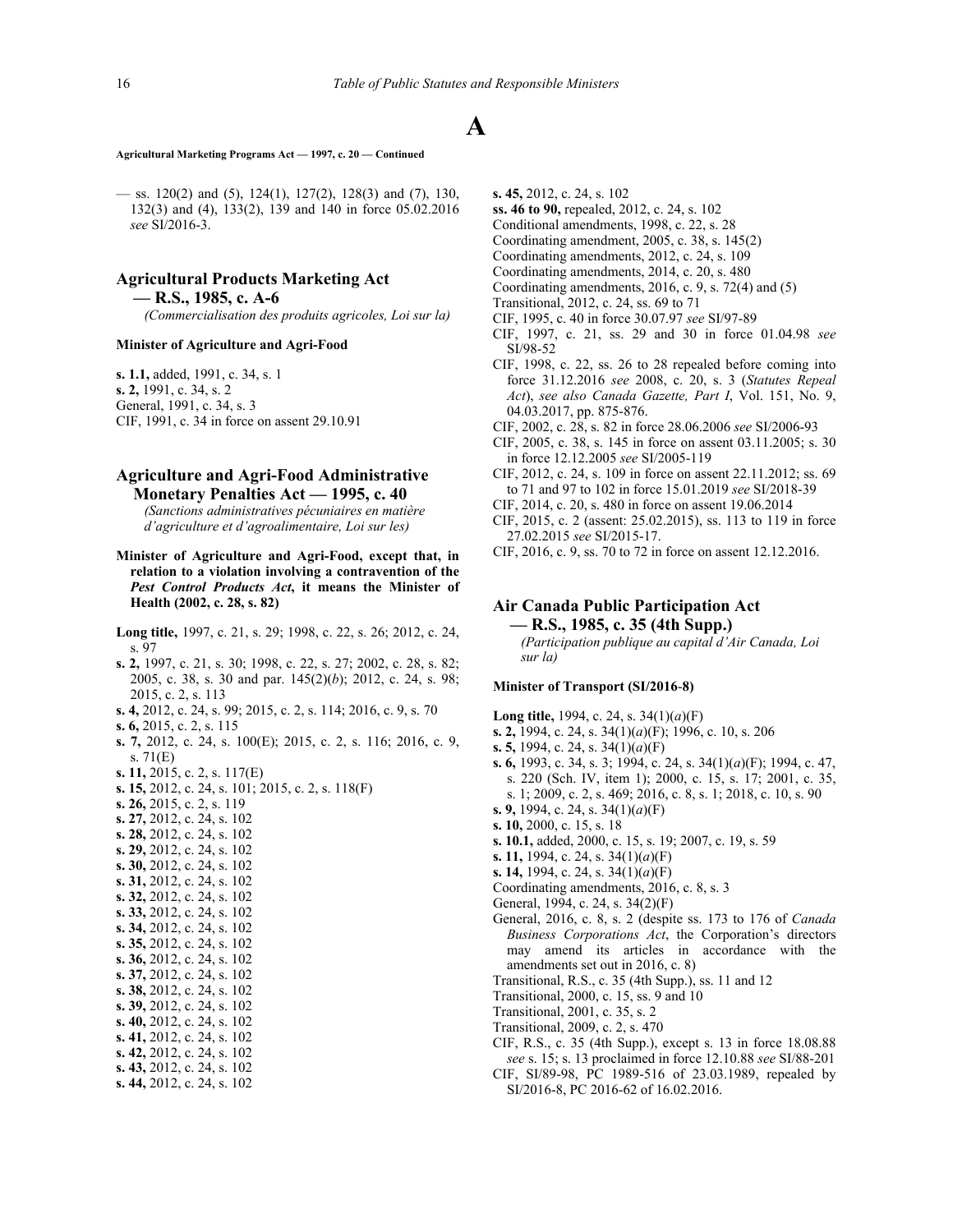# A

**Agricultural Marketing Programs Act — 1997, c. 20 — Continued**

— ss. 120(2) and (5), 124(1), 127(2), 128(3) and (7), 130, 132(3) and (4), 133(2), 139 and 140 in force 05.02.2016 *see* SI/2016-3.

## Agricultural Products Marketing Act — R.S., 1985, c. A-6

*(Commercialisation des produits agricoles, Loi sur la)*

**Minister of Agriculture and Agri-Food**

**s. 1.1,** added, 1991, c. 34, s. 1
**s. 2,** 1991, c. 34, s. 2
General, 1991, c. 34, s. 3
CIF, 1991, c. 34 in force on assent 29.10.91

## Agriculture and Agri-Food Administrative Monetary Penalties Act — 1995, c. 40

*(Sanctions administratives pécuniaires en matière d'agriculture et d'agroalimentaire, Loi sur les)*

**Minister of Agriculture and Agri-Food, except that, in relation to a violation involving a contravention of the *Pest Control Products Act*, it means the Minister of Health (2002, c. 28, s. 82)**

**Long title,** 1997, c. 21, s. 29; 1998, c. 22, s. 26; 2012, c. 24, s. 97
**s. 2,** 1997, c. 21, s. 30; 1998, c. 22, s. 27; 2002, c. 28, s. 82; 2005, c. 38, s. 30 and par. 145(2)(*b*); 2012, c. 24, s. 98; 2015, c. 2, s. 113
**s. 4,** 2012, c. 24, s. 99; 2015, c. 2, s. 114; 2016, c. 9, s. 70
**s. 6,** 2015, c. 2, s. 115
**s. 7,** 2012, c. 24, s. 100(E); 2015, c. 2, s. 116; 2016, c. 9, s. 71(E)
**s. 11,** 2015, c. 2, s. 117(E)
**s. 15,** 2012, c. 24, s. 101; 2015, c. 2, s. 118(F)
**s. 26,** 2015, c. 2, s. 119
**s. 27,** 2012, c. 24, s. 102
**s. 28,** 2012, c. 24, s. 102
**s. 29,** 2012, c. 24, s. 102
**s. 30,** 2012, c. 24, s. 102
**s. 31,** 2012, c. 24, s. 102
**s. 32,** 2012, c. 24, s. 102
**s. 33,** 2012, c. 24, s. 102
**s. 34,** 2012, c. 24, s. 102
**s. 35,** 2012, c. 24, s. 102
**s. 36,** 2012, c. 24, s. 102
**s. 37,** 2012, c. 24, s. 102
**s. 38,** 2012, c. 24, s. 102
**s. 39,** 2012, c. 24, s. 102
**s. 40,** 2012, c. 24, s. 102
**s. 41,** 2012, c. 24, s. 102
**s. 42,** 2012, c. 24, s. 102
**s. 43,** 2012, c. 24, s. 102
**s. 44,** 2012, c. 24, s. 102
**s. 45,** 2012, c. 24, s. 102
**ss. 46 to 90,** repealed, 2012, c. 24, s. 102
Conditional amendments, 1998, c. 22, s. 28
Coordinating amendment, 2005, c. 38, s. 145(2)
Coordinating amendments, 2012, c. 24, s. 109
Coordinating amendments, 2014, c. 20, s. 480
Coordinating amendments, 2016, c. 9, s. 72(4) and (5)
Transitional, 2012, c. 24, ss. 69 to 71
CIF, 1995, c. 40 in force 30.07.97 *see* SI/97-89
CIF, 1997, c. 21, ss. 29 and 30 in force 01.04.98 *see* SI/98-52
CIF, 1998, c. 22, ss. 26 to 28 repealed before coming into force 31.12.2016 *see* 2008, c. 20, s. 3 (*Statutes Repeal Act*), *see also Canada Gazette, Part I*, Vol. 151, No. 9, 04.03.2017, pp. 875-876.
CIF, 2002, c. 28, s. 82 in force 28.06.2006 *see* SI/2006-93
CIF, 2005, c. 38, s. 145 in force on assent 03.11.2005; s. 30 in force 12.12.2005 *see* SI/2005-119
CIF, 2012, c. 24, s. 109 in force on assent 22.11.2012; ss. 69 to 71 and 97 to 102 in force 15.01.2019 *see* SI/2018-39
CIF, 2014, c. 20, s. 480 in force on assent 19.06.2014
CIF, 2015, c. 2 (assent: 25.02.2015), ss. 113 to 119 in force 27.02.2015 *see* SI/2015-17.
CIF, 2016, c. 9, ss. 70 to 72 in force on assent 12.12.2016.

## Air Canada Public Participation Act — R.S., 1985, c. 35 (4th Supp.)

*(Participation publique au capital d'Air Canada, Loi sur la)*

**Minister of Transport (SI/2016-8)**

**Long title,** 1994, c. 24, s. 34(1)(*a*)(F)
**s. 2,** 1994, c. 24, s. 34(1)(*a*)(F); 1996, c. 10, s. 206
**s. 5,** 1994, c. 24, s. 34(1)(*a*)(F)
**s. 6,** 1993, c. 34, s. 3; 1994, c. 24, s. 34(1)(*a*)(F); 1994, c. 47, s. 220 (Sch. IV, item 1); 2000, c. 15, s. 17; 2001, c. 35, s. 1; 2009, c. 2, s. 469; 2016, c. 8, s. 1; 2018, c. 10, s. 90
**s. 9,** 1994, c. 24, s. 34(1)(*a*)(F)
**s. 10,** 2000, c. 15, s. 18
**s. 10.1,** added, 2000, c. 15, s. 19; 2007, c. 19, s. 59
**s. 11,** 1994, c. 24, s. 34(1)(*a*)(F)
**s. 14,** 1994, c. 24, s. 34(1)(*a*)(F)
Coordinating amendments, 2016, c. 8, s. 3
General, 1994, c. 24, s. 34(2)(F)
General, 2016, c. 8, s. 2 (despite ss. 173 to 176 of *Canada Business Corporations Act*, the Corporation's directors may amend its articles in accordance with the amendments set out in 2016, c. 8)
Transitional, R.S., c. 35 (4th Supp.), ss. 11 and 12
Transitional, 2000, c. 15, ss. 9 and 10
Transitional, 2001, c. 35, s. 2
Transitional, 2009, c. 2, s. 470
CIF, R.S., c. 35 (4th Supp.), except s. 13 in force 18.08.88 *see* s. 15; s. 13 proclaimed in force 12.10.88 *see* SI/88-201
CIF, SI/89-98, PC 1989-516 of 23.03.1989, repealed by SI/2016-8, PC 2016-62 of 16.02.2016.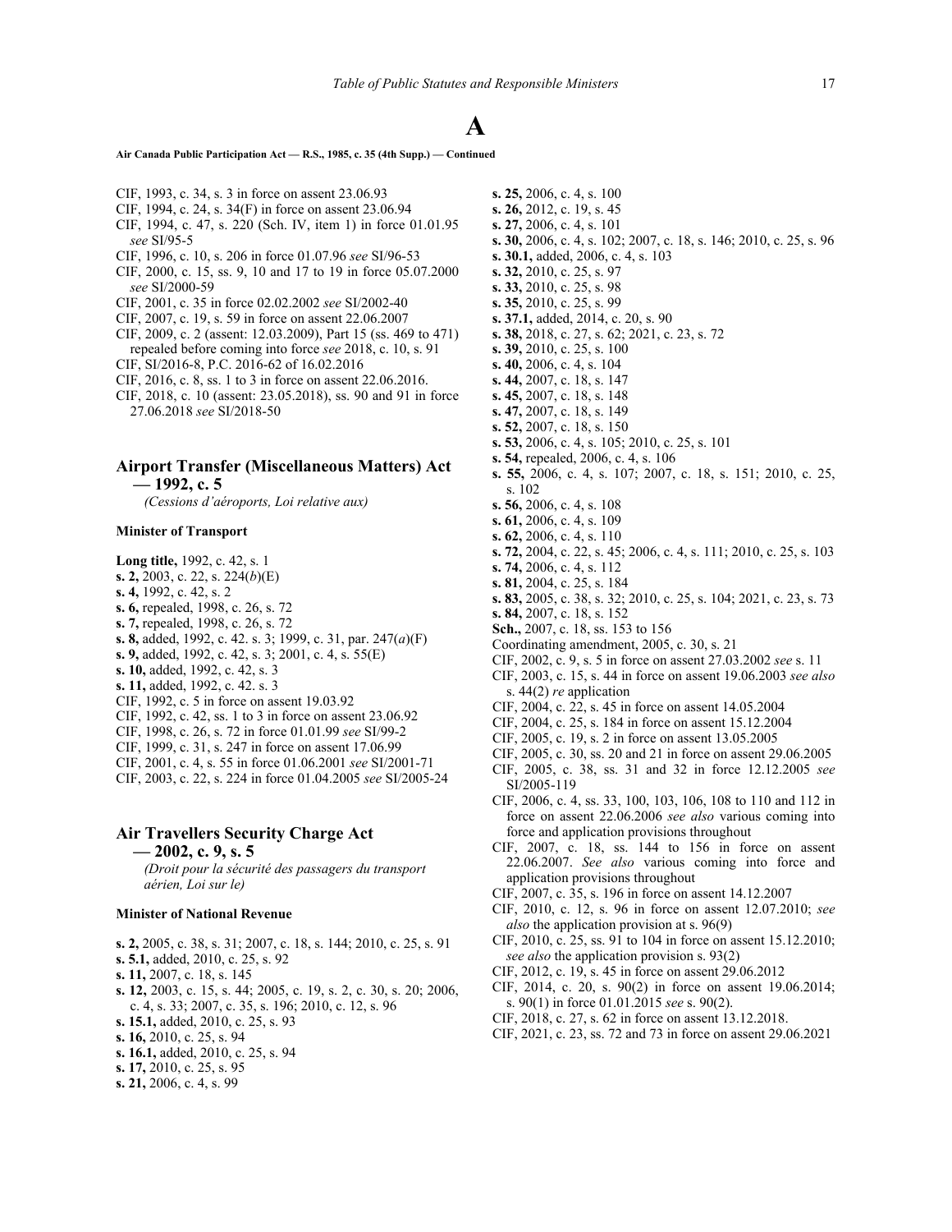# A

**Air Canada Public Participation Act — R.S., 1985, c. 35 (4th Supp.) — Continued**

CIF, 1993, c. 34, s. 3 in force on assent 23.06.93
CIF, 1994, c. 24, s. 34(F) in force on assent 23.06.94
CIF, 1994, c. 47, s. 220 (Sch. IV, item 1) in force 01.01.95 *see* SI/95-5
CIF, 1996, c. 10, s. 206 in force 01.07.96 *see* SI/96-53
CIF, 2000, c. 15, ss. 9, 10 and 17 to 19 in force 05.07.2000 *see* SI/2000-59
CIF, 2001, c. 35 in force 02.02.2002 *see* SI/2002-40
CIF, 2007, c. 19, s. 59 in force on assent 22.06.2007
CIF, 2009, c. 2 (assent: 12.03.2009), Part 15 (ss. 469 to 471) repealed before coming into force *see* 2018, c. 10, s. 91
CIF, SI/2016-8, P.C. 2016-62 of 16.02.2016
CIF, 2016, c. 8, ss. 1 to 3 in force on assent 22.06.2016.
CIF, 2018, c. 10 (assent: 23.05.2018), ss. 90 and 91 in force 27.06.2018 *see* SI/2018-50

## Airport Transfer (Miscellaneous Matters) Act — 1992, c. 5

*(Cessions d'aéroports, Loi relative aux)*

**Minister of Transport**

**Long title,** 1992, c. 42, s. 1
**s. 2,** 2003, c. 22, s. 224(*b*)(E)
**s. 4,** 1992, c. 42, s. 2
**s. 6,** repealed, 1998, c. 26, s. 72
**s. 7,** repealed, 1998, c. 26, s. 72
**s. 8,** added, 1992, c. 42. s. 3; 1999, c. 31, par. 247(*a*)(F)
**s. 9,** added, 1992, c. 42, s. 3; 2001, c. 4, s. 55(E)
**s. 10,** added, 1992, c. 42, s. 3
**s. 11,** added, 1992, c. 42. s. 3
CIF, 1992, c. 5 in force on assent 19.03.92
CIF, 1992, c. 42, ss. 1 to 3 in force on assent 23.06.92
CIF, 1998, c. 26, s. 72 in force 01.01.99 *see* SI/99-2
CIF, 1999, c. 31, s. 247 in force on assent 17.06.99
CIF, 2001, c. 4, s. 55 in force 01.06.2001 *see* SI/2001-71
CIF, 2003, c. 22, s. 224 in force 01.04.2005 *see* SI/2005-24

## Air Travellers Security Charge Act — 2002, c. 9, s. 5

*(Droit pour la sécurité des passagers du transport aérien, Loi sur le)*

**Minister of National Revenue**

**s. 2,** 2005, c. 38, s. 31; 2007, c. 18, s. 144; 2010, c. 25, s. 91
**s. 5.1,** added, 2010, c. 25, s. 92
**s. 11,** 2007, c. 18, s. 145
**s. 12,** 2003, c. 15, s. 44; 2005, c. 19, s. 2, c. 30, s. 20; 2006, c. 4, s. 33; 2007, c. 35, s. 196; 2010, c. 12, s. 96
**s. 15.1,** added, 2010, c. 25, s. 93
**s. 16,** 2010, c. 25, s. 94
**s. 16.1,** added, 2010, c. 25, s. 94
**s. 17,** 2010, c. 25, s. 95
**s. 21,** 2006, c. 4, s. 99
**s. 25,** 2006, c. 4, s. 100
**s. 26,** 2012, c. 19, s. 45
**s. 27,** 2006, c. 4, s. 101
**s. 30,** 2006, c. 4, s. 102; 2007, c. 18, s. 146; 2010, c. 25, s. 96
**s. 30.1,** added, 2006, c. 4, s. 103
**s. 32,** 2010, c. 25, s. 97
**s. 33,** 2010, c. 25, s. 98
**s. 35,** 2010, c. 25, s. 99
**s. 37.1,** added, 2014, c. 20, s. 90
**s. 38,** 2018, c. 27, s. 62; 2021, c. 23, s. 72
**s. 39,** 2010, c. 25, s. 100
**s. 40,** 2006, c. 4, s. 104
**s. 44,** 2007, c. 18, s. 147
**s. 45,** 2007, c. 18, s. 148
**s. 47,** 2007, c. 18, s. 149
**s. 52,** 2007, c. 18, s. 150
**s. 53,** 2006, c. 4, s. 105; 2010, c. 25, s. 101
**s. 54,** repealed, 2006, c. 4, s. 106
**s. 55,** 2006, c. 4, s. 107; 2007, c. 18, s. 151; 2010, c. 25, s. 102
**s. 56,** 2006, c. 4, s. 108
**s. 61,** 2006, c. 4, s. 109
**s. 62,** 2006, c. 4, s. 110
**s. 72,** 2004, c. 22, s. 45; 2006, c. 4, s. 111; 2010, c. 25, s. 103
**s. 74,** 2006, c. 4, s. 112
**s. 81,** 2004, c. 25, s. 184
**s. 83,** 2005, c. 38, s. 32; 2010, c. 25, s. 104; 2021, c. 23, s. 73
**s. 84,** 2007, c. 18, s. 152
**Sch.,** 2007, c. 18, ss. 153 to 156
Coordinating amendment, 2005, c. 30, s. 21
CIF, 2002, c. 9, s. 5 in force on assent 27.03.2002 *see* s. 11
CIF, 2003, c. 15, s. 44 in force on assent 19.06.2003 *see also* s. 44(2) *re* application
CIF, 2004, c. 22, s. 45 in force on assent 14.05.2004
CIF, 2004, c. 25, s. 184 in force on assent 15.12.2004
CIF, 2005, c. 19, s. 2 in force on assent 13.05.2005
CIF, 2005, c. 30, ss. 20 and 21 in force on assent 29.06.2005
CIF, 2005, c. 38, ss. 31 and 32 in force 12.12.2005 *see* SI/2005-119
CIF, 2006, c. 4, ss. 33, 100, 103, 106, 108 to 110 and 112 in force on assent 22.06.2006 *see also* various coming into force and application provisions throughout
CIF, 2007, c. 18, ss. 144 to 156 in force on assent 22.06.2007. *See also* various coming into force and application provisions throughout
CIF, 2007, c. 35, s. 196 in force on assent 14.12.2007
CIF, 2010, c. 12, s. 96 in force on assent 12.07.2010; *see also* the application provision at s. 96(9)
CIF, 2010, c. 25, ss. 91 to 104 in force on assent 15.12.2010; *see also* the application provision s. 93(2)
CIF, 2012, c. 19, s. 45 in force on assent 29.06.2012
CIF, 2014, c. 20, s. 90(2) in force on assent 19.06.2014; s. 90(1) in force 01.01.2015 *see* s. 90(2).
CIF, 2018, c. 27, s. 62 in force on assent 13.12.2018.
CIF, 2021, c. 23, ss. 72 and 73 in force on assent 29.06.2021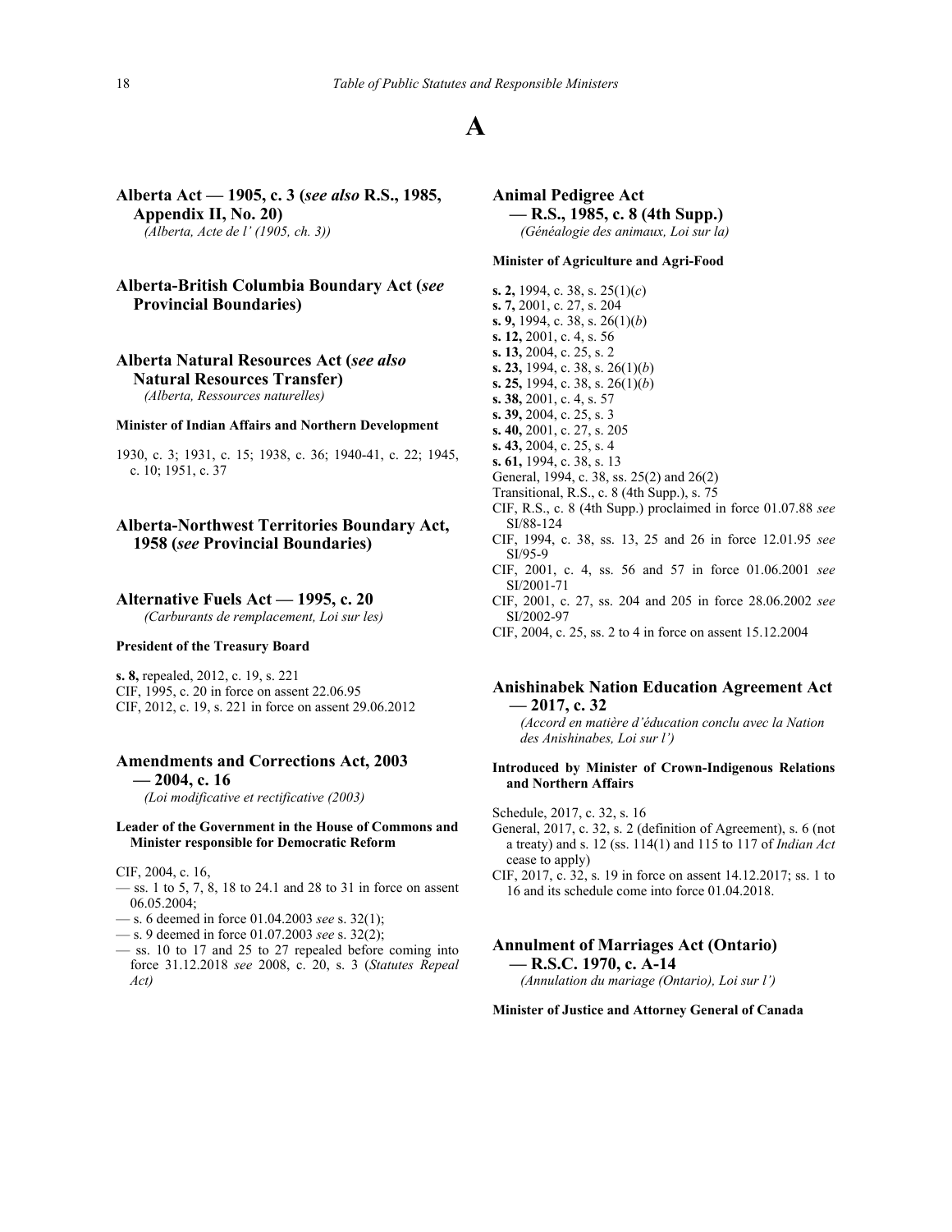# A

## Alberta Act — 1905, c. 3 (*see also* R.S., 1985, Appendix II, No. 20)

*(Alberta, Acte de l' (1905, ch. 3))*

## Alberta-British Columbia Boundary Act (*see* Provincial Boundaries)

## Alberta Natural Resources Act (*see also* Natural Resources Transfer)

*(Alberta, Ressources naturelles)*

**Minister of Indian Affairs and Northern Development**

1930, c. 3; 1931, c. 15; 1938, c. 36; 1940-41, c. 22; 1945, c. 10; 1951, c. 37

## Alberta-Northwest Territories Boundary Act, 1958 (*see* Provincial Boundaries)

## Alternative Fuels Act — 1995, c. 20

*(Carburants de remplacement, Loi sur les)*

**President of the Treasury Board**

**s. 8,** repealed, 2012, c. 19, s. 221
CIF, 1995, c. 20 in force on assent 22.06.95
CIF, 2012, c. 19, s. 221 in force on assent 29.06.2012

## Amendments and Corrections Act, 2003 — 2004, c. 16

*(Loi modificative et rectificative (2003))*

**Leader of the Government in the House of Commons and Minister responsible for Democratic Reform**

CIF, 2004, c. 16,
— ss. 1 to 5, 7, 8, 18 to 24.1 and 28 to 31 in force on assent 06.05.2004;
— s. 6 deemed in force 01.04.2003 *see* s. 32(1);
— s. 9 deemed in force 01.07.2003 *see* s. 32(2);
— ss. 10 to 17 and 25 to 27 repealed before coming into force 31.12.2018 *see* 2008, c. 20, s. 3 (*Statutes Repeal Act)*

## Animal Pedigree Act — R.S., 1985, c. 8 (4th Supp.)

*(Généalogie des animaux, Loi sur la)*

**Minister of Agriculture and Agri-Food**

**s. 2,** 1994, c. 38, s. 25(1)(*c*)
**s. 7,** 2001, c. 27, s. 204
**s. 9,** 1994, c. 38, s. 26(1)(*b*)
**s. 12,** 2001, c. 4, s. 56
**s. 13,** 2004, c. 25, s. 2
**s. 23,** 1994, c. 38, s. 26(1)(*b*)
**s. 25,** 1994, c. 38, s. 26(1)(*b*)
**s. 38,** 2001, c. 4, s. 57
**s. 39,** 2004, c. 25, s. 3
**s. 40,** 2001, c. 27, s. 205
**s. 43,** 2004, c. 25, s. 4
**s. 61,** 1994, c. 38, s. 13
General, 1994, c. 38, ss. 25(2) and 26(2)
Transitional, R.S., c. 8 (4th Supp.), s. 75
CIF, R.S., c. 8 (4th Supp.) proclaimed in force 01.07.88 *see* SI/88-124
CIF, 1994, c. 38, ss. 13, 25 and 26 in force 12.01.95 *see* SI/95-9
CIF, 2001, c. 4, ss. 56 and 57 in force 01.06.2001 *see* SI/2001-71
CIF, 2001, c. 27, ss. 204 and 205 in force 28.06.2002 *see* SI/2002-97
CIF, 2004, c. 25, ss. 2 to 4 in force on assent 15.12.2004

## Anishinabek Nation Education Agreement Act — 2017, c. 32

*(Accord en matière d'éducation conclu avec la Nation des Anishinabes, Loi sur l')*

**Introduced by Minister of Crown-Indigenous Relations and Northern Affairs**

Schedule, 2017, c. 32, s. 16
General, 2017, c. 32, s. 2 (definition of Agreement), s. 6 (not a treaty) and s. 12 (ss. 114(1) and 115 to 117 of *Indian Act* cease to apply)
CIF, 2017, c. 32, s. 19 in force on assent 14.12.2017; ss. 1 to 16 and its schedule come into force 01.04.2018.

## Annulment of Marriages Act (Ontario) — R.S.C. 1970, c. A-14

*(Annulation du mariage (Ontario), Loi sur l')*

**Minister of Justice and Attorney General of Canada**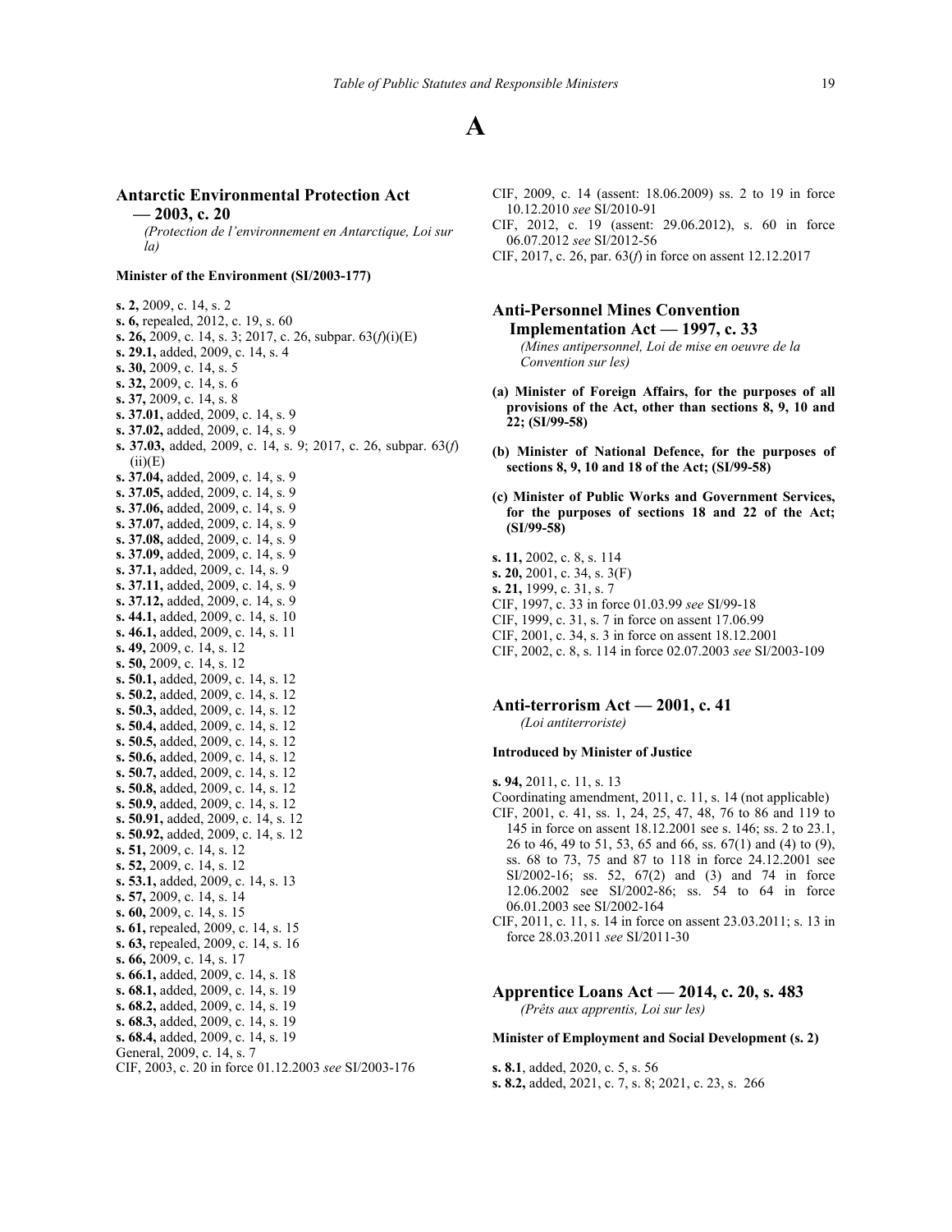# A

## Antarctic Environmental Protection Act — 2003, c. 20

*(Protection de l'environnement en Antarctique, Loi sur la)*

**Minister of the Environment (SI/2003-177)**

**s. 2,** 2009, c. 14, s. 2
**s. 6,** repealed, 2012, c. 19, s. 60
**s. 26,** 2009, c. 14, s. 3; 2017, c. 26, subpar. 63(*f*)(i)(E)
**s. 29.1,** added, 2009, c. 14, s. 4
**s. 30,** 2009, c. 14, s. 5
**s. 32,** 2009, c. 14, s. 6
**s. 37,** 2009, c. 14, s. 8
**s. 37.01,** added, 2009, c. 14, s. 9
**s. 37.02,** added, 2009, c. 14, s. 9
**s. 37.03,** added, 2009, c. 14, s. 9; 2017, c. 26, subpar. 63(*f*)(ii)(E)
**s. 37.04,** added, 2009, c. 14, s. 9
**s. 37.05,** added, 2009, c. 14, s. 9
**s. 37.06,** added, 2009, c. 14, s. 9
**s. 37.07,** added, 2009, c. 14, s. 9
**s. 37.08,** added, 2009, c. 14, s. 9
**s. 37.09,** added, 2009, c. 14, s. 9
**s. 37.1,** added, 2009, c. 14, s. 9
**s. 37.11,** added, 2009, c. 14, s. 9
**s. 37.12,** added, 2009, c. 14, s. 9
**s. 44.1,** added, 2009, c. 14, s. 10
**s. 46.1,** added, 2009, c. 14, s. 11
**s. 49,** 2009, c. 14, s. 12
**s. 50,** 2009, c. 14, s. 12
**s. 50.1,** added, 2009, c. 14, s. 12
**s. 50.2,** added, 2009, c. 14, s. 12
**s. 50.3,** added, 2009, c. 14, s. 12
**s. 50.4,** added, 2009, c. 14, s. 12
**s. 50.5,** added, 2009, c. 14, s. 12
**s. 50.6,** added, 2009, c. 14, s. 12
**s. 50.7,** added, 2009, c. 14, s. 12
**s. 50.8,** added, 2009, c. 14, s. 12
**s. 50.9,** added, 2009, c. 14, s. 12
**s. 50.91,** added, 2009, c. 14, s. 12
**s. 50.92,** added, 2009, c. 14, s. 12
**s. 51,** 2009, c. 14, s. 12
**s. 52,** 2009, c. 14, s. 12
**s. 53.1,** added, 2009, c. 14, s. 13
**s. 57,** 2009, c. 14, s. 14
**s. 60,** 2009, c. 14, s. 15
**s. 61,** repealed, 2009, c. 14, s. 15
**s. 63,** repealed, 2009, c. 14, s. 16
**s. 66,** 2009, c. 14, s. 17
**s. 66.1,** added, 2009, c. 14, s. 18
**s. 68.1,** added, 2009, c. 14, s. 19
**s. 68.2,** added, 2009, c. 14, s. 19
**s. 68.3,** added, 2009, c. 14, s. 19
**s. 68.4,** added, 2009, c. 14, s. 19
General, 2009, c. 14, s. 7
CIF, 2003, c. 20 in force 01.12.2003 *see* SI/2003-176
CIF, 2009, c. 14 (assent: 18.06.2009) ss. 2 to 19 in force 10.12.2010 *see* SI/2010-91
CIF, 2012, c. 19 (assent: 29.06.2012), s. 60 in force 06.07.2012 *see* SI/2012-56
CIF, 2017, c. 26, par. 63(*f*) in force on assent 12.12.2017

## Anti-Personnel Mines Convention Implementation Act — 1997, c. 33

*(Mines antipersonnel, Loi de mise en oeuvre de la Convention sur les)*

**(a) Minister of Foreign Affairs, for the purposes of all provisions of the Act, other than sections 8, 9, 10 and 22; (SI/99-58)**

**(b) Minister of National Defence, for the purposes of sections 8, 9, 10 and 18 of the Act; (SI/99-58)**

**(c) Minister of Public Works and Government Services, for the purposes of sections 18 and 22 of the Act; (SI/99-58)**

**s. 11,** 2002, c. 8, s. 114
**s. 20,** 2001, c. 34, s. 3(F)
**s. 21,** 1999, c. 31, s. 7
CIF, 1997, c. 33 in force 01.03.99 *see* SI/99-18
CIF, 1999, c. 31, s. 7 in force on assent 17.06.99
CIF, 2001, c. 34, s. 3 in force on assent 18.12.2001
CIF, 2002, c. 8, s. 114 in force 02.07.2003 *see* SI/2003-109

## Anti-terrorism Act — 2001, c. 41

*(Loi antiterroriste)*

**Introduced by Minister of Justice**

**s. 94,** 2011, c. 11, s. 13
Coordinating amendment, 2011, c. 11, s. 14 (not applicable)
CIF, 2001, c. 41, ss. 1, 24, 25, 47, 48, 76 to 86 and 119 to 145 in force on assent 18.12.2001 see s. 146; ss. 2 to 23.1, 26 to 46, 49 to 51, 53, 65 and 66, ss. 67(1) and (4) to (9), ss. 68 to 73, 75 and 87 to 118 in force 24.12.2001 see SI/2002-16; ss. 52, 67(2) and (3) and 74 in force 12.06.2002 see SI/2002-86; ss. 54 to 64 in force 06.01.2003 see SI/2002-164
CIF, 2011, c. 11, s. 14 in force on assent 23.03.2011; s. 13 in force 28.03.2011 *see* SI/2011-30

## Apprentice Loans Act — 2014, c. 20, s. 483

*(Prêts aux apprentis, Loi sur les)*

**Minister of Employment and Social Development (s. 2)**

**s. 8.1**, added, 2020, c. 5, s. 56
**s. 8.2,** added, 2021, c. 7, s. 8; 2021, c. 23, s. 266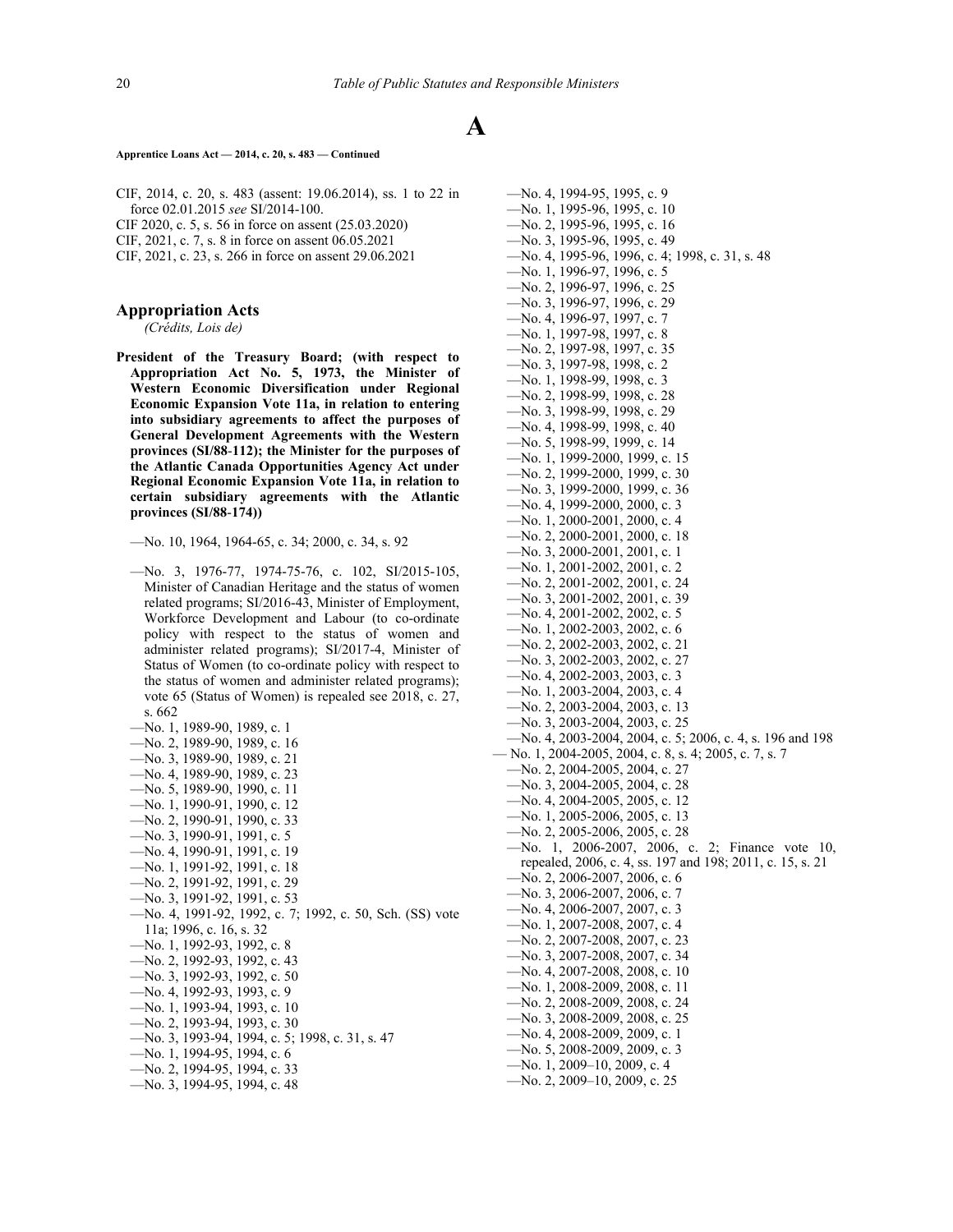# A

**Apprentice Loans Act — 2014, c. 20, s. 483 — Continued**

CIF, 2014, c. 20, s. 483 (assent: 19.06.2014), ss. 1 to 22 in force 02.01.2015 *see* SI/2014-100.
CIF 2020, c. 5, s. 56 in force on assent (25.03.2020)
CIF, 2021, c. 7, s. 8 in force on assent 06.05.2021
CIF, 2021, c. 23, s. 266 in force on assent 29.06.2021

## Appropriation Acts

*(Crédits, Lois de)*

**President of the Treasury Board; (with respect to Appropriation Act No. 5, 1973, the Minister of Western Economic Diversification under Regional Economic Expansion Vote 11a, in relation to entering into subsidiary agreements to affect the purposes of General Development Agreements with the Western provinces (SI/88-112); the Minister for the purposes of the Atlantic Canada Opportunities Agency Act under Regional Economic Expansion Vote 11a, in relation to certain subsidiary agreements with the Atlantic provinces (SI/88-174))**

—No. 10, 1964, 1964-65, c. 34; 2000, c. 34, s. 92

—No. 3, 1976-77, 1974-75-76, c. 102, SI/2015-105, Minister of Canadian Heritage and the status of women related programs; SI/2016-43, Minister of Employment, Workforce Development and Labour (to co-ordinate policy with respect to the status of women and administer related programs); SI/2017-4, Minister of Status of Women (to co-ordinate policy with respect to the status of women and administer related programs); vote 65 (Status of Women) is repealed see 2018, c. 27, s. 662
—No. 1, 1989-90, 1989, c. 1
—No. 2, 1989-90, 1989, c. 16
—No. 3, 1989-90, 1989, c. 21
—No. 4, 1989-90, 1989, c. 23
—No. 5, 1989-90, 1990, c. 11
—No. 1, 1990-91, 1990, c. 12
—No. 2, 1990-91, 1990, c. 33
—No. 3, 1990-91, 1991, c. 5
—No. 4, 1990-91, 1991, c. 19
—No. 1, 1991-92, 1991, c. 18
—No. 2, 1991-92, 1991, c. 29
—No. 3, 1991-92, 1991, c. 53
—No. 4, 1991-92, 1992, c. 7; 1992, c. 50, Sch. (SS) vote 11a; 1996, c. 16, s. 32
—No. 1, 1992-93, 1992, c. 8
—No. 2, 1992-93, 1992, c. 43
—No. 3, 1992-93, 1992, c. 50
—No. 4, 1992-93, 1993, c. 9
—No. 1, 1993-94, 1993, c. 10
—No. 2, 1993-94, 1993, c. 30
—No. 3, 1993-94, 1994, c. 5; 1998, c. 31, s. 47
—No. 1, 1994-95, 1994, c. 6
—No. 2, 1994-95, 1994, c. 33
—No. 3, 1994-95, 1994, c. 48
—No. 4, 1994-95, 1995, c. 9
—No. 1, 1995-96, 1995, c. 10
—No. 2, 1995-96, 1995, c. 16
—No. 3, 1995-96, 1995, c. 49
—No. 4, 1995-96, 1996, c. 4; 1998, c. 31, s. 48
—No. 1, 1996-97, 1996, c. 5
—No. 2, 1996-97, 1996, c. 25
—No. 3, 1996-97, 1996, c. 29
—No. 4, 1996-97, 1997, c. 7
—No. 1, 1997-98, 1997, c. 8
—No. 2, 1997-98, 1997, c. 35
—No. 3, 1997-98, 1998, c. 2
—No. 1, 1998-99, 1998, c. 3
—No. 2, 1998-99, 1998, c. 28
—No. 3, 1998-99, 1998, c. 29
—No. 4, 1998-99, 1998, c. 40
—No. 5, 1998-99, 1999, c. 14
—No. 1, 1999-2000, 1999, c. 15
—No. 2, 1999-2000, 1999, c. 30
—No. 3, 1999-2000, 1999, c. 36
—No. 4, 1999-2000, 2000, c. 3
—No. 1, 2000-2001, 2000, c. 4
—No. 2, 2000-2001, 2000, c. 18
—No. 3, 2000-2001, 2001, c. 1
—No. 1, 2001-2002, 2001, c. 2
—No. 2, 2001-2002, 2001, c. 24
—No. 3, 2001-2002, 2001, c. 39
—No. 4, 2001-2002, 2002, c. 5
—No. 1, 2002-2003, 2002, c. 6
—No. 2, 2002-2003, 2002, c. 21
—No. 3, 2002-2003, 2002, c. 27
—No. 4, 2002-2003, 2003, c. 3
—No. 1, 2003-2004, 2003, c. 4
—No. 2, 2003-2004, 2003, c. 13
—No. 3, 2003-2004, 2003, c. 25
—No. 4, 2003-2004, 2004, c. 5; 2006, c. 4, s. 196 and 198
— No. 1, 2004-2005, 2004, c. 8, s. 4; 2005, c. 7, s. 7
—No. 2, 2004-2005, 2004, c. 27
—No. 3, 2004-2005, 2004, c. 28
—No. 4, 2004-2005, 2005, c. 12
—No. 1, 2005-2006, 2005, c. 13
—No. 2, 2005-2006, 2005, c. 28
—No. 1, 2006-2007, 2006, c. 2; Finance vote 10, repealed, 2006, c. 4, ss. 197 and 198; 2011, c. 15, s. 21
—No. 2, 2006-2007, 2006, c. 6
—No. 3, 2006-2007, 2006, c. 7
—No. 4, 2006-2007, 2007, c. 3
—No. 1, 2007-2008, 2007, c. 4
—No. 2, 2007-2008, 2007, c. 23
—No. 3, 2007-2008, 2007, c. 34
—No. 4, 2007-2008, 2008, c. 10
—No. 1, 2008-2009, 2008, c. 11
—No. 2, 2008-2009, 2008, c. 24
—No. 3, 2008-2009, 2008, c. 25
—No. 4, 2008-2009, 2009, c. 1
—No. 5, 2008-2009, 2009, c. 3
—No. 1, 2009–10, 2009, c. 4
—No. 2, 2009–10, 2009, c. 25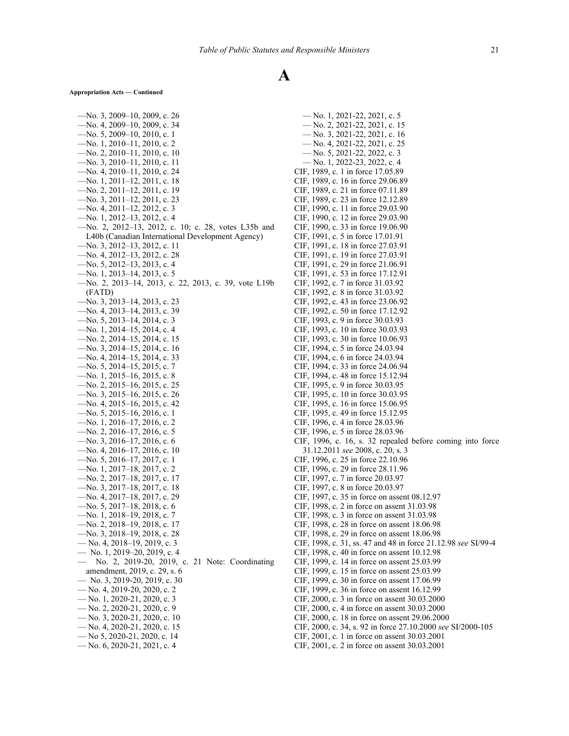# A

**Appropriation Acts — Continued**

—No. 3, 2009–10, 2009, c. 26
—No. 4, 2009–10, 2009, c. 34
—No. 5, 2009–10, 2010, c. 1
—No. 1, 2010–11, 2010, c. 2
—No. 2, 2010–11, 2010, c. 10
—No. 3, 2010–11, 2010, c. 11
—No. 4, 2010–11, 2010, c. 24
—No. 1, 2011–12, 2011, c. 18
—No. 2, 2011–12, 2011, c. 19
—No. 3, 2011–12, 2011, c. 23
—No. 4, 2011–12, 2012, c. 3
—No. 1, 2012–13, 2012, c. 4
—No. 2, 2012–13, 2012, c. 10; c. 28, votes L35b and L40b (Canadian International Development Agency)
—No. 3, 2012–13, 2012, c. 11
—No. 4, 2012–13, 2012, c. 28
—No. 5, 2012–13, 2013, c. 4
—No. 1, 2013–14, 2013, c. 5
—No. 2, 2013–14, 2013, c. 22, 2013, c. 39, vote L19b (FATD)
—No. 3, 2013–14, 2013, c. 23
—No. 4, 2013–14, 2013, c. 39
—No. 5, 2013–14, 2014, c. 3
—No. 1, 2014–15, 2014, c. 4
—No. 2, 2014–15, 2014, c. 15
—No. 3, 2014–15, 2014, c. 16
—No. 4, 2014–15, 2014, c. 33
—No. 5, 2014–15, 2015, c. 7
—No. 1, 2015–16, 2015, c. 8
—No. 2, 2015–16, 2015, c. 25
—No. 3, 2015–16, 2015, c. 26
—No. 4, 2015–16, 2015, c. 42
—No. 5, 2015–16, 2016, c. 1
—No. 1, 2016–17, 2016, c. 2
—No. 2, 2016–17, 2016, c. 5
—No. 3, 2016–17, 2016, c. 6
—No. 4, 2016–17, 2016, c. 10
—No. 5, 2016–17, 2017, c. 1
—No. 1, 2017–18, 2017, c. 2
—No. 2, 2017–18, 2017, c. 17
—No. 3, 2017–18, 2017, c. 18
—No. 4, 2017–18, 2017, c. 29
—No. 5, 2017–18, 2018, c. 6
—No. 1, 2018–19, 2018, c. 7
—No. 2, 2018–19, 2018, c. 17
—No. 3, 2018–19, 2018, c. 28
— No. 4, 2018–19, 2019, c. 3
— No. 1, 2019–20, 2019, c. 4
— No. 2, 2019-20, 2019, c. 21 Note: Coordinating amendment, 2019, c. 29, s. 6
— No. 3, 2019-20, 2019, c. 30
— No. 4, 2019-20, 2020, c. 2
— No. 1, 2020-21, 2020, c. 3
— No. 2, 2020-21, 2020, c. 9
— No. 3, 2020-21, 2020, c. 10
— No. 4, 2020-21, 2020, c. 15
— No 5, 2020-21, 2020, c. 14
— No. 6, 2020-21, 2021, c. 4
— No. 1, 2021-22, 2021, c. 5
— No. 2, 2021-22, 2021, c. 15
— No. 3, 2021-22, 2021, c. 16
— No. 4, 2021-22, 2021, c. 25
— No. 5, 2021-22, 2022, c. 3
— No. 1, 2022-23, 2022, c. 4
CIF, 1989, c. 1 in force 17.05.89
CIF, 1989, c. 16 in force 29.06.89
CIF, 1989, c. 21 in force 07.11.89
CIF, 1989, c. 23 in force 12.12.89
CIF, 1990, c. 11 in force 29.03.90
CIF, 1990, c. 12 in force 29.03.90
CIF, 1990, c. 33 in force 19.06.90
CIF, 1991, c. 5 in force 17.01.91
CIF, 1991, c. 18 in force 27.03.91
CIF, 1991, c. 19 in force 27.03.91
CIF, 1991, c. 29 in force 21.06.91
CIF, 1991, c. 53 in force 17.12.91
CIF, 1992, c. 7 in force 31.03.92
CIF, 1992, c. 8 in force 31.03.92
CIF, 1992, c. 43 in force 23.06.92
CIF, 1992, c. 50 in force 17.12.92
CIF, 1993, c. 9 in force 30.03.93
CIF, 1993, c. 10 in force 30.03.93
CIF, 1993, c. 30 in force 10.06.93
CIF, 1994, c. 5 in force 24.03.94
CIF, 1994, c. 6 in force 24.03.94
CIF, 1994, c. 33 in force 24.06.94
CIF, 1994, c. 48 in force 15.12.94
CIF, 1995, c. 9 in force 30.03.95
CIF, 1995, c. 10 in force 30.03.95
CIF, 1995, c. 16 in force 15.06.95
CIF, 1995, c. 49 in force 15.12.95
CIF, 1996, c. 4 in force 28.03.96
CIF, 1996, c. 5 in force 28.03.96
CIF, 1996, c. 16, s. 32 repealed before coming into force 31.12.2011 *see* 2008, c. 20, s. 3
CIF, 1996, c. 25 in force 22.10.96
CIF, 1996, c. 29 in force 28.11.96
CIF, 1997, c. 7 in force 20.03.97
CIF, 1997, c. 8 in force 20.03.97
CIF, 1997, c. 35 in force on assent 08.12.97
CIF, 1998, c. 2 in force on assent 31.03.98
CIF, 1998, c. 3 in force on assent 31.03.98
CIF, 1998, c. 28 in force on assent 18.06.98
CIF, 1998, c. 29 in force on assent 18.06.98
CIF, 1998, c. 31, ss. 47 and 48 in force 21.12.98 *see* SI/99-4
CIF, 1998, c. 40 in force on assent 10.12.98
CIF, 1999, c. 14 in force on assent 25.03.99
CIF, 1999, c. 15 in force on assent 25.03.99
CIF, 1999, c. 30 in force on assent 17.06.99
CIF, 1999, c. 36 in force on assent 16.12.99
CIF, 2000, c. 3 in force on assent 30.03.2000
CIF, 2000, c. 4 in force on assent 30.03.2000
CIF, 2000, c. 18 in force on assent 29.06.2000
CIF, 2000, c. 34, s. 92 in force 27.10.2000 *see* SI/2000-105
CIF, 2001, c. 1 in force on assent 30.03.2001
CIF, 2001, c. 2 in force on assent 30.03.2001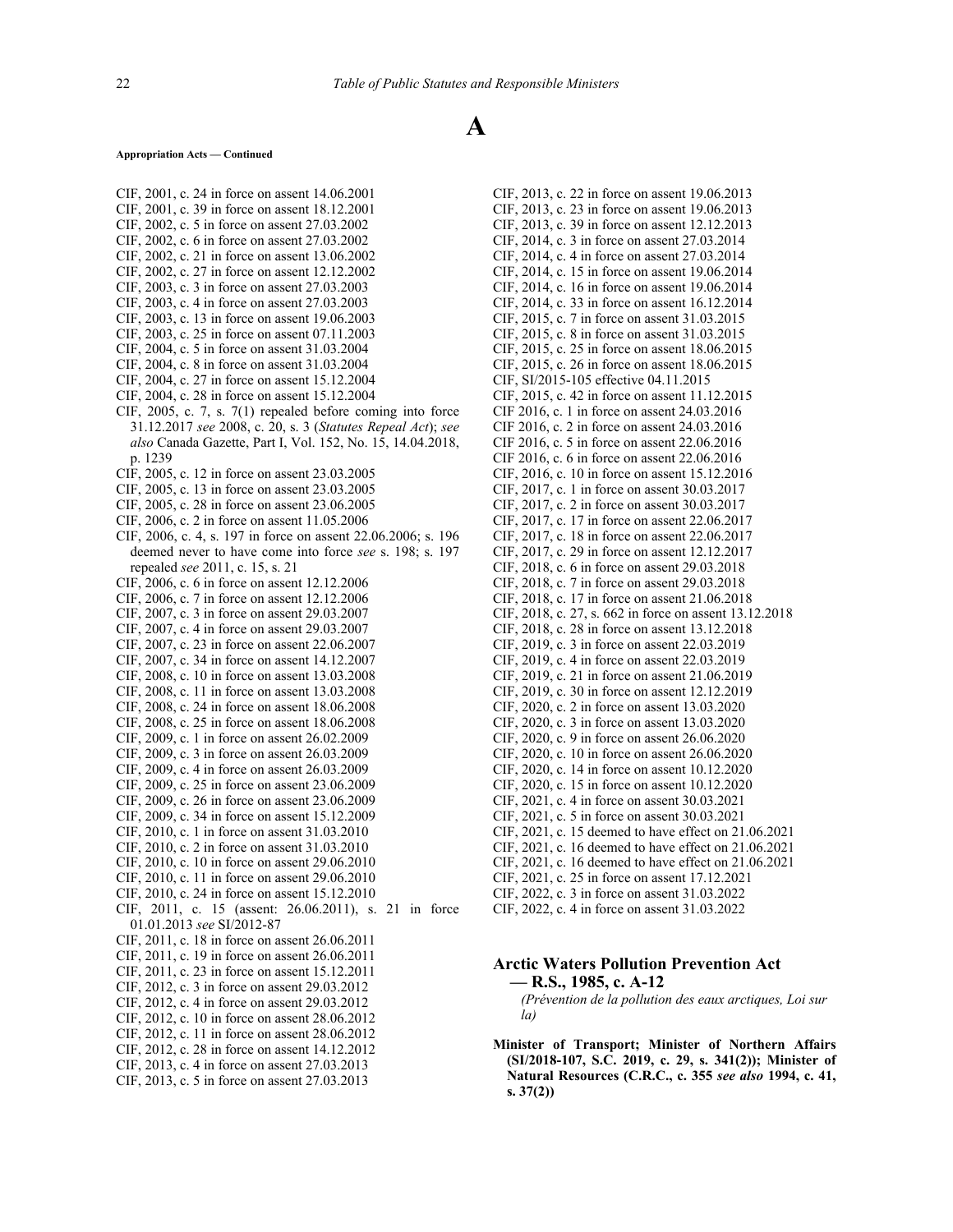# A

**Appropriation Acts — Continued**

CIF, 2001, c. 24 in force on assent 14.06.2001
CIF, 2001, c. 39 in force on assent 18.12.2001
CIF, 2002, c. 5 in force on assent 27.03.2002
CIF, 2002, c. 6 in force on assent 27.03.2002
CIF, 2002, c. 21 in force on assent 13.06.2002
CIF, 2002, c. 27 in force on assent 12.12.2002
CIF, 2003, c. 3 in force on assent 27.03.2003
CIF, 2003, c. 4 in force on assent 27.03.2003
CIF, 2003, c. 13 in force on assent 19.06.2003
CIF, 2003, c. 25 in force on assent 07.11.2003
CIF, 2004, c. 5 in force on assent 31.03.2004
CIF, 2004, c. 8 in force on assent 31.03.2004
CIF, 2004, c. 27 in force on assent 15.12.2004
CIF, 2004, c. 28 in force on assent 15.12.2004
CIF, 2005, c. 7, s. 7(1) repealed before coming into force 31.12.2017 *see* 2008, c. 20, s. 3 (*Statutes Repeal Act*); *see also* Canada Gazette, Part I, Vol. 152, No. 15, 14.04.2018, p. 1239
CIF, 2005, c. 12 in force on assent 23.03.2005
CIF, 2005, c. 13 in force on assent 23.03.2005
CIF, 2005, c. 28 in force on assent 23.06.2005
CIF, 2006, c. 2 in force on assent 11.05.2006
CIF, 2006, c. 4, s. 197 in force on assent 22.06.2006; s. 196 deemed never to have come into force *see* s. 198; s. 197 repealed *see* 2011, c. 15, s. 21
CIF, 2006, c. 6 in force on assent 12.12.2006
CIF, 2006, c. 7 in force on assent 12.12.2006
CIF, 2007, c. 3 in force on assent 29.03.2007
CIF, 2007, c. 4 in force on assent 29.03.2007
CIF, 2007, c. 23 in force on assent 22.06.2007
CIF, 2007, c. 34 in force on assent 14.12.2007
CIF, 2008, c. 10 in force on assent 13.03.2008
CIF, 2008, c. 11 in force on assent 13.03.2008
CIF, 2008, c. 24 in force on assent 18.06.2008
CIF, 2008, c. 25 in force on assent 18.06.2008
CIF, 2009, c. 1 in force on assent 26.02.2009
CIF, 2009, c. 3 in force on assent 26.03.2009
CIF, 2009, c. 4 in force on assent 26.03.2009
CIF, 2009, c. 25 in force on assent 23.06.2009
CIF, 2009, c. 26 in force on assent 23.06.2009
CIF, 2009, c. 34 in force on assent 15.12.2009
CIF, 2010, c. 1 in force on assent 31.03.2010
CIF, 2010, c. 2 in force on assent 31.03.2010
CIF, 2010, c. 10 in force on assent 29.06.2010
CIF, 2010, c. 11 in force on assent 29.06.2010
CIF, 2010, c. 24 in force on assent 15.12.2010
CIF, 2011, c. 15 (assent: 26.06.2011), s. 21 in force 01.01.2013 *see* SI/2012-87
CIF, 2011, c. 18 in force on assent 26.06.2011
CIF, 2011, c. 19 in force on assent 26.06.2011
CIF, 2011, c. 23 in force on assent 15.12.2011
CIF, 2012, c. 3 in force on assent 29.03.2012
CIF, 2012, c. 4 in force on assent 29.03.2012
CIF, 2012, c. 10 in force on assent 28.06.2012
CIF, 2012, c. 11 in force on assent 28.06.2012
CIF, 2012, c. 28 in force on assent 14.12.2012
CIF, 2013, c. 4 in force on assent 27.03.2013
CIF, 2013, c. 5 in force on assent 27.03.2013
CIF, 2013, c. 22 in force on assent 19.06.2013
CIF, 2013, c. 23 in force on assent 19.06.2013
CIF, 2013, c. 39 in force on assent 12.12.2013
CIF, 2014, c. 3 in force on assent 27.03.2014
CIF, 2014, c. 4 in force on assent 27.03.2014
CIF, 2014, c. 15 in force on assent 19.06.2014
CIF, 2014, c. 16 in force on assent 19.06.2014
CIF, 2014, c. 33 in force on assent 16.12.2014
CIF, 2015, c. 7 in force on assent 31.03.2015
CIF, 2015, c. 8 in force on assent 31.03.2015
CIF, 2015, c. 25 in force on assent 18.06.2015
CIF, 2015, c. 26 in force on assent 18.06.2015
CIF, SI/2015-105 effective 04.11.2015
CIF, 2015, c. 42 in force on assent 11.12.2015
CIF 2016, c. 1 in force on assent 24.03.2016
CIF 2016, c. 2 in force on assent 24.03.2016
CIF 2016, c. 5 in force on assent 22.06.2016
CIF 2016, c. 6 in force on assent 22.06.2016
CIF, 2016, c. 10 in force on assent 15.12.2016
CIF, 2017, c. 1 in force on assent 30.03.2017
CIF, 2017, c. 2 in force on assent 30.03.2017
CIF, 2017, c. 17 in force on assent 22.06.2017
CIF, 2017, c. 18 in force on assent 22.06.2017
CIF, 2017, c. 29 in force on assent 12.12.2017
CIF, 2018, c. 6 in force on assent 29.03.2018
CIF, 2018, c. 7 in force on assent 29.03.2018
CIF, 2018, c. 17 in force on assent 21.06.2018
CIF, 2018, c. 27, s. 662 in force on assent 13.12.2018
CIF, 2018, c. 28 in force on assent 13.12.2018
CIF, 2019, c. 3 in force on assent 22.03.2019
CIF, 2019, c. 4 in force on assent 22.03.2019
CIF, 2019, c. 21 in force on assent 21.06.2019
CIF, 2019, c. 30 in force on assent 12.12.2019
CIF, 2020, c. 2 in force on assent 13.03.2020
CIF, 2020, c. 3 in force on assent 13.03.2020
CIF, 2020, c. 9 in force on assent 26.06.2020
CIF, 2020, c. 10 in force on assent 26.06.2020
CIF, 2020, c. 14 in force on assent 10.12.2020
CIF, 2020, c. 15 in force on assent 10.12.2020
CIF, 2021, c. 4 in force on assent 30.03.2021
CIF, 2021, c. 5 in force on assent 30.03.2021
CIF, 2021, c. 15 deemed to have effect on 21.06.2021
CIF, 2021, c. 16 deemed to have effect on 21.06.2021
CIF, 2021, c. 16 deemed to have effect on 21.06.2021
CIF, 2021, c. 25 in force on assent 17.12.2021
CIF, 2022, c. 3 in force on assent 31.03.2022
CIF, 2022, c. 4 in force on assent 31.03.2022

## Arctic Waters Pollution Prevention Act — R.S., 1985, c. A-12

*(Prévention de la pollution des eaux arctiques, Loi sur la)*

**Minister of Transport; Minister of Northern Affairs (SI/2018-107, S.C. 2019, c. 29, s. 341(2)); Minister of Natural Resources (C.R.C., c. 355 *see also* 1994, c. 41, s. 37(2))**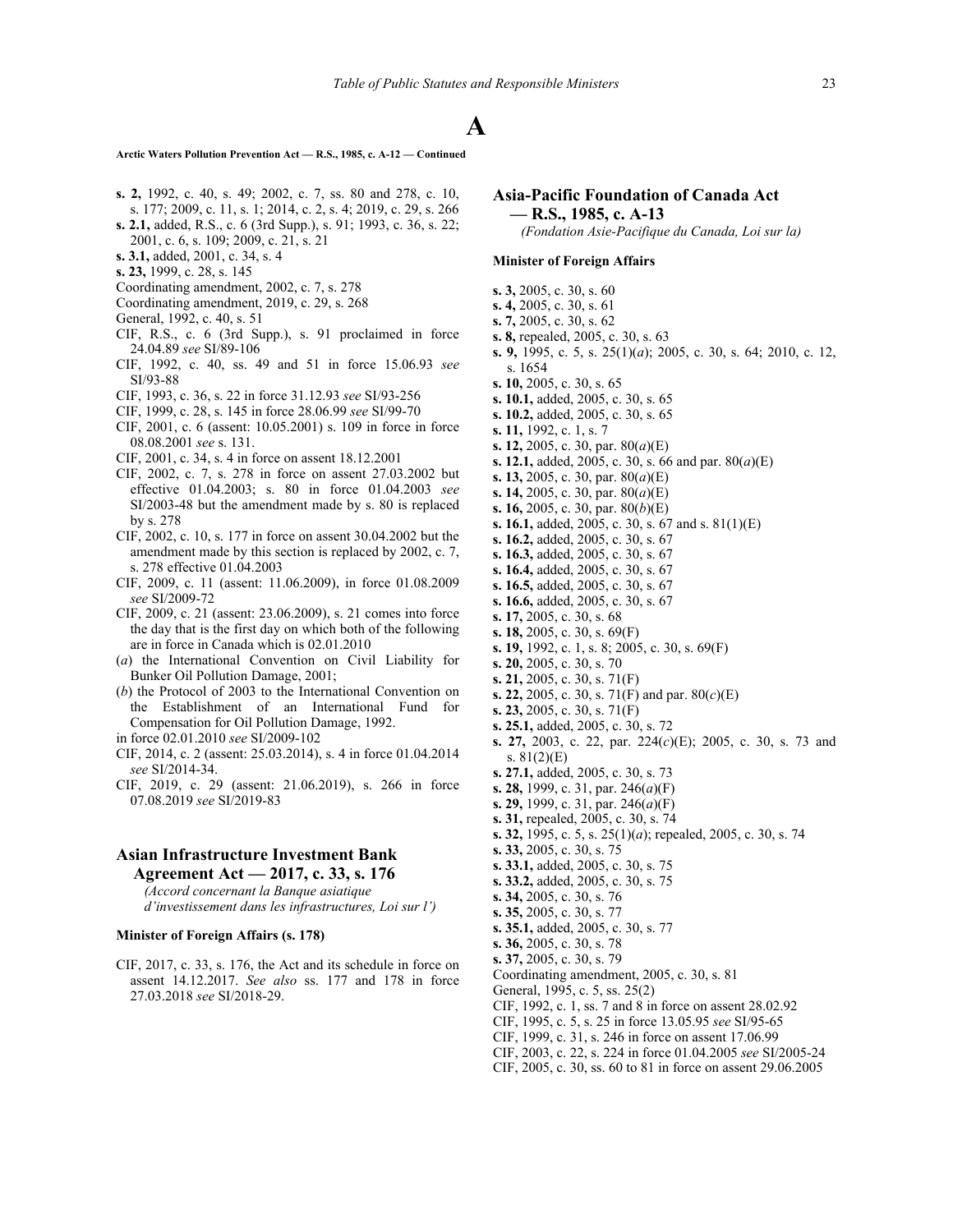# A

**Arctic Waters Pollution Prevention Act — R.S., 1985, c. A-12 — Continued**

**s. 2,** 1992, c. 40, s. 49; 2002, c. 7, ss. 80 and 278, c. 10, s. 177; 2009, c. 11, s. 1; 2014, c. 2, s. 4; 2019, c. 29, s. 266
**s. 2.1,** added, R.S., c. 6 (3rd Supp.), s. 91; 1993, c. 36, s. 22; 2001, c. 6, s. 109; 2009, c. 21, s. 21
**s. 3.1,** added, 2001, c. 34, s. 4
**s. 23,** 1999, c. 28, s. 145
Coordinating amendment, 2002, c. 7, s. 278
Coordinating amendment, 2019, c. 29, s. 268
General, 1992, c. 40, s. 51
CIF, R.S., c. 6 (3rd Supp.), s. 91 proclaimed in force 24.04.89 *see* SI/89-106
CIF, 1992, c. 40, ss. 49 and 51 in force 15.06.93 *see* SI/93-88
CIF, 1993, c. 36, s. 22 in force 31.12.93 *see* SI/93-256
CIF, 1999, c. 28, s. 145 in force 28.06.99 *see* SI/99-70
CIF, 2001, c. 6 (assent: 10.05.2001) s. 109 in force in force 08.08.2001 *see* s. 131.
CIF, 2001, c. 34, s. 4 in force on assent 18.12.2001
CIF, 2002, c. 7, s. 278 in force on assent 27.03.2002 but effective 01.04.2003; s. 80 in force 01.04.2003 *see* SI/2003-48 but the amendment made by s. 80 is replaced by s. 278
CIF, 2002, c. 10, s. 177 in force on assent 30.04.2002 but the amendment made by this section is replaced by 2002, c. 7, s. 278 effective 01.04.2003
CIF, 2009, c. 11 (assent: 11.06.2009), in force 01.08.2009 *see* SI/2009-72
CIF, 2009, c. 21 (assent: 23.06.2009), s. 21 comes into force the day that is the first day on which both of the following are in force in Canada which is 02.01.2010
(*a*) the International Convention on Civil Liability for Bunker Oil Pollution Damage, 2001;
(*b*) the Protocol of 2003 to the International Convention on the Establishment of an International Fund for Compensation for Oil Pollution Damage, 1992.
in force 02.01.2010 *see* SI/2009-102
CIF, 2014, c. 2 (assent: 25.03.2014), s. 4 in force 01.04.2014 *see* SI/2014-34.
CIF, 2019, c. 29 (assent: 21.06.2019), s. 266 in force 07.08.2019 *see* SI/2019-83

## Asian Infrastructure Investment Bank Agreement Act — 2017, c. 33, s. 176

*(Accord concernant la Banque asiatique d'investissement dans les infrastructures, Loi sur l')*

**Minister of Foreign Affairs (s. 178)**

CIF, 2017, c. 33, s. 176, the Act and its schedule in force on assent 14.12.2017. *See also* ss. 177 and 178 in force 27.03.2018 *see* SI/2018-29.

## Asia-Pacific Foundation of Canada Act — R.S., 1985, c. A-13

*(Fondation Asie-Pacifique du Canada, Loi sur la)*

**Minister of Foreign Affairs**

**s. 3,** 2005, c. 30, s. 60
**s. 4,** 2005, c. 30, s. 61
**s. 7,** 2005, c. 30, s. 62
**s. 8,** repealed, 2005, c. 30, s. 63
**s. 9,** 1995, c. 5, s. 25(1)(*a*); 2005, c. 30, s. 64; 2010, c. 12, s. 1654
**s. 10,** 2005, c. 30, s. 65
**s. 10.1,** added, 2005, c. 30, s. 65
**s. 10.2,** added, 2005, c. 30, s. 65
**s. 11,** 1992, c. 1, s. 7
**s. 12,** 2005, c. 30, par. 80(*a*)(E)
**s. 12.1,** added, 2005, c. 30, s. 66 and par. 80(*a*)(E)
**s. 13,** 2005, c. 30, par. 80(*a*)(E)
**s. 14,** 2005, c. 30, par. 80(*a*)(E)
**s. 16,** 2005, c. 30, par. 80(*b*)(E)
**s. 16.1,** added, 2005, c. 30, s. 67 and s. 81(1)(E)
**s. 16.2,** added, 2005, c. 30, s. 67
**s. 16.3,** added, 2005, c. 30, s. 67
**s. 16.4,** added, 2005, c. 30, s. 67
**s. 16.5,** added, 2005, c. 30, s. 67
**s. 16.6,** added, 2005, c. 30, s. 67
**s. 17,** 2005, c. 30, s. 68
**s. 18,** 2005, c. 30, s. 69(F)
**s. 19,** 1992, c. 1, s. 8; 2005, c. 30, s. 69(F)
**s. 20,** 2005, c. 30, s. 70
**s. 21,** 2005, c. 30, s. 71(F)
**s. 22,** 2005, c. 30, s. 71(F) and par. 80(*c*)(E)
**s. 23,** 2005, c. 30, s. 71(F)
**s. 25.1,** added, 2005, c. 30, s. 72
**s. 27,** 2003, c. 22, par. 224(*c*)(E); 2005, c. 30, s. 73 and s. 81(2)(E)
**s. 27.1,** added, 2005, c. 30, s. 73
**s. 28,** 1999, c. 31, par. 246(*a*)(F)
**s. 29,** 1999, c. 31, par. 246(*a*)(F)
**s. 31,** repealed, 2005, c. 30, s. 74
**s. 32,** 1995, c. 5, s. 25(1)(*a*); repealed, 2005, c. 30, s. 74
**s. 33,** 2005, c. 30, s. 75
**s. 33.1,** added, 2005, c. 30, s. 75
**s. 33.2,** added, 2005, c. 30, s. 75
**s. 34,** 2005, c. 30, s. 76
**s. 35,** 2005, c. 30, s. 77
**s. 35.1,** added, 2005, c. 30, s. 77
**s. 36,** 2005, c. 30, s. 78
**s. 37,** 2005, c. 30, s. 79
Coordinating amendment, 2005, c. 30, s. 81
General, 1995, c. 5, ss. 25(2)
CIF, 1992, c. 1, ss. 7 and 8 in force on assent 28.02.92
CIF, 1995, c. 5, s. 25 in force 13.05.95 *see* SI/95-65
CIF, 1999, c. 31, s. 246 in force on assent 17.06.99
CIF, 2003, c. 22, s. 224 in force 01.04.2005 *see* SI/2005-24
CIF, 2005, c. 30, ss. 60 to 81 in force on assent 29.06.2005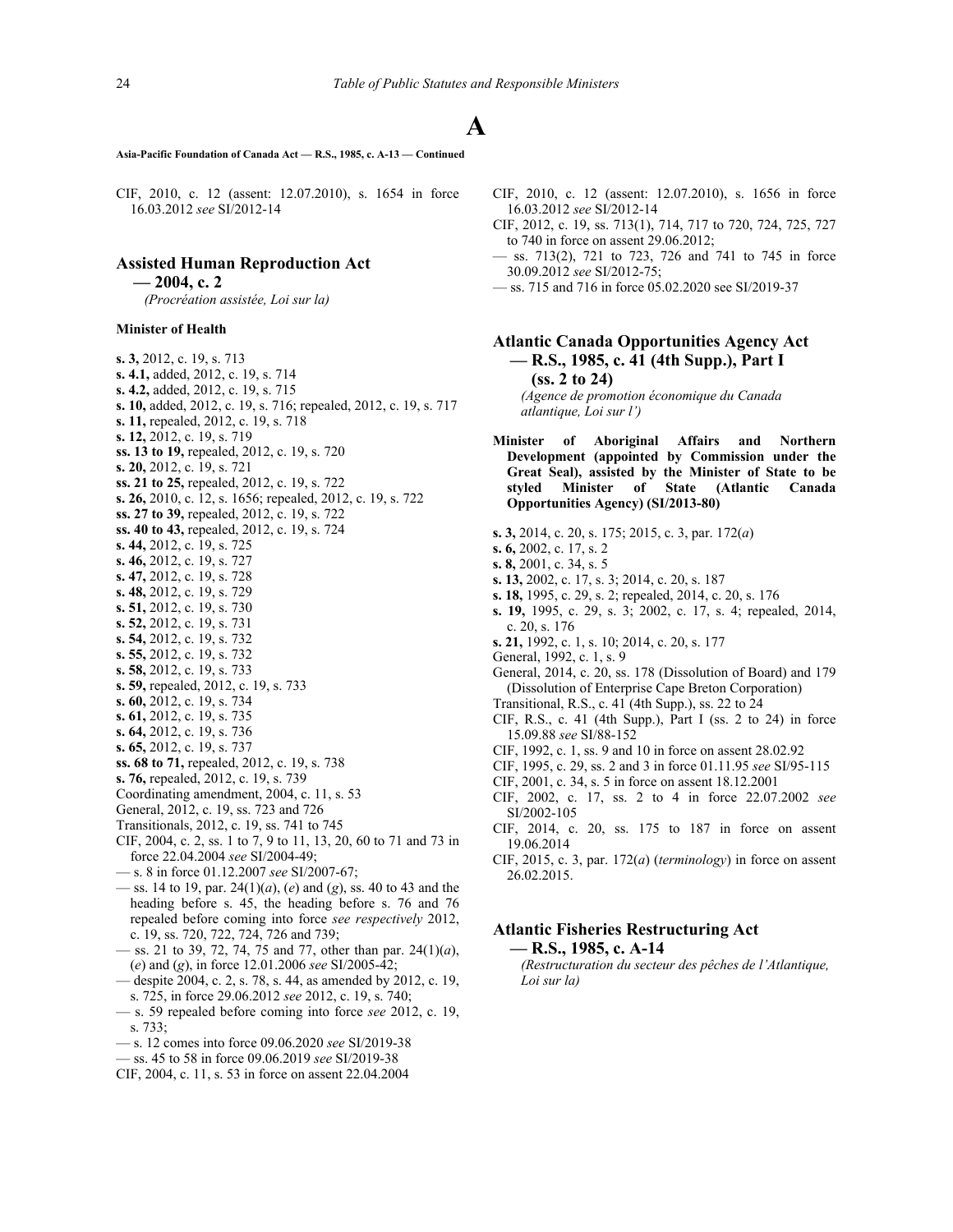# A

**Asia-Pacific Foundation of Canada Act — R.S., 1985, c. A-13 — Continued**

CIF, 2010, c. 12 (assent: 12.07.2010), s. 1654 in force 16.03.2012 *see* SI/2012-14

## Assisted Human Reproduction Act — 2004, c. 2

*(Procréation assistée, Loi sur la)*

**Minister of Health**

**s. 3,** 2012, c. 19, s. 713
**s. 4.1,** added, 2012, c. 19, s. 714
**s. 4.2,** added, 2012, c. 19, s. 715
**s. 10,** added, 2012, c. 19, s. 716; repealed, 2012, c. 19, s. 717
**s. 11,** repealed, 2012, c. 19, s. 718
**s. 12,** 2012, c. 19, s. 719
**ss. 13 to 19,** repealed, 2012, c. 19, s. 720
**s. 20,** 2012, c. 19, s. 721
**ss. 21 to 25,** repealed, 2012, c. 19, s. 722
**s. 26,** 2010, c. 12, s. 1656; repealed, 2012, c. 19, s. 722
**ss. 27 to 39,** repealed, 2012, c. 19, s. 722
**ss. 40 to 43,** repealed, 2012, c. 19, s. 724
**s. 44,** 2012, c. 19, s. 725
**s. 46,** 2012, c. 19, s. 727
**s. 47,** 2012, c. 19, s. 728
**s. 48,** 2012, c. 19, s. 729
**s. 51,** 2012, c. 19, s. 730
**s. 52,** 2012, c. 19, s. 731
**s. 54,** 2012, c. 19, s. 732
**s. 55,** 2012, c. 19, s. 732
**s. 58,** 2012, c. 19, s. 733
**s. 59,** repealed, 2012, c. 19, s. 733
**s. 60,** 2012, c. 19, s. 734
**s. 61,** 2012, c. 19, s. 735
**s. 64,** 2012, c. 19, s. 736
**s. 65,** 2012, c. 19, s. 737
**ss. 68 to 71,** repealed, 2012, c. 19, s. 738
**s. 76,** repealed, 2012, c. 19, s. 739
Coordinating amendment, 2004, c. 11, s. 53
General, 2012, c. 19, ss. 723 and 726
Transitionals, 2012, c. 19, ss. 741 to 745
CIF, 2004, c. 2, ss. 1 to 7, 9 to 11, 13, 20, 60 to 71 and 73 in force 22.04.2004 *see* SI/2004-49;
— s. 8 in force 01.12.2007 *see* SI/2007-67;
— ss. 14 to 19, par. 24(1)(*a*), (*e*) and (*g*), ss. 40 to 43 and the heading before s. 45, the heading before s. 76 and 76 repealed before coming into force *see respectively* 2012, c. 19, ss. 720, 722, 724, 726 and 739;
— ss. 21 to 39, 72, 74, 75 and 77, other than par. 24(1)(*a*), (*e*) and (*g*), in force 12.01.2006 *see* SI/2005-42;
— despite 2004, c. 2, s. 78, s. 44, as amended by 2012, c. 19, s. 725, in force 29.06.2012 *see* 2012, c. 19, s. 740;
— s. 59 repealed before coming into force *see* 2012, c. 19, s. 733;
— s. 12 comes into force 09.06.2020 *see* SI/2019-38
— ss. 45 to 58 in force 09.06.2019 *see* SI/2019-38
CIF, 2004, c. 11, s. 53 in force on assent 22.04.2004
CIF, 2010, c. 12 (assent: 12.07.2010), s. 1656 in force 16.03.2012 *see* SI/2012-14
CIF, 2012, c. 19, ss. 713(1), 714, 717 to 720, 724, 725, 727 to 740 in force on assent 29.06.2012;
— ss. 713(2), 721 to 723, 726 and 741 to 745 in force 30.09.2012 *see* SI/2012-75;
— ss. 715 and 716 in force 05.02.2020 see SI/2019-37

## Atlantic Canada Opportunities Agency Act — R.S., 1985, c. 41 (4th Supp.), Part I (ss. 2 to 24)

*(Agence de promotion économique du Canada atlantique, Loi sur l')*

**Minister of Aboriginal Affairs and Northern Development (appointed by Commission under the Great Seal), assisted by the Minister of State to be styled Minister of State (Atlantic Canada Opportunities Agency) (SI/2013-80)**

**s. 3,** 2014, c. 20, s. 175; 2015, c. 3, par. 172(*a*)
**s. 6,** 2002, c. 17, s. 2
**s. 8,** 2001, c. 34, s. 5
**s. 13,** 2002, c. 17, s. 3; 2014, c. 20, s. 187
**s. 18,** 1995, c. 29, s. 2; repealed, 2014, c. 20, s. 176
**s. 19,** 1995, c. 29, s. 3; 2002, c. 17, s. 4; repealed, 2014, c. 20, s. 176
**s. 21,** 1992, c. 1, s. 10; 2014, c. 20, s. 177
General, 1992, c. 1, s. 9
General, 2014, c. 20, ss. 178 (Dissolution of Board) and 179 (Dissolution of Enterprise Cape Breton Corporation)
Transitional, R.S., c. 41 (4th Supp.), ss. 22 to 24
CIF, R.S., c. 41 (4th Supp.), Part I (ss. 2 to 24) in force 15.09.88 *see* SI/88-152
CIF, 1992, c. 1, ss. 9 and 10 in force on assent 28.02.92
CIF, 1995, c. 29, ss. 2 and 3 in force 01.11.95 *see* SI/95-115
CIF, 2001, c. 34, s. 5 in force on assent 18.12.2001
CIF, 2002, c. 17, ss. 2 to 4 in force 22.07.2002 *see* SI/2002-105
CIF, 2014, c. 20, ss. 175 to 187 in force on assent 19.06.2014
CIF, 2015, c. 3, par. 172(*a*) (*terminology*) in force on assent 26.02.2015.

## Atlantic Fisheries Restructuring Act — R.S., 1985, c. A-14

*(Restructuration du secteur des pêches de l'Atlantique, Loi sur la)*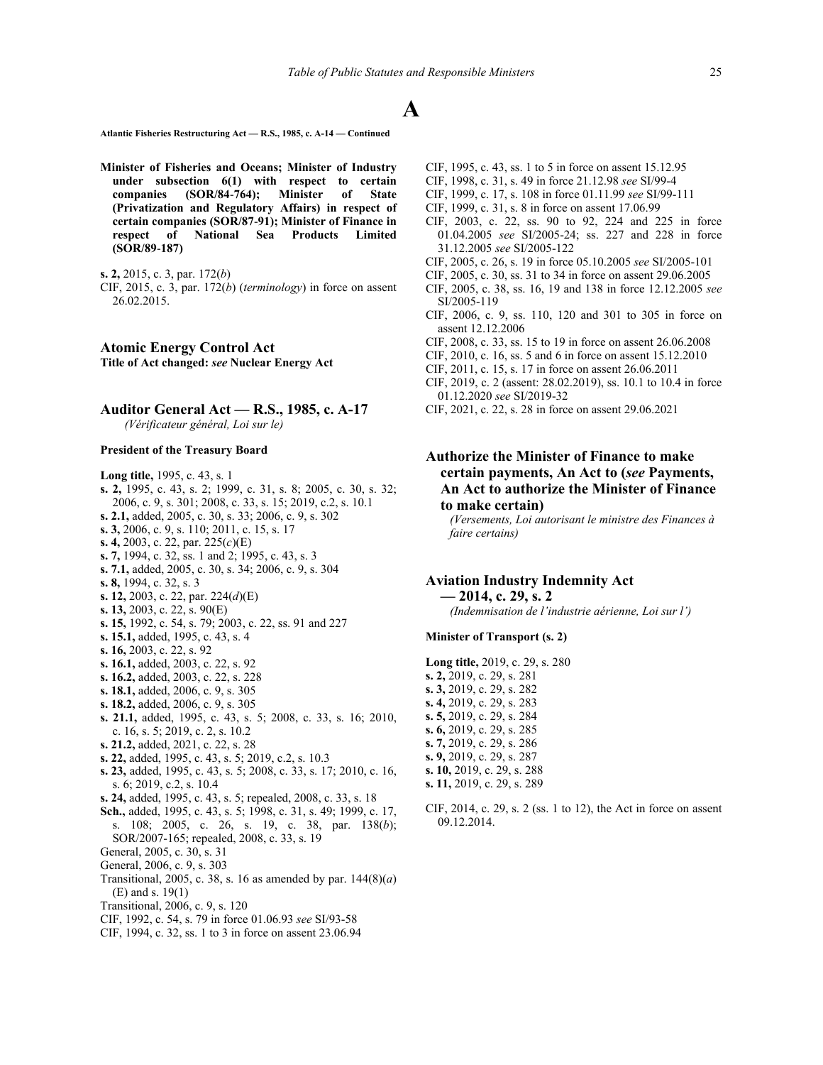# A

**Atlantic Fisheries Restructuring Act — R.S., 1985, c. A-14 — Continued**

**Minister of Fisheries and Oceans; Minister of Industry under subsection 6(1) with respect to certain companies (SOR/84-764); Minister of State (Privatization and Regulatory Affairs) in respect of certain companies (SOR/87-91); Minister of Finance in respect of National Sea Products Limited (SOR/89-187)**

**s. 2,** 2015, c. 3, par. 172(*b*)

CIF, 2015, c. 3, par. 172(*b*) (*terminology*) in force on assent 26.02.2015.

## Atomic Energy Control Act

**Title of Act changed:** ***see*** **Nuclear Energy Act**

## Auditor General Act — R.S., 1985, c. A-17

*(Vérificateur général, Loi sur le)*

**President of the Treasury Board**

**Long title,** 1995, c. 43, s. 1
**s. 2,** 1995, c. 43, s. 2; 1999, c. 31, s. 8; 2005, c. 30, s. 32; 2006, c. 9, s. 301; 2008, c. 33, s. 15; 2019, c.2, s. 10.1
**s. 2.1,** added, 2005, c. 30, s. 33; 2006, c. 9, s. 302
**s. 3,** 2006, c. 9, s. 110; 2011, c. 15, s. 17
**s. 4,** 2003, c. 22, par. 225(*c*)(E)
**s. 7,** 1994, c. 32, ss. 1 and 2; 1995, c. 43, s. 3
**s. 7.1,** added, 2005, c. 30, s. 34; 2006, c. 9, s. 304
**s. 8,** 1994, c. 32, s. 3
**s. 12,** 2003, c. 22, par. 224(*d*)(E)
**s. 13,** 2003, c. 22, s. 90(E)
**s. 15,** 1992, c. 54, s. 79; 2003, c. 22, ss. 91 and 227
**s. 15.1,** added, 1995, c. 43, s. 4
**s. 16,** 2003, c. 22, s. 92
**s. 16.1,** added, 2003, c. 22, s. 92
**s. 16.2,** added, 2003, c. 22, s. 228
**s. 18.1,** added, 2006, c. 9, s. 305
**s. 18.2,** added, 2006, c. 9, s. 305
**s. 21.1,** added, 1995, c. 43, s. 5; 2008, c. 33, s. 16; 2010, c. 16, s. 5; 2019, c. 2, s. 10.2
**s. 21.2,** added, 2021, c. 22, s. 28
**s. 22,** added, 1995, c. 43, s. 5; 2019, c.2, s. 10.3
**s. 23,** added, 1995, c. 43, s. 5; 2008, c. 33, s. 17; 2010, c. 16, s. 6; 2019, c.2, s. 10.4
**s. 24,** added, 1995, c. 43, s. 5; repealed, 2008, c. 33, s. 18
**Sch.,** added, 1995, c. 43, s. 5; 1998, c. 31, s. 49; 1999, c. 17, s. 108; 2005, c. 26, s. 19, c. 38, par. 138(*b*); SOR/2007-165; repealed, 2008, c. 33, s. 19
General, 2005, c. 30, s. 31
General, 2006, c. 9, s. 303
Transitional, 2005, c. 38, s. 16 as amended by par. 144(8)(*a*) (E) and s. 19(1)
Transitional, 2006, c. 9, s. 120
CIF, 1992, c. 54, s. 79 in force 01.06.93 *see* SI/93-58
CIF, 1994, c. 32, ss. 1 to 3 in force on assent 23.06.94
CIF, 1995, c. 43, ss. 1 to 5 in force on assent 15.12.95
CIF, 1998, c. 31, s. 49 in force 21.12.98 *see* SI/99-4
CIF, 1999, c. 17, s. 108 in force 01.11.99 *see* SI/99-111
CIF, 1999, c. 31, s. 8 in force on assent 17.06.99
CIF, 2003, c. 22, ss. 90 to 92, 224 and 225 in force 01.04.2005 *see* SI/2005-24; ss. 227 and 228 in force 31.12.2005 *see* SI/2005-122
CIF, 2005, c. 26, s. 19 in force 05.10.2005 *see* SI/2005-101
CIF, 2005, c. 30, ss. 31 to 34 in force on assent 29.06.2005
CIF, 2005, c. 38, ss. 16, 19 and 138 in force 12.12.2005 *see* SI/2005-119
CIF, 2006, c. 9, ss. 110, 120 and 301 to 305 in force on assent 12.12.2006
CIF, 2008, c. 33, ss. 15 to 19 in force on assent 26.06.2008
CIF, 2010, c. 16, ss. 5 and 6 in force on assent 15.12.2010
CIF, 2011, c. 15, s. 17 in force on assent 26.06.2011
CIF, 2019, c. 2 (assent: 28.02.2019), ss. 10.1 to 10.4 in force 01.12.2020 *see* SI/2019-32
CIF, 2021, c. 22, s. 28 in force on assent 29.06.2021

## Authorize the Minister of Finance to make certain payments, An Act to (*see* Payments, An Act to authorize the Minister of Finance to make certain)

*(Versements, Loi autorisant le ministre des Finances à faire certains)*

## Aviation Industry Indemnity Act — 2014, c. 29, s. 2

*(Indemnisation de l'industrie aérienne, Loi sur l')*

**Minister of Transport (s. 2)**

**Long title,** 2019, c. 29, s. 280
**s. 2,** 2019, c. 29, s. 281
**s. 3,** 2019, c. 29, s. 282
**s. 4,** 2019, c. 29, s. 283
**s. 5,** 2019, c. 29, s. 284
**s. 6,** 2019, c. 29, s. 285
**s. 7,** 2019, c. 29, s. 286
**s. 9,** 2019, c. 29, s. 287
**s. 10,** 2019, c. 29, s. 288
**s. 11,** 2019, c. 29, s. 289

CIF, 2014, c. 29, s. 2 (ss. 1 to 12), the Act in force on assent 09.12.2014.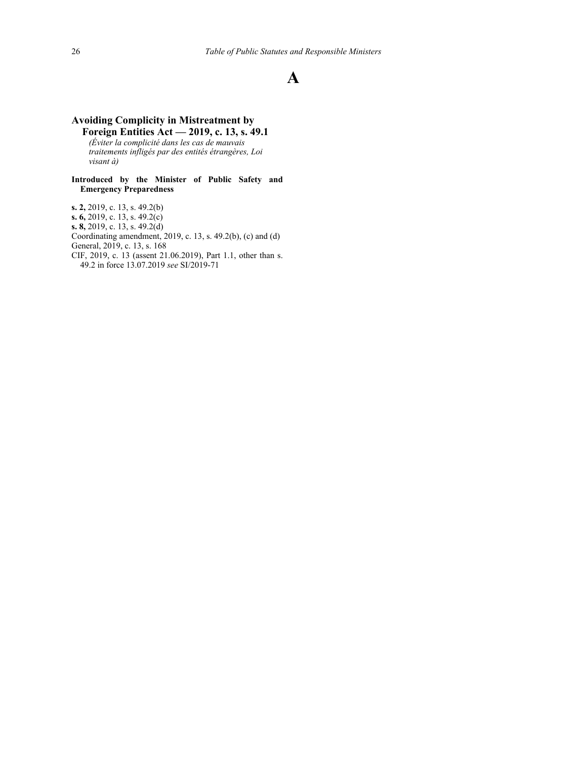# A

## Avoiding Complicity in Mistreatment by Foreign Entities Act — 2019, c. 13, s. 49.1

*(Éviter la complicité dans les cas de mauvais traitements infligés par des entités étrangères, Loi visant à)*

**Introduced by the Minister of Public Safety and Emergency Preparedness**

**s. 2,** 2019, c. 13, s. 49.2(b)
**s. 6,** 2019, c. 13, s. 49.2(c)
**s. 8,** 2019, c. 13, s. 49.2(d)
Coordinating amendment, 2019, c. 13, s. 49.2(b), (c) and (d)
General, 2019, c. 13, s. 168
CIF, 2019, c. 13 (assent 21.06.2019), Part 1.1, other than s. 49.2 in force 13.07.2019 *see* SI/2019-71